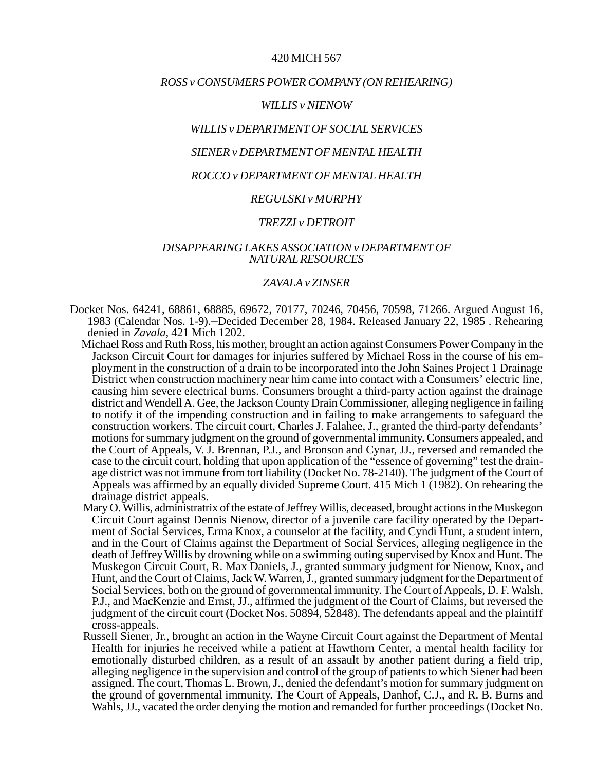420 MICH 567

*ROSS v CONSUMERS POWER COMPANY (ON REHEARING)*

*WILLIS v NIENOW*

*WILLIS v DEPARTMENT OF SOCIAL SERVICES*

*SIENER v DEPARTMENT OF MENTAL HEALTH*

*ROCCO v DEPARTMENT OF MENTAL HEALTH*

*REGULSKI v MURPHY*

*TREZZI v DETROIT*

*DISAPPEARING LAKES ASSOCIATION v DEPARTMENT OF NATURAL RESOURCES*

*ZAVALA v ZINSER*

Docket Nos. 64241, 68861, 68885, 69672, 70177, 70246, 70456, 70598, 71266. Argued August 16, 1983 (Calendar Nos. 1-9).–Decided December 28, 1984. Released January 22, 1985 . Rehearing denied in *Zavala*, 421 Mich 1202.

Michael Ross and Ruth Ross, his mother, brought an action against Consumers Power Company in the Jackson Circuit Court for damages for injuries suffered by Michael Ross in the course of his employment in the construction of a drain to be incorporated into the John Saines Project 1 Drainage District when construction machinery near him came into contact with a Consumers' electric line, causing him severe electrical burns. Consumers brought a third-party action against the drainage district and Wendell A. Gee, the Jackson County Drain Commissioner, alleging negligence in failing to notify it of the impending construction and in failing to make arrangements to safeguard the construction workers. The circuit court, Charles J. Falahee, J., granted the third-party defendants' motions for summary judgment on the ground of governmental immunity. Consumers appealed, and the Court of Appeals, V. J. Brennan, P.J., and Bronson and Cynar, JJ., reversed and remanded the case to the circuit court, holding that upon application of the "essence of governing" test the drainage district was not immune from tort liability (Docket No. 78-2140). The judgment of the Court of Appeals was affirmed by an equally divided Supreme Court. 415 Mich 1 (1982). On rehearing the drainage district appeals.

Mary O. Willis, administratrix of the estate of Jeffrey Willis, deceased, brought actions in the Muskegon Circuit Court against Dennis Nienow, director of a juvenile care facility operated by the Department of Social Services, Erma Knox, a counselor at the facility, and Cyndi Hunt, a student intern, and in the Court of Claims against the Department of Social Services, alleging negligence in the death of Jeffrey Willis by drowning while on a swimming outing supervised by Knox and Hunt. The Muskegon Circuit Court, R. Max Daniels, J., granted summary judgment for Nienow, Knox, and Hunt, and the Court of Claims, Jack W. Warren, J., granted summary judgment for the Department of Social Services, both on the ground of governmental immunity. The Court of Appeals, D. F. Walsh, P.J., and MacKenzie and Ernst, JJ., affirmed the judgment of the Court of Claims, but reversed the judgment of the circuit court (Docket Nos. 50894, 52848). The defendants appeal and the plaintiff cross-appeals.

Russell Siener, Jr., brought an action in the Wayne Circuit Court against the Department of Mental Health for injuries he received while a patient at Hawthorn Center, a mental health facility for emotionally disturbed children, as a result of an assault by another patient during a field trip, alleging negligence in the supervision and control of the group of patients to which Siener had been assigned. The court, Thomas L. Brown, J., denied the defendant's motion for summary judgment on the ground of governmental immunity. The Court of Appeals, Danhof, C.J., and R. B. Burns and Wahls, JJ., vacated the order denying the motion and remanded for further proceedings (Docket No.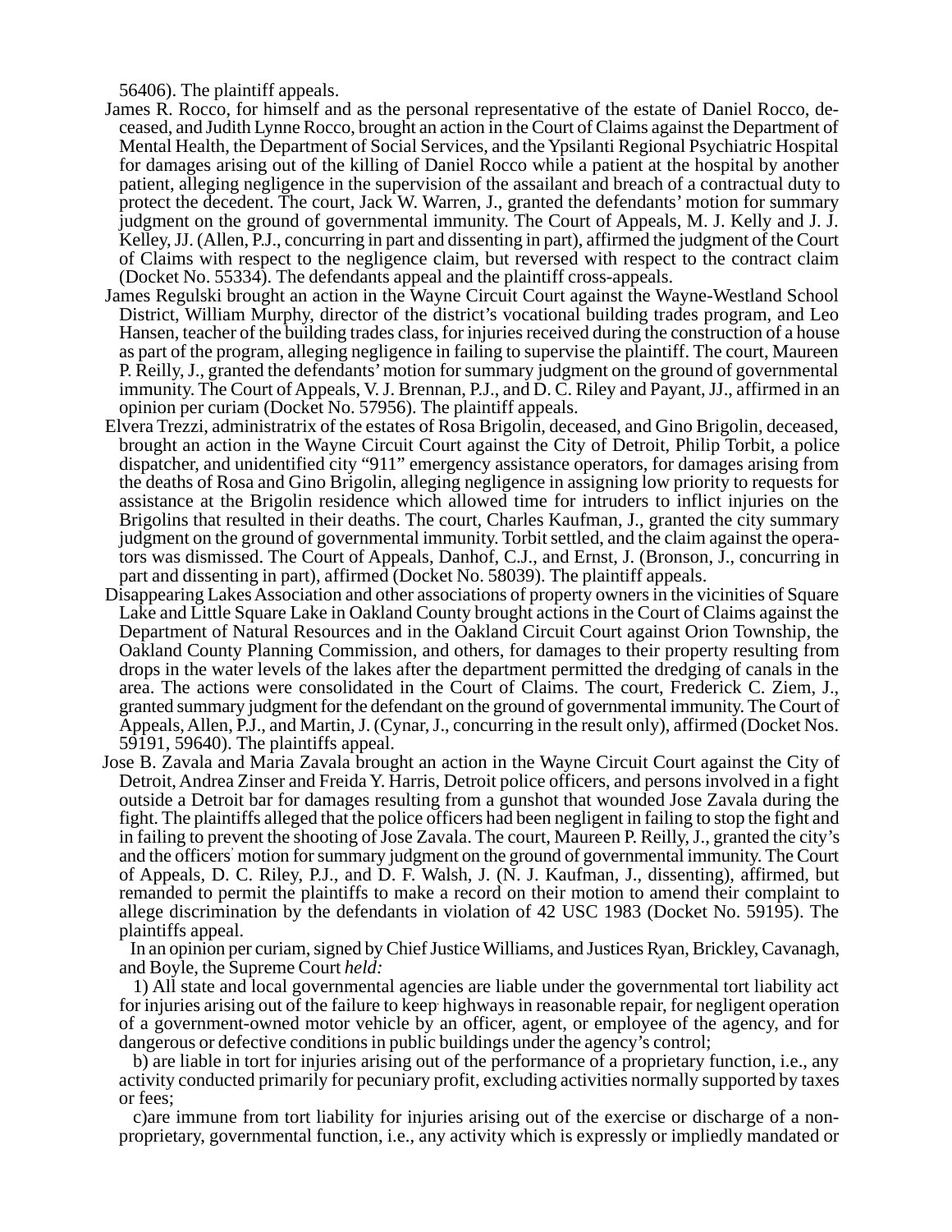56406). The plaintiff appeals.

James R. Rocco, for himself and as the personal representative of the estate of Daniel Rocco, deceased, and Judith Lynne Rocco, brought an action in the Court of Claims against the Department of Mental Health, the Department of Social Services, and the Ypsilanti Regional Psychiatric Hospital for damages arising out of the killing of Daniel Rocco while a patient at the hospital by another patient, alleging negligence in the supervision of the assailant and breach of a contractual duty to protect the decedent. The court, Jack W. Warren, J., granted the defendants' motion for summary judgment on the ground of governmental immunity. The Court of Appeals, M. J. Kelly and J. J. Kelley, JJ. (Allen, P.J., concurring in part and dissenting in part), affirmed the judgment of the Court of Claims with respect to the negligence claim, but reversed with respect to the contract claim (Docket No. 55334). The defendants appeal and the plaintiff cross-appeals.

James Regulski brought an action in the Wayne Circuit Court against the Wayne-Westland School District, William Murphy, director of the district's vocational building trades program, and Leo Hansen, teacher of the building trades class, for injuries received during the construction of a house as part of the program, alleging negligence in failing to supervise the plaintiff. The court, Maureen P. Reilly, J., granted the defendants' motion for summary judgment on the ground of governmental immunity. The Court of Appeals, V. J. Brennan, P.J., and D. C. Riley and Payant, JJ., affirmed in an opinion per curiam (Docket No. 57956). The plaintiff appeals.

Elvera Trezzi, administratrix of the estates of Rosa Brigolin, deceased, and Gino Brigolin, deceased, brought an action in the Wayne Circuit Court against the City of Detroit, Philip Torbit, a police dispatcher, and unidentified city "911" emergency assistance operators, for damages arising from the deaths of Rosa and Gino Brigolin, alleging negligence in assigning low priority to requests for assistance at the Brigolin residence which allowed time for intruders to inflict injuries on the Brigolins that resulted in their deaths. The court, Charles Kaufman, J., granted the city summary judgment on the ground of governmental immunity. Torbit settled, and the claim against the operators was dismissed. The Court of Appeals, Danhof, C.J., and Ernst, J. (Bronson, J., concurring in part and dissenting in part), affirmed (Docket No. 58039). The plaintiff appeals.

Disappearing Lakes Association and other associations of property owners in the vicinities of Square Lake and Little Square Lake in Oakland County brought actions in the Court of Claims against the Department of Natural Resources and in the Oakland Circuit Court against Orion Township, the Oakland County Planning Commission, and others, for damages to their property resulting from drops in the water levels of the lakes after the department permitted the dredging of canals in the area. The actions were consolidated in the Court of Claims. The court, Frederick C. Ziem, J., granted summary judgment for the defendant on the ground of governmental immunity. The Court of Appeals, Allen, P.J., and Martin, J. (Cynar, J., concurring in the result only), affirmed (Docket Nos. 59191, 59640). The plaintiffs appeal.

Jose B. Zavala and Maria Zavala brought an action in the Wayne Circuit Court against the City of Detroit, Andrea Zinser and Freida Y. Harris, Detroit police officers, and persons involved in a fight outside a Detroit bar for damages resulting from a gunshot that wounded Jose Zavala during the fight. The plaintiffs alleged that the police officers had been negligent in failing to stop the fight and in failing to prevent the shooting of Jose Zavala. The court, Maureen P. Reilly, J., granted the city's and the officers' motion for summary judgment on the ground of governmental immunity. The Court of Appeals, D. C. Riley, P.J., and D. F. Walsh, J. (N. J. Kaufman, J., dissenting), affirmed, but remanded to permit the plaintiffs to make a record on their motion to amend their complaint to allege discrimination by the defendants in violation of 42 USC 1983 (Docket No. 59195). The plaintiffs appeal.

In an opinion per curiam, signed by Chief Justice Williams, and Justices Ryan, Brickley, Cavanagh, and Boyle, the Supreme Court *held:*

1) All state and local governmental agencies are liable under the governmental tort liability act for injuries arising out of the failure to keep highways in reasonable repair, for negligent operation of a government-owned motor vehicle by an officer, agent, or employee of the agency, and for dangerous or defective conditions in public buildings under the agency's control;

b) are liable in tort for injuries arising out of the performance of a proprietary function, i.e., any activity conducted primarily for pecuniary profit, excluding activities normally supported by taxes or fees;

c)are immune from tort liability for injuries arising out of the exercise or discharge of a non-proprietary, governmental function, i.e., any activity which is expressly or impliedly mandated or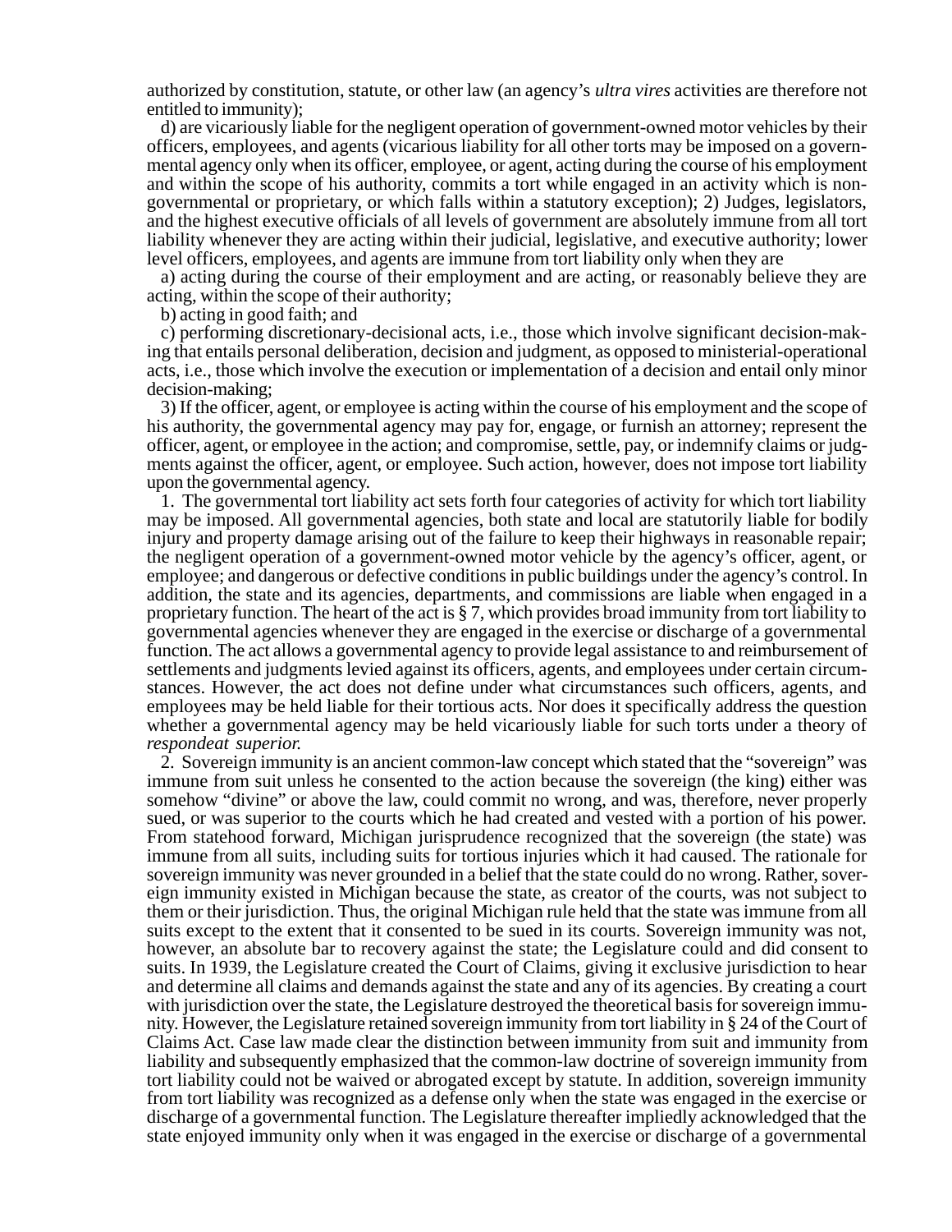authorized by constitution, statute, or other law (an agency's *ultra vires* activities are therefore not entitled to immunity);

d) are vicariously liable for the negligent operation of government-owned motor vehicles by their officers, employees, and agents (vicarious liability for all other torts may be imposed on a governmental agency only when its officer, employee, or agent, acting during the course of his employment and within the scope of his authority, commits a tort while engaged in an activity which is non-governmental or proprietary, or which falls within a statutory exception); 2) Judges, legislators, and the highest executive officials of all levels of government are absolutely immune from all tort liability whenever they are acting within their judicial, legislative, and executive authority; lower level officers, employees, and agents are immune from tort liability only when they are

a) acting during the course of their employment and are acting, or reasonably believe they are acting, within the scope of their authority;

b) acting in good faith; and

c) performing discretionary-decisional acts, i.e., those which involve significant decision-making that entails personal deliberation, decision and judgment, as opposed to ministerial-operational acts, i.e., those which involve the execution or implementation of a decision and entail only minor decision-making;

3) If the officer, agent, or employee is acting within the course of his employment and the scope of his authority, the governmental agency may pay for, engage, or furnish an attorney; represent the officer, agent, or employee in the action; and compromise, settle, pay, or indemnify claims or judgments against the officer, agent, or employee. Such action, however, does not impose tort liability upon the governmental agency.

1. The governmental tort liability act sets forth four categories of activity for which tort liability may be imposed. All governmental agencies, both state and local are statutorily liable for bodily injury and property damage arising out of the failure to keep their highways in reasonable repair; the negligent operation of a government-owned motor vehicle by the agency's officer, agent, or employee; and dangerous or defective conditions in public buildings under the agency's control. In addition, the state and its agencies, departments, and commissions are liable when engaged in a proprietary function. The heart of the act is § 7, which provides broad immunity from tort liability to governmental agencies whenever they are engaged in the exercise or discharge of a governmental function. The act allows a governmental agency to provide legal assistance to and reimbursement of settlements and judgments levied against its officers, agents, and employees under certain circumstances. However, the act does not define under what circumstances such officers, agents, and employees may be held liable for their tortious acts. Nor does it specifically address the question whether a governmental agency may be held vicariously liable for such torts under a theory of *respondeat superior.*

2. Sovereign immunity is an ancient common-law concept which stated that the "sovereign" was immune from suit unless he consented to the action because the sovereign (the king) either was somehow "divine" or above the law, could commit no wrong, and was, therefore, never properly sued, or was superior to the courts which he had created and vested with a portion of his power. From statehood forward, Michigan jurisprudence recognized that the sovereign (the state) was immune from all suits, including suits for tortious injuries which it had caused. The rationale for sovereign immunity was never grounded in a belief that the state could do no wrong. Rather, sovereign immunity existed in Michigan because the state, as creator of the courts, was not subject to them or their jurisdiction. Thus, the original Michigan rule held that the state was immune from all suits except to the extent that it consented to be sued in its courts. Sovereign immunity was not, however, an absolute bar to recovery against the state; the Legislature could and did consent to suits. In 1939, the Legislature created the Court of Claims, giving it exclusive jurisdiction to hear and determine all claims and demands against the state and any of its agencies. By creating a court with jurisdiction over the state, the Legislature destroyed the theoretical basis for sovereign immunity. However, the Legislature retained sovereign immunity from tort liability in § 24 of the Court of Claims Act. Case law made clear the distinction between immunity from suit and immunity from liability and subsequently emphasized that the common-law doctrine of sovereign immunity from tort liability could not be waived or abrogated except by statute. In addition, sovereign immunity from tort liability was recognized as a defense only when the state was engaged in the exercise or discharge of a governmental function. The Legislature thereafter impliedly acknowledged that the state enjoyed immunity only when it was engaged in the exercise or discharge of a governmental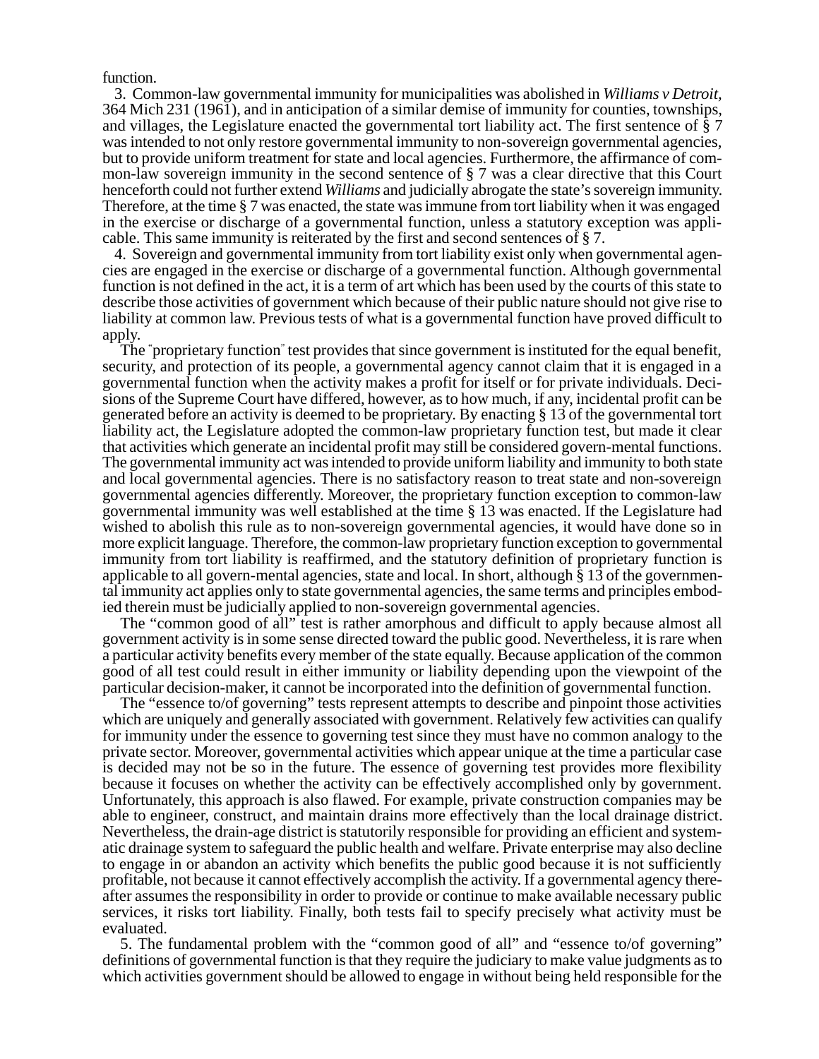function.

3. Common-law governmental immunity for municipalities was abolished in *Williams v Detroit*, 364 Mich 231 (1961), and in anticipation of a similar demise of immunity for counties, townships, and villages, the Legislature enacted the governmental tort liability act. The first sentence of § 7 was intended to not only restore governmental immunity to non-sovereign governmental agencies, but to provide uniform treatment for state and local agencies. Furthermore, the affirmance of common-law sovereign immunity in the second sentence of § 7 was a clear directive that this Court henceforth could not further extend *Williams* and judicially abrogate the state's sovereign immunity. Therefore, at the time § 7 was enacted, the state was immune from tort liability when it was engaged in the exercise or discharge of a governmental function, unless a statutory exception was applicable. This same immunity is reiterated by the first and second sentences of § 7.

4. Sovereign and governmental immunity from tort liability exist only when governmental agencies are engaged in the exercise or discharge of a governmental function. Although governmental function is not defined in the act, it is a term of art which has been used by the courts of this state to describe those activities of government which because of their public nature should not give rise to liability at common law. Previous tests of what is a governmental function have proved difficult to apply.

The "proprietary function" test provides that since government is instituted for the equal benefit, security, and protection of its people, a governmental agency cannot claim that it is engaged in a governmental function when the activity makes a profit for itself or for private individuals. Decisions of the Supreme Court have differed, however, as to how much, if any, incidental profit can be generated before an activity is deemed to be proprietary. By enacting § 13 of the governmental tort liability act, the Legislature adopted the common-law proprietary function test, but made it clear that activities which generate an incidental profit may still be considered govern-mental functions. The governmental immunity act was intended to provide uniform liability and immunity to both state and local governmental agencies. There is no satisfactory reason to treat state and non-sovereign governmental agencies differently. Moreover, the proprietary function exception to common-law governmental immunity was well established at the time § 13 was enacted. If the Legislature had wished to abolish this rule as to non-sovereign governmental agencies, it would have done so in more explicit language. Therefore, the common-law proprietary function exception to governmental immunity from tort liability is reaffirmed, and the statutory definition of proprietary function is applicable to all govern-mental agencies, state and local. In short, although § 13 of the governmental immunity act applies only to state governmental agencies, the same terms and principles embodied therein must be judicially applied to non-sovereign governmental agencies.

The "common good of all" test is rather amorphous and difficult to apply because almost all government activity is in some sense directed toward the public good. Nevertheless, it is rare when a particular activity benefits every member of the state equally. Because application of the common good of all test could result in either immunity or liability depending upon the viewpoint of the particular decision-maker, it cannot be incorporated into the definition of governmental function.

The "essence to/of governing" tests represent attempts to describe and pinpoint those activities which are uniquely and generally associated with government. Relatively few activities can qualify for immunity under the essence to governing test since they must have no common analogy to the private sector. Moreover, governmental activities which appear unique at the time a particular case is decided may not be so in the future. The essence of governing test provides more flexibility because it focuses on whether the activity can be effectively accomplished only by government. Unfortunately, this approach is also flawed. For example, private construction companies may be able to engineer, construct, and maintain drains more effectively than the local drainage district. Nevertheless, the drain-age district is statutorily responsible for providing an efficient and systematic drainage system to safeguard the public health and welfare. Private enterprise may also decline to engage in or abandon an activity which benefits the public good because it is not sufficiently profitable, not because it cannot effectively accomplish the activity. If a governmental agency thereafter assumes the responsibility in order to provide or continue to make available necessary public services, it risks tort liability. Finally, both tests fail to specify precisely what activity must be evaluated.

5. The fundamental problem with the "common good of all" and "essence to/of governing" definitions of governmental function is that they require the judiciary to make value judgments as to which activities government should be allowed to engage in without being held responsible for the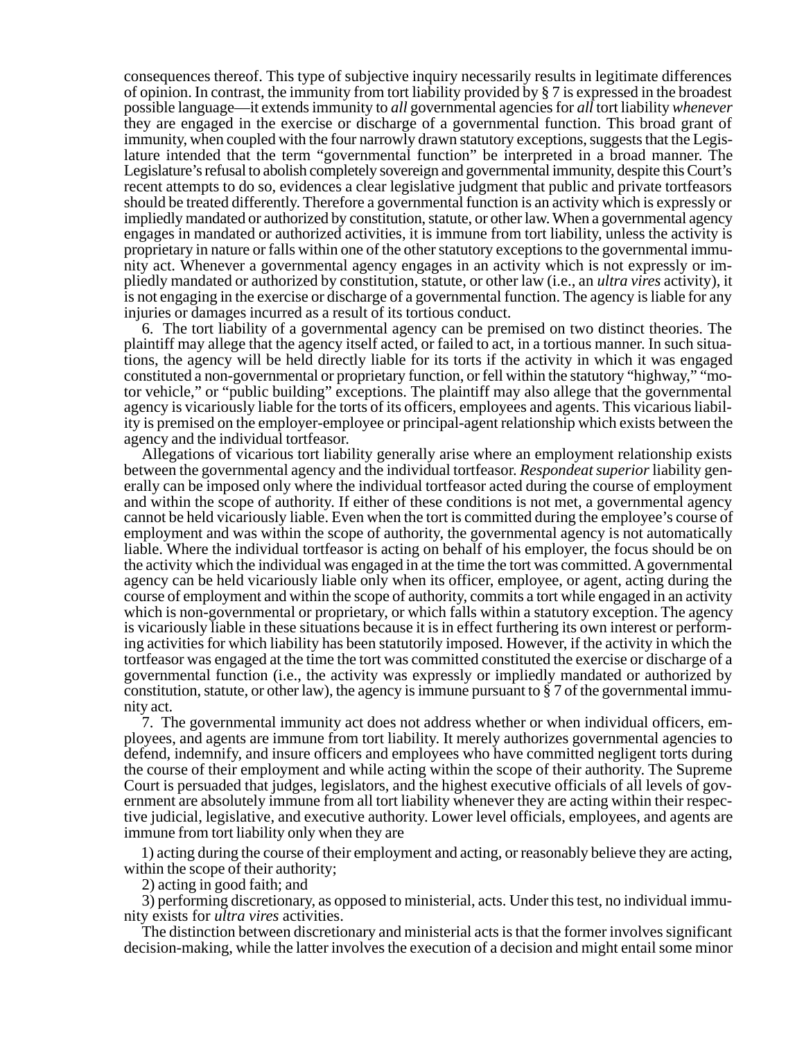consequences thereof. This type of subjective inquiry necessarily results in legitimate differences of opinion. In contrast, the immunity from tort liability provided by § 7 is expressed in the broadest possible language—it extends immunity to *all* governmental agencies for *all* tort liability *whenever* they are engaged in the exercise or discharge of a governmental function. This broad grant of immunity, when coupled with the four narrowly drawn statutory exceptions, suggests that the Legislature intended that the term "governmental function" be interpreted in a broad manner. The Legislature's refusal to abolish completely sovereign and governmental immunity, despite this Court's recent attempts to do so, evidences a clear legislative judgment that public and private tortfeasors should be treated differently. Therefore a governmental function is an activity which is expressly or impliedly mandated or authorized by constitution, statute, or other law. When a governmental agency engages in mandated or authorized activities, it is immune from tort liability, unless the activity is proprietary in nature or falls within one of the other statutory exceptions to the governmental immunity act. Whenever a governmental agency engages in an activity which is not expressly or impliedly mandated or authorized by constitution, statute, or other law (i.e., an *ultra vires* activity), it is not engaging in the exercise or discharge of a governmental function. The agency is liable for any injuries or damages incurred as a result of its tortious conduct.

6. The tort liability of a governmental agency can be premised on two distinct theories. The plaintiff may allege that the agency itself acted, or failed to act, in a tortious manner. In such situations, the agency will be held directly liable for its torts if the activity in which it was engaged constituted a non-governmental or proprietary function, or fell within the statutory "highway," "motor vehicle," or "public building" exceptions. The plaintiff may also allege that the governmental agency is vicariously liable for the torts of its officers, employees and agents. This vicarious liability is premised on the employer-employee or principal-agent relationship which exists between the agency and the individual tortfeasor.

Allegations of vicarious tort liability generally arise where an employment relationship exists between the governmental agency and the individual tortfeasor. *Respondeat superior* liability generally can be imposed only where the individual tortfeasor acted during the course of employment and within the scope of authority. If either of these conditions is not met, a governmental agency cannot be held vicariously liable. Even when the tort is committed during the employee's course of employment and was within the scope of authority, the governmental agency is not automatically liable. Where the individual tortfeasor is acting on behalf of his employer, the focus should be on the activity which the individual was engaged in at the time the tort was committed. A governmental agency can be held vicariously liable only when its officer, employee, or agent, acting during the course of employment and within the scope of authority, commits a tort while engaged in an activity which is non-governmental or proprietary, or which falls within a statutory exception. The agency is vicariously liable in these situations because it is in effect furthering its own interest or performing activities for which liability has been statutorily imposed. However, if the activity in which the tortfeasor was engaged at the time the tort was committed constituted the exercise or discharge of a governmental function (i.e., the activity was expressly or impliedly mandated or authorized by constitution, statute, or other law), the agency is immune pursuant to § 7 of the governmental immunity act.

7. The governmental immunity act does not address whether or when individual officers, employees, and agents are immune from tort liability. It merely authorizes governmental agencies to defend, indemnify, and insure officers and employees who have committed negligent torts during the course of their employment and while acting within the scope of their authority. The Supreme Court is persuaded that judges, legislators, and the highest executive officials of all levels of government are absolutely immune from all tort liability whenever they are acting within their respective judicial, legislative, and executive authority. Lower level officials, employees, and agents are immune from tort liability only when they are

1) acting during the course of their employment and acting, or reasonably believe they are acting, within the scope of their authority;

2) acting in good faith; and

3) performing discretionary, as opposed to ministerial, acts. Under this test, no individual immunity exists for *ultra vires* activities.

The distinction between discretionary and ministerial acts is that the former involves significant decision-making, while the latter involves the execution of a decision and might entail some minor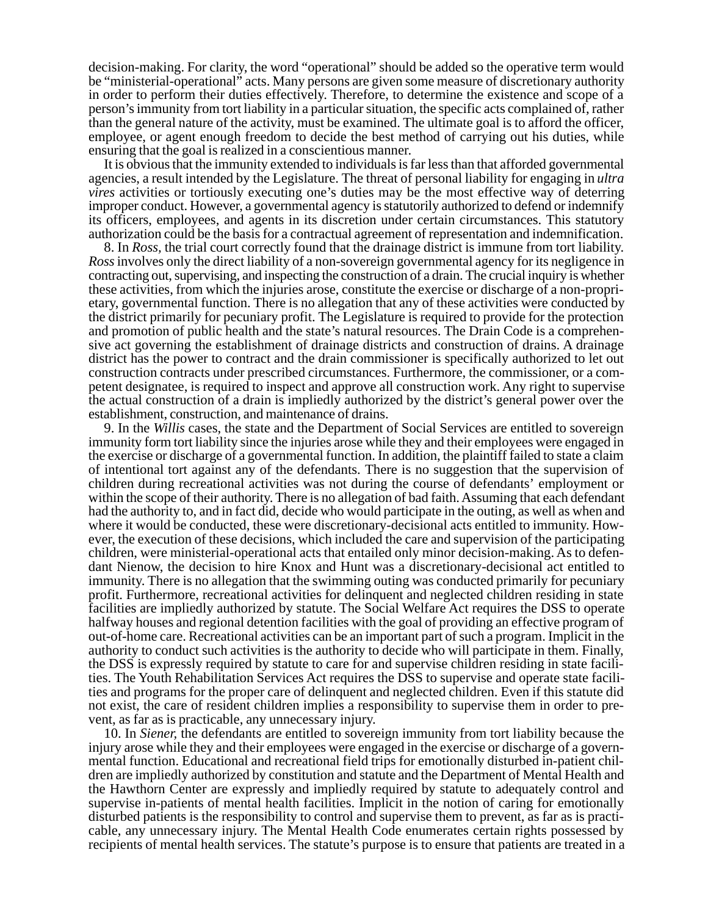decision-making. For clarity, the word “operational” should be added so the operative term would be “ministerial-operational” acts. Many persons are given some measure of discretionary authority in order to perform their duties effectively. Therefore, to determine the existence and scope of a person’s immunity from tort liability in a particular situation, the specific acts complained of, rather than the general nature of the activity, must be examined. The ultimate goal is to afford the officer, employee, or agent enough freedom to decide the best method of carrying out his duties, while ensuring that the goal is realized in a conscientious manner.

It is obvious that the immunity extended to individuals is far less than that afforded governmental agencies, a result intended by the Legislature. The threat of personal liability for engaging in *ultra vires* activities or tortiously executing one’s duties may be the most effective way of deterring improper conduct. However, a governmental agency is statutorily authorized to defend or indemnify its officers, employees, and agents in its discretion under certain circumstances. This statutory authorization could be the basis for a contractual agreement of representation and indemnification.

8. In *Ross,* the trial court correctly found that the drainage district is immune from tort liability. *Ross* involves only the direct liability of a non-sovereign governmental agency for its negligence in contracting out, supervising, and inspecting the construction of a drain. The crucial inquiry is whether these activities, from which the injuries arose, constitute the exercise or discharge of a non-proprietary, governmental function. There is no allegation that any of these activities were conducted by the district primarily for pecuniary profit. The Legislature is required to provide for the protection and promotion of public health and the state’s natural resources. The Drain Code is a comprehensive act governing the establishment of drainage districts and construction of drains. A drainage district has the power to contract and the drain commissioner is specifically authorized to let out construction contracts under prescribed circumstances. Furthermore, the commissioner, or a competent designatee, is required to inspect and approve all construction work. Any right to supervise the actual construction of a drain is impliedly authorized by the district’s general power over the establishment, construction, and maintenance of drains.

9. In the *Willis* cases, the state and the Department of Social Services are entitled to sovereign immunity form tort liability since the injuries arose while they and their employees were engaged in the exercise or discharge of a governmental function. In addition, the plaintiff failed to state a claim of intentional tort against any of the defendants. There is no suggestion that the supervision of children during recreational activities was not during the course of defendants’ employment or within the scope of their authority. There is no allegation of bad faith. Assuming that each defendant had the authority to, and in fact did, decide who would participate in the outing, as well as when and where it would be conducted, these were discretionary-decisional acts entitled to immunity. However, the execution of these decisions, which included the care and supervision of the participating children, were ministerial-operational acts that entailed only minor decision-making. As to defendant Nienow, the decision to hire Knox and Hunt was a discretionary-decisional act entitled to immunity. There is no allegation that the swimming outing was conducted primarily for pecuniary profit. Furthermore, recreational activities for delinquent and neglected children residing in state facilities are impliedly authorized by statute. The Social Welfare Act requires the DSS to operate halfway houses and regional detention facilities with the goal of providing an effective program of out-of-home care. Recreational activities can be an important part of such a program. Implicit in the authority to conduct such activities is the authority to decide who will participate in them. Finally, the DSS is expressly required by statute to care for and supervise children residing in state facilities. The Youth Rehabilitation Services Act requires the DSS to supervise and operate state facilities and programs for the proper care of delinquent and neglected children. Even if this statute did not exist, the care of resident children implies a responsibility to supervise them in order to prevent, as far as is practicable, any unnecessary injury.

10. In *Siener,* the defendants are entitled to sovereign immunity from tort liability because the injury arose while they and their employees were engaged in the exercise or discharge of a governmental function. Educational and recreational field trips for emotionally disturbed in-patient children are impliedly authorized by constitution and statute and the Department of Mental Health and the Hawthorn Center are expressly and impliedly required by statute to adequately control and supervise in-patients of mental health facilities. Implicit in the notion of caring for emotionally disturbed patients is the responsibility to control and supervise them to prevent, as far as is practicable, any unnecessary injury. The Mental Health Code enumerates certain rights possessed by recipients of mental health services. The statute’s purpose is to ensure that patients are treated in a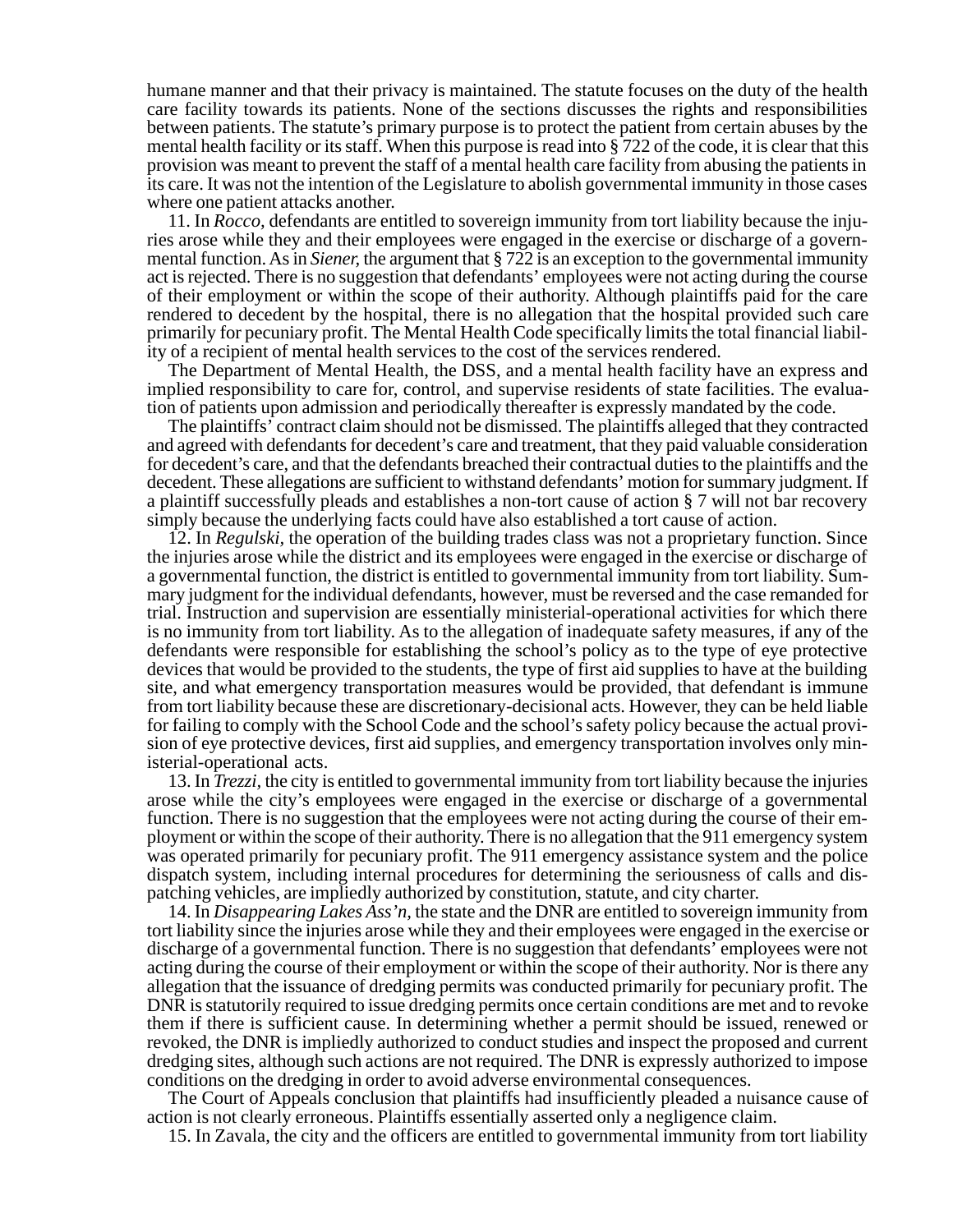humane manner and that their privacy is maintained. The statute focuses on the duty of the health care facility towards its patients. None of the sections discusses the rights and responsibilities between patients. The statute's primary purpose is to protect the patient from certain abuses by the mental health facility or its staff. When this purpose is read into § 722 of the code, it is clear that this provision was meant to prevent the staff of a mental health care facility from abusing the patients in its care. It was not the intention of the Legislature to abolish governmental immunity in those cases where one patient attacks another.

11. In *Rocco,* defendants are entitled to sovereign immunity from tort liability because the injuries arose while they and their employees were engaged in the exercise or discharge of a governmental function. As in *Siener,* the argument that § 722 is an exception to the governmental immunity act is rejected. There is no suggestion that defendants' employees were not acting during the course of their employment or within the scope of their authority. Although plaintiffs paid for the care rendered to decedent by the hospital, there is no allegation that the hospital provided such care primarily for pecuniary profit. The Mental Health Code specifically limits the total financial liability of a recipient of mental health services to the cost of the services rendered.

The Department of Mental Health, the DSS, and a mental health facility have an express and implied responsibility to care for, control, and supervise residents of state facilities. The evaluation of patients upon admission and periodically thereafter is expressly mandated by the code.

The plaintiffs' contract claim should not be dismissed. The plaintiffs alleged that they contracted and agreed with defendants for decedent's care and treatment, that they paid valuable consideration for decedent's care, and that the defendants breached their contractual duties to the plaintiffs and the decedent. These allegations are sufficient to withstand defendants' motion for summary judgment. If a plaintiff successfully pleads and establishes a non-tort cause of action § 7 will not bar recovery simply because the underlying facts could have also established a tort cause of action.

12. In *Regulski,* the operation of the building trades class was not a proprietary function. Since the injuries arose while the district and its employees were engaged in the exercise or discharge of a governmental function, the district is entitled to governmental immunity from tort liability. Summary judgment for the individual defendants, however, must be reversed and the case remanded for trial. Instruction and supervision are essentially ministerial-operational activities for which there is no immunity from tort liability. As to the allegation of inadequate safety measures, if any of the defendants were responsible for establishing the school's policy as to the type of eye protective devices that would be provided to the students, the type of first aid supplies to have at the building site, and what emergency transportation measures would be provided, that defendant is immune from tort liability because these are discretionary-decisional acts. However, they can be held liable for failing to comply with the School Code and the school's safety policy because the actual provision of eye protective devices, first aid supplies, and emergency transportation involves only ministerial-operational acts.

13. In *Trezzi,* the city is entitled to governmental immunity from tort liability because the injuries arose while the city's employees were engaged in the exercise or discharge of a governmental function. There is no suggestion that the employees were not acting during the course of their employment or within the scope of their authority. There is no allegation that the 911 emergency system was operated primarily for pecuniary profit. The 911 emergency assistance system and the police dispatch system, including internal procedures for determining the seriousness of calls and dispatching vehicles, are impliedly authorized by constitution, statute, and city charter.

14. In *Disappearing Lakes Ass'n,* the state and the DNR are entitled to sovereign immunity from tort liability since the injuries arose while they and their employees were engaged in the exercise or discharge of a governmental function. There is no suggestion that defendants' employees were not acting during the course of their employment or within the scope of their authority. Nor is there any allegation that the issuance of dredging permits was conducted primarily for pecuniary profit. The DNR is statutorily required to issue dredging permits once certain conditions are met and to revoke them if there is sufficient cause. In determining whether a permit should be issued, renewed or revoked, the DNR is impliedly authorized to conduct studies and inspect the proposed and current dredging sites, although such actions are not required. The DNR is expressly authorized to impose conditions on the dredging in order to avoid adverse environmental consequences.

The Court of Appeals conclusion that plaintiffs had insufficiently pleaded a nuisance cause of action is not clearly erroneous. Plaintiffs essentially asserted only a negligence claim.

15. In Zavala, the city and the officers are entitled to governmental immunity from tort liability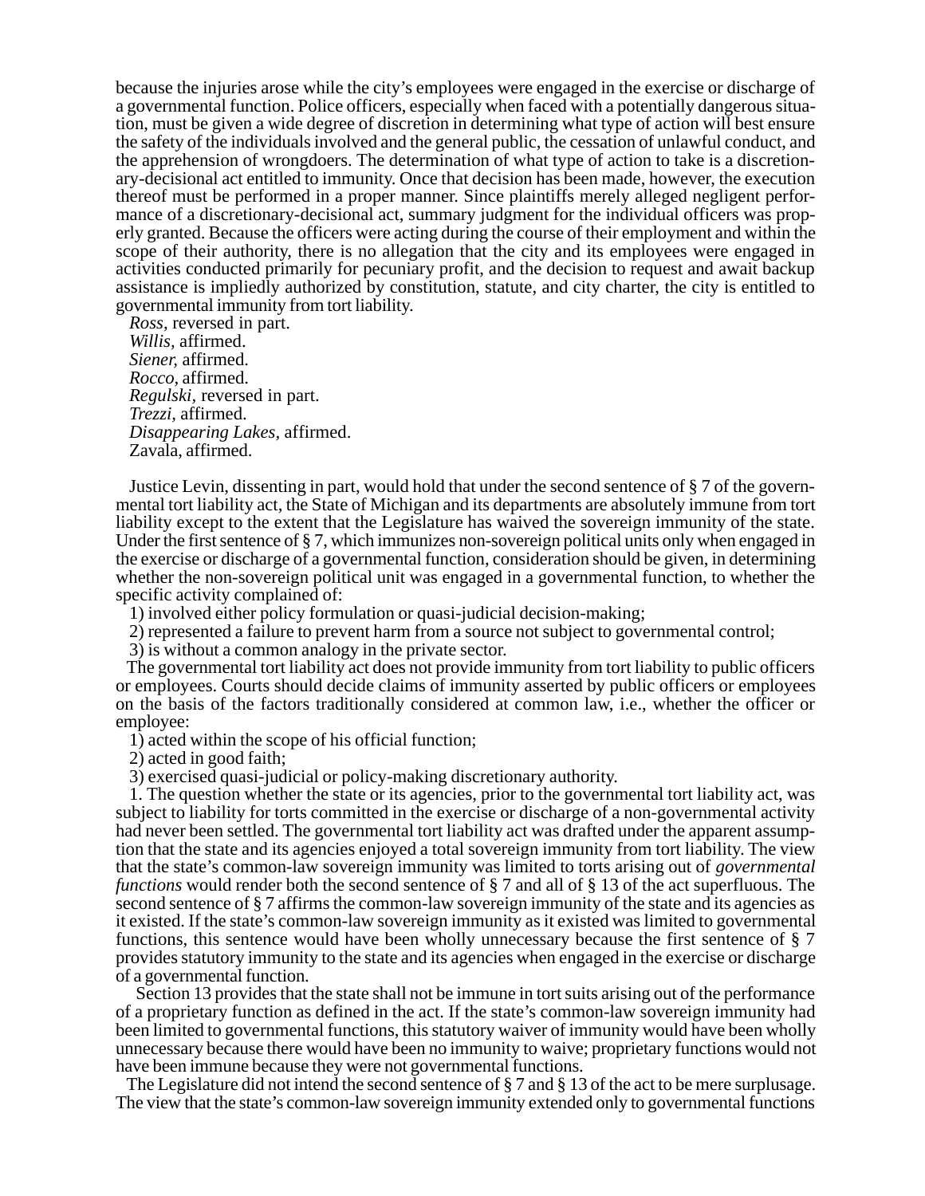because the injuries arose while the city's employees were engaged in the exercise or discharge of a governmental function. Police officers, especially when faced with a potentially dangerous situation, must be given a wide degree of discretion in determining what type of action will best ensure the safety of the individuals involved and the general public, the cessation of unlawful conduct, and the apprehension of wrongdoers. The determination of what type of action to take is a discretionary-decisional act entitled to immunity. Once that decision has been made, however, the execution thereof must be performed in a proper manner. Since plaintiffs merely alleged negligent performance of a discretionary-decisional act, summary judgment for the individual officers was properly granted. Because the officers were acting during the course of their employment and within the scope of their authority, there is no allegation that the city and its employees were engaged in activities conducted primarily for pecuniary profit, and the decision to request and await backup assistance is impliedly authorized by constitution, statute, and city charter, the city is entitled to governmental immunity from tort liability.

*Ross*, reversed in part.
*Willis*, affirmed.
*Siener*, affirmed.
*Rocco*, affirmed.
*Regulski*, reversed in part.
*Trezzi*, affirmed.
*Disappearing Lakes*, affirmed.
Zavala, affirmed.

Justice Levin, dissenting in part, would hold that under the second sentence of § 7 of the governmental tort liability act, the State of Michigan and its departments are absolutely immune from tort liability except to the extent that the Legislature has waived the sovereign immunity of the state. Under the first sentence of § 7, which immunizes non-sovereign political units only when engaged in the exercise or discharge of a governmental function, consideration should be given, in determining whether the non-sovereign political unit was engaged in a governmental function, to whether the specific activity complained of:

1) involved either policy formulation or quasi-judicial decision-making;
2) represented a failure to prevent harm from a source not subject to governmental control;
3) is without a common analogy in the private sector.

The governmental tort liability act does not provide immunity from tort liability to public officers or employees. Courts should decide claims of immunity asserted by public officers or employees on the basis of the factors traditionally considered at common law, i.e., whether the officer or employee:

1) acted within the scope of his official function;
2) acted in good faith;
3) exercised quasi-judicial or policy-making discretionary authority.

1. The question whether the state or its agencies, prior to the governmental tort liability act, was subject to liability for torts committed in the exercise or discharge of a non-governmental activity had never been settled. The governmental tort liability act was drafted under the apparent assumption that the state and its agencies enjoyed a total sovereign immunity from tort liability. The view that the state's common-law sovereign immunity was limited to torts arising out of *governmental functions* would render both the second sentence of § 7 and all of § 13 of the act superfluous. The second sentence of § 7 affirms the common-law sovereign immunity of the state and its agencies as it existed. If the state's common-law sovereign immunity as it existed was limited to governmental functions, this sentence would have been wholly unnecessary because the first sentence of § 7 provides statutory immunity to the state and its agencies when engaged in the exercise or discharge of a governmental function.

Section 13 provides that the state shall not be immune in tort suits arising out of the performance of a proprietary function as defined in the act. If the state's common-law sovereign immunity had been limited to governmental functions, this statutory waiver of immunity would have been wholly unnecessary because there would have been no immunity to waive; proprietary functions would not have been immune because they were not governmental functions.

The Legislature did not intend the second sentence of § 7 and § 13 of the act to be mere surplusage. The view that the state's common-law sovereign immunity extended only to governmental functions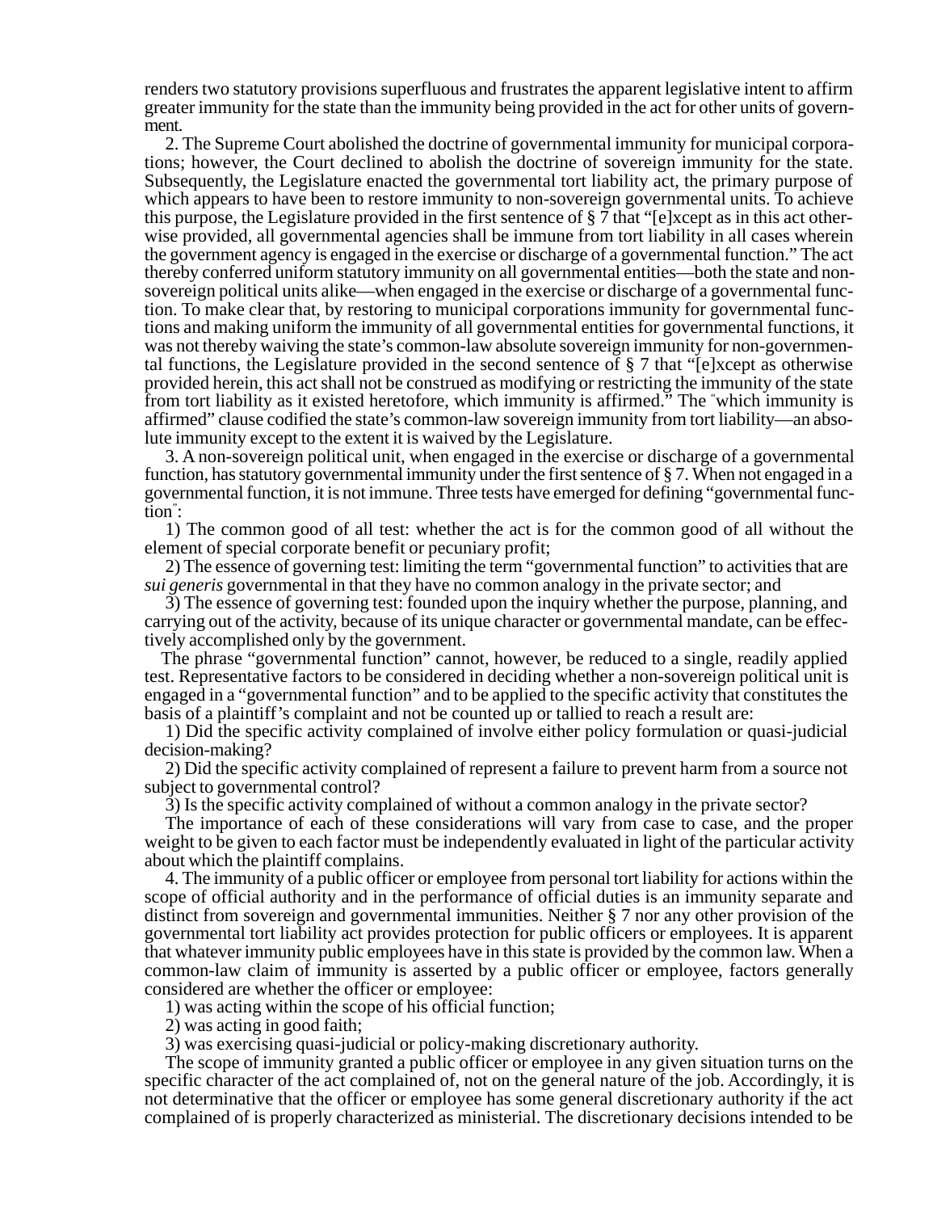renders two statutory provisions superfluous and frustrates the apparent legislative intent to affirm greater immunity for the state than the immunity being provided in the act for other units of government.

2. The Supreme Court abolished the doctrine of governmental immunity for municipal corporations; however, the Court declined to abolish the doctrine of sovereign immunity for the state. Subsequently, the Legislature enacted the governmental tort liability act, the primary purpose of which appears to have been to restore immunity to non-sovereign governmental units. To achieve this purpose, the Legislature provided in the first sentence of § 7 that "[e]xcept as in this act otherwise provided, all governmental agencies shall be immune from tort liability in all cases wherein the government agency is engaged in the exercise or discharge of a governmental function." The act thereby conferred uniform statutory immunity on all governmental entities—both the state and non-sovereign political units alike—when engaged in the exercise or discharge of a governmental function. To make clear that, by restoring to municipal corporations immunity for governmental functions and making uniform the immunity of all governmental entities for governmental functions, it was not thereby waiving the state's common-law absolute sovereign immunity for non-governmental functions, the Legislature provided in the second sentence of § 7 that "[e]xcept as otherwise provided herein, this act shall not be construed as modifying or restricting the immunity of the state from tort liability as it existed heretofore, which immunity is affirmed." The "which immunity is affirmed" clause codified the state's common-law sovereign immunity from tort liability—an absolute immunity except to the extent it is waived by the Legislature.

3. A non-sovereign political unit, when engaged in the exercise or discharge of a governmental function, has statutory governmental immunity under the first sentence of § 7. When not engaged in a governmental function, it is not immune. Three tests have emerged for defining "governmental function":

1) The common good of all test: whether the act is for the common good of all without the element of special corporate benefit or pecuniary profit;

2) The essence of governing test: limiting the term "governmental function" to activities that are *sui generis* governmental in that they have no common analogy in the private sector; and

3) The essence of governing test: founded upon the inquiry whether the purpose, planning, and carrying out of the activity, because of its unique character or governmental mandate, can be effectively accomplished only by the government.

The phrase "governmental function" cannot, however, be reduced to a single, readily applied test. Representative factors to be considered in deciding whether a non-sovereign political unit is engaged in a "governmental function" and to be applied to the specific activity that constitutes the basis of a plaintiff's complaint and not be counted up or tallied to reach a result are:

1) Did the specific activity complained of involve either policy formulation or quasi-judicial decision-making?

2) Did the specific activity complained of represent a failure to prevent harm from a source not subject to governmental control?

3) Is the specific activity complained of without a common analogy in the private sector?

The importance of each of these considerations will vary from case to case, and the proper weight to be given to each factor must be independently evaluated in light of the particular activity about which the plaintiff complains.

4. The immunity of a public officer or employee from personal tort liability for actions within the scope of official authority and in the performance of official duties is an immunity separate and distinct from sovereign and governmental immunities. Neither § 7 nor any other provision of the governmental tort liability act provides protection for public officers or employees. It is apparent that whatever immunity public employees have in this state is provided by the common law. When a common-law claim of immunity is asserted by a public officer or employee, factors generally considered are whether the officer or employee:

1) was acting within the scope of his official function;

2) was acting in good faith;

3) was exercising quasi-judicial or policy-making discretionary authority.

The scope of immunity granted a public officer or employee in any given situation turns on the specific character of the act complained of, not on the general nature of the job. Accordingly, it is not determinative that the officer or employee has some general discretionary authority if the act complained of is properly characterized as ministerial. The discretionary decisions intended to be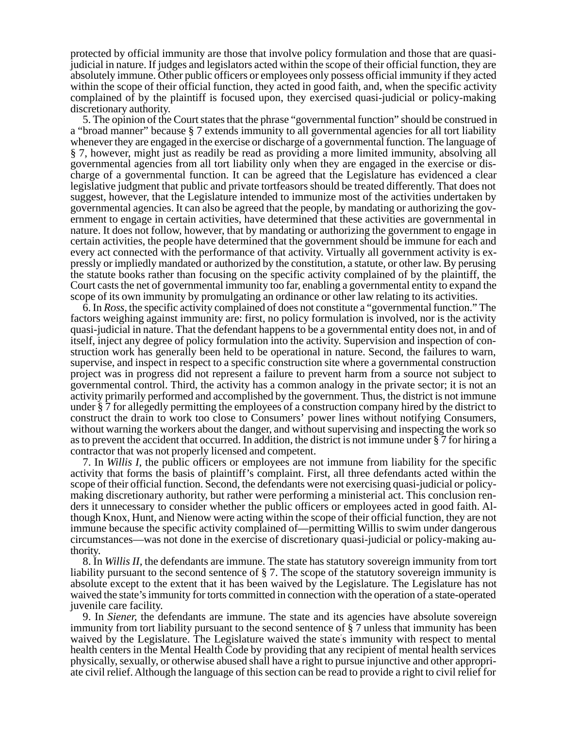protected by official immunity are those that involve policy formulation and those that are quasi-judicial in nature. If judges and legislators acted within the scope of their official function, they are absolutely immune. Other public officers or employees only possess official immunity if they acted within the scope of their official function, they acted in good faith, and, when the specific activity complained of by the plaintiff is focused upon, they exercised quasi-judicial or policy-making discretionary authority.

5. The opinion of the Court states that the phrase "governmental function" should be construed in a "broad manner" because § 7 extends immunity to all governmental agencies for all tort liability whenever they are engaged in the exercise or discharge of a governmental function. The language of § 7, however, might just as readily be read as providing a more limited immunity, absolving all governmental agencies from all tort liability only when they are engaged in the exercise or discharge of a governmental function. It can be agreed that the Legislature has evidenced a clear legislative judgment that public and private tortfeasors should be treated differently. That does not suggest, however, that the Legislature intended to immunize most of the activities undertaken by governmental agencies. It can also be agreed that the people, by mandating or authorizing the government to engage in certain activities, have determined that these activities are governmental in nature. It does not follow, however, that by mandating or authorizing the government to engage in certain activities, the people have determined that the government should be immune for each and every act connected with the performance of that activity. Virtually all government activity is expressly or impliedly mandated or authorized by the constitution, a statute, or other law. By perusing the statute books rather than focusing on the specific activity complained of by the plaintiff, the Court casts the net of governmental immunity too far, enabling a governmental entity to expand the scope of its own immunity by promulgating an ordinance or other law relating to its activities.

6. In *Ross,* the specific activity complained of does not constitute a "governmental function." The factors weighing against immunity are: first, no policy formulation is involved, nor is the activity quasi-judicial in nature. That the defendant happens to be a governmental entity does not, in and of itself, inject any degree of policy formulation into the activity. Supervision and inspection of construction work has generally been held to be operational in nature. Second, the failures to warn, supervise, and inspect in respect to a specific construction site where a governmental construction project was in progress did not represent a failure to prevent harm from a source not subject to governmental control. Third, the activity has a common analogy in the private sector; it is not an activity primarily performed and accomplished by the government. Thus, the district is not immune under § 7 for allegedly permitting the employees of a construction company hired by the district to construct the drain to work too close to Consumers' power lines without notifying Consumers, without warning the workers about the danger, and without supervising and inspecting the work so as to prevent the accident that occurred. In addition, the district is not immune under § 7 for hiring a contractor that was not properly licensed and competent.

7. In *Willis I,* the public officers or employees are not immune from liability for the specific activity that forms the basis of plaintiff's complaint. First, all three defendants acted within the scope of their official function. Second, the defendants were not exercising quasi-judicial or policy-making discretionary authority, but rather were performing a ministerial act. This conclusion renders it unnecessary to consider whether the public officers or employees acted in good faith. Although Knox, Hunt, and Nienow were acting within the scope of their official function, they are not immune because the specific activity complained of—permitting Willis to swim under dangerous circumstances—was not done in the exercise of discretionary quasi-judicial or policy-making authority.

8. In *Willis II,* the defendants are immune. The state has statutory sovereign immunity from tort liability pursuant to the second sentence of § 7. The scope of the statutory sovereign immunity is absolute except to the extent that it has been waived by the Legislature. The Legislature has not waived the state's immunity for torts committed in connection with the operation of a state-operated juvenile care facility.

9. In *Siener,* the defendants are immune. The state and its agencies have absolute sovereign immunity from tort liability pursuant to the second sentence of § 7 unless that immunity has been waived by the Legislature. The Legislature waived the state's immunity with respect to mental health centers in the Mental Health Code by providing that any recipient of mental health services physically, sexually, or otherwise abused shall have a right to pursue injunctive and other appropriate civil relief. Although the language of this section can be read to provide a right to civil relief for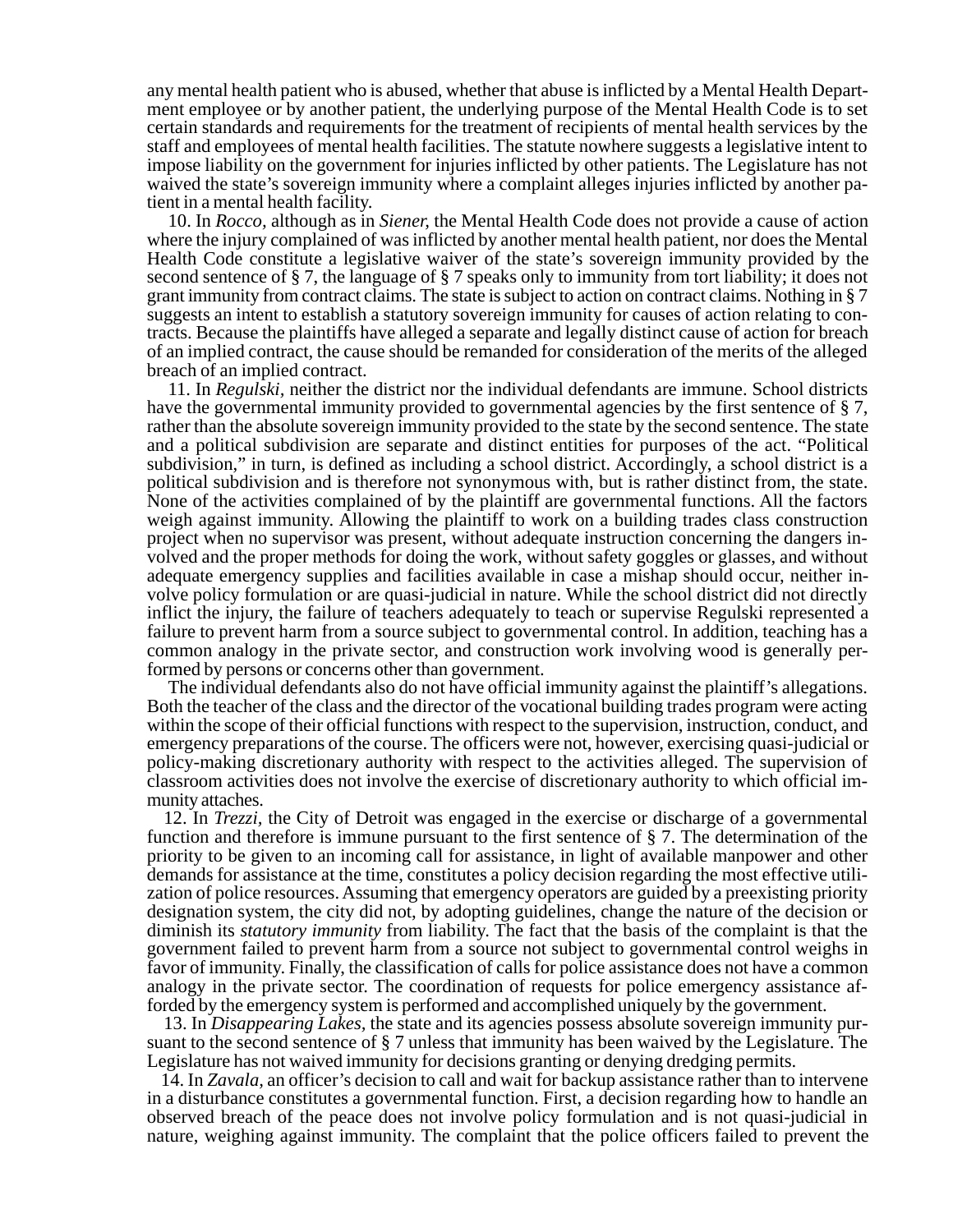any mental health patient who is abused, whether that abuse is inflicted by a Mental Health Department employee or by another patient, the underlying purpose of the Mental Health Code is to set certain standards and requirements for the treatment of recipients of mental health services by the staff and employees of mental health facilities. The statute nowhere suggests a legislative intent to impose liability on the government for injuries inflicted by other patients. The Legislature has not waived the state's sovereign immunity where a complaint alleges injuries inflicted by another patient in a mental health facility.

10. In *Rocco*, although as in *Siener*, the Mental Health Code does not provide a cause of action where the injury complained of was inflicted by another mental health patient, nor does the Mental Health Code constitute a legislative waiver of the state's sovereign immunity provided by the second sentence of § 7, the language of § 7 speaks only to immunity from tort liability; it does not grant immunity from contract claims. The state is subject to action on contract claims. Nothing in § 7 suggests an intent to establish a statutory sovereign immunity for causes of action relating to contracts. Because the plaintiffs have alleged a separate and legally distinct cause of action for breach of an implied contract, the cause should be remanded for consideration of the merits of the alleged breach of an implied contract.

11. In *Regulski*, neither the district nor the individual defendants are immune. School districts have the governmental immunity provided to governmental agencies by the first sentence of § 7, rather than the absolute sovereign immunity provided to the state by the second sentence. The state and a political subdivision are separate and distinct entities for purposes of the act. "Political subdivision," in turn, is defined as including a school district. Accordingly, a school district is a political subdivision and is therefore not synonymous with, but is rather distinct from, the state. None of the activities complained of by the plaintiff are governmental functions. All the factors weigh against immunity. Allowing the plaintiff to work on a building trades class construction project when no supervisor was present, without adequate instruction concerning the dangers involved and the proper methods for doing the work, without safety goggles or glasses, and without adequate emergency supplies and facilities available in case a mishap should occur, neither involve policy formulation or are quasi-judicial in nature. While the school district did not directly inflict the injury, the failure of teachers adequately to teach or supervise Regulski represented a failure to prevent harm from a source subject to governmental control. In addition, teaching has a common analogy in the private sector, and construction work involving wood is generally performed by persons or concerns other than government.

The individual defendants also do not have official immunity against the plaintiff's allegations. Both the teacher of the class and the director of the vocational building trades program were acting within the scope of their official functions with respect to the supervision, instruction, conduct, and emergency preparations of the course. The officers were not, however, exercising quasi-judicial or policy-making discretionary authority with respect to the activities alleged. The supervision of classroom activities does not involve the exercise of discretionary authority to which official immunity attaches.

12. In *Trezzi*, the City of Detroit was engaged in the exercise or discharge of a governmental function and therefore is immune pursuant to the first sentence of § 7. The determination of the priority to be given to an incoming call for assistance, in light of available manpower and other demands for assistance at the time, constitutes a policy decision regarding the most effective utilization of police resources. Assuming that emergency operators are guided by a preexisting priority designation system, the city did not, by adopting guidelines, change the nature of the decision or diminish its *statutory immunity* from liability. The fact that the basis of the complaint is that the government failed to prevent harm from a source not subject to governmental control weighs in favor of immunity. Finally, the classification of calls for police assistance does not have a common analogy in the private sector. The coordination of requests for police emergency assistance afforded by the emergency system is performed and accomplished uniquely by the government.

13. In *Disappearing Lakes*, the state and its agencies possess absolute sovereign immunity pursuant to the second sentence of § 7 unless that immunity has been waived by the Legislature. The Legislature has not waived immunity for decisions granting or denying dredging permits.

14. In *Zavala*, an officer's decision to call and wait for backup assistance rather than to intervene in a disturbance constitutes a governmental function. First, a decision regarding how to handle an observed breach of the peace does not involve policy formulation and is not quasi-judicial in nature, weighing against immunity. The complaint that the police officers failed to prevent the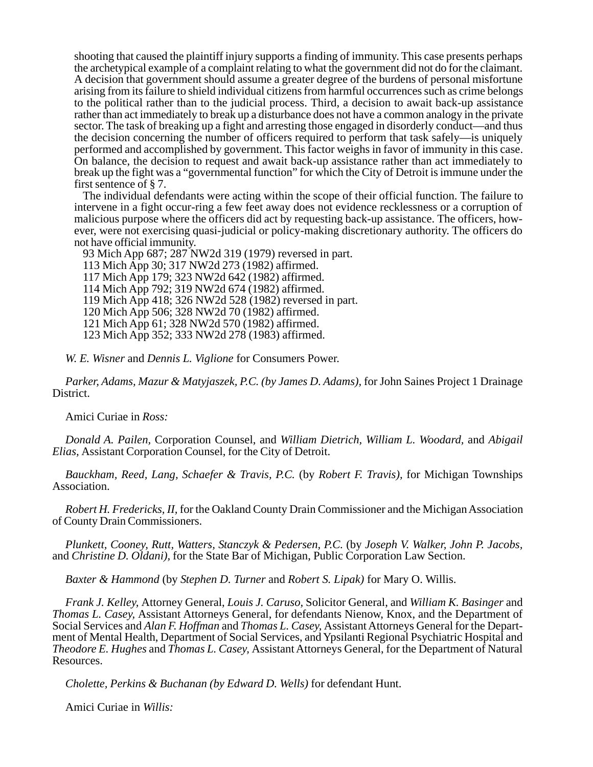shooting that caused the plaintiff injury supports a finding of immunity. This case presents perhaps the archetypical example of a complaint relating to what the government did not do for the claimant. A decision that government should assume a greater degree of the burdens of personal misfortune arising from its failure to shield individual citizens from harmful occurrences such as crime belongs to the political rather than to the judicial process. Third, a decision to await back-up assistance rather than act immediately to break up a disturbance does not have a common analogy in the private sector. The task of breaking up a fight and arresting those engaged in disorderly conduct—and thus the decision concerning the number of officers required to perform that task safely—is uniquely performed and accomplished by government. This factor weighs in favor of immunity in this case. On balance, the decision to request and await back-up assistance rather than act immediately to break up the fight was a "governmental function" for which the City of Detroit is immune under the first sentence of § 7.

The individual defendants were acting within the scope of their official function. The failure to intervene in a fight occur-ring a few feet away does not evidence recklessness or a corruption of malicious purpose where the officers did act by requesting back-up assistance. The officers, how-ever, were not exercising quasi-judicial or policy-making discretionary authority. The officers do not have official immunity.

93 Mich App 687; 287 NW2d 319 (1979) reversed in part.
113 Mich App 30; 317 NW2d 273 (1982) affirmed.
117 Mich App 179; 323 NW2d 642 (1982) affirmed.
114 Mich App 792; 319 NW2d 674 (1982) affirmed.
119 Mich App 418; 326 NW2d 528 (1982) reversed in part.
120 Mich App 506; 328 NW2d 70 (1982) affirmed.
121 Mich App 61; 328 NW2d 570 (1982) affirmed.
123 Mich App 352; 333 NW2d 278 (1983) affirmed.

*W. E. Wisner* and *Dennis L. Viglione* for Consumers Power.

*Parker, Adams, Mazur & Matyjaszek, P.C. (by James D. Adams)*, for John Saines Project 1 Drainage District.

Amici Curiae in *Ross:*

*Donald A. Pailen*, Corporation Counsel, and *William Dietrich*, *William L. Woodard*, and *Abigail Elias*, Assistant Corporation Counsel, for the City of Detroit.

*Bauckham, Reed, Lang, Schaefer & Travis, P.C.* (by *Robert F. Travis),* for Michigan Townships Association.

*Robert H. Fredericks, II,* for the Oakland County Drain Commissioner and the Michigan Association of County Drain Commissioners.

*Plunkett, Cooney, Rutt, Watters, Stanczyk & Pedersen, P.C.* (by *Joseph V. Walker, John P. Jacobs*, and *Christine D. Oldani)*, for the State Bar of Michigan, Public Corporation Law Section.

*Baxter & Hammond* (by *Stephen D. Turner* and *Robert S. Lipak)* for Mary O. Willis.

*Frank J. Kelley,* Attorney General, *Louis J. Caruso,* Solicitor General, and *William K. Basinger* and *Thomas L. Casey,* Assistant Attorneys General, for defendants Nienow, Knox, and the Department of Social Services and *Alan F. Hoffman* and *Thomas L. Casey,* Assistant Attorneys General for the Department of Mental Health, Department of Social Services, and Ypsilanti Regional Psychiatric Hospital and *Theodore E. Hughes* and *Thomas L. Casey,* Assistant Attorneys General, for the Department of Natural Resources.

*Cholette, Perkins & Buchanan (by Edward D. Wells)* for defendant Hunt.

Amici Curiae in *Willis:*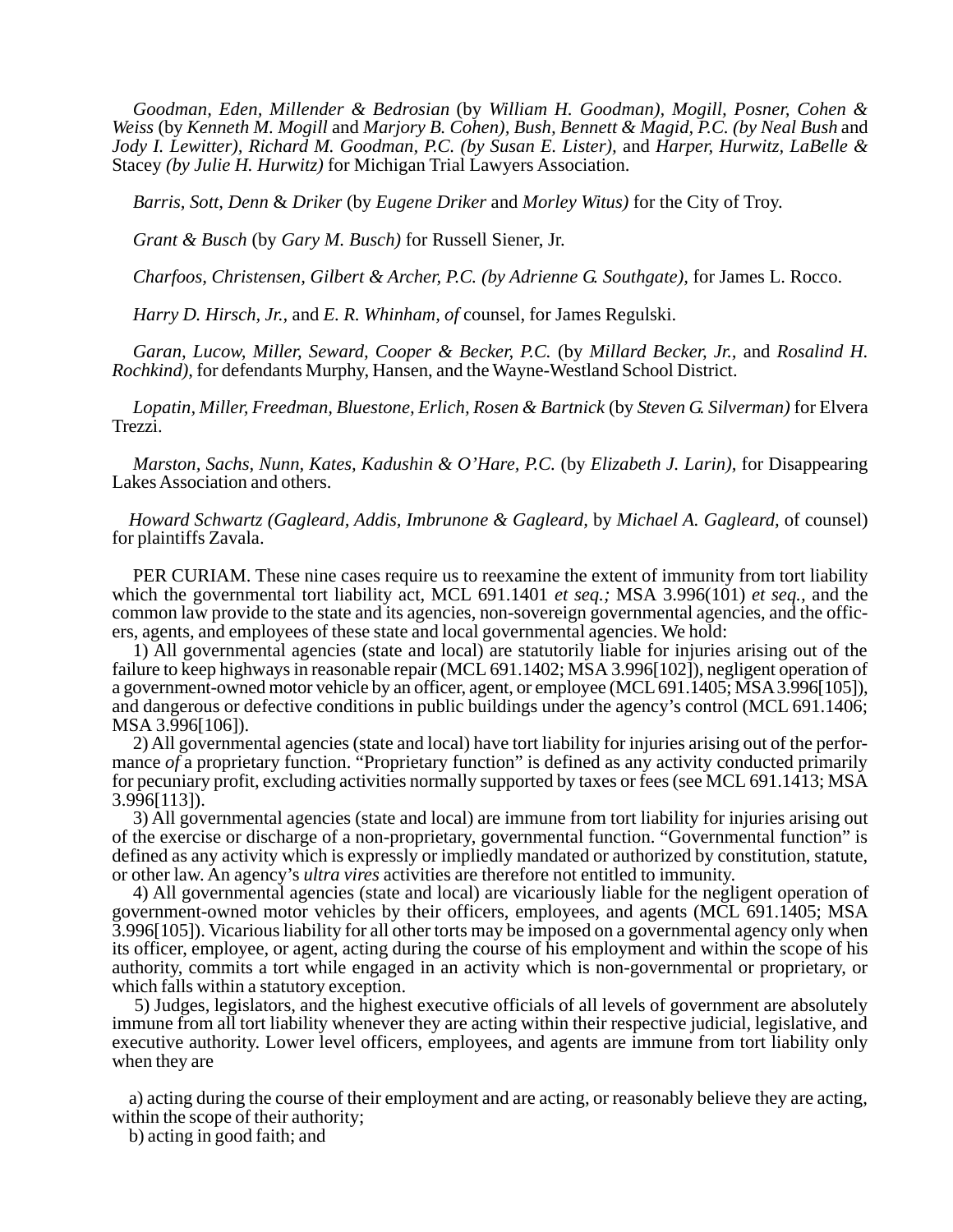*Goodman, Eden, Millender & Bedrosian* (by *William H. Goodman), Mogill, Posner, Cohen & Weiss* (by *Kenneth M. Mogill* and *Marjory B. Cohen), Bush, Bennett & Magid, P.C. (by Neal Bush* and *Jody I. Lewitter), Richard M. Goodman, P.C. (by Susan E. Lister),* and *Harper, Hurwitz, LaBelle &* Stacey *(by Julie H. Hurwitz)* for Michigan Trial Lawyers Association.

*Barris, Sott, Denn* & *Driker* (by *Eugene Driker* and *Morley Witus)* for the City of Troy.

*Grant & Busch* (by *Gary M. Busch)* for Russell Siener, Jr.

*Charfoos, Christensen, Gilbert & Archer, P.C. (by Adrienne G. Southgate),* for James L. Rocco.

*Harry D. Hirsch, Jr.,* and *E. R. Whinham, of* counsel, for James Regulski.

*Garan, Lucow, Miller, Seward, Cooper & Becker, P.C.* (by *Millard Becker, Jr.,* and *Rosalind H. Rochkind),* for defendants Murphy, Hansen, and the Wayne-Westland School District.

*Lopatin, Miller, Freedman, Bluestone, Erlich, Rosen & Bartnick* (by *Steven G. Silverman)* for Elvera Trezzi.

*Marston, Sachs, Nunn, Kates, Kadushin & O'Hare, P.C.* (by *Elizabeth J. Larin),* for Disappearing Lakes Association and others.

*Howard Schwartz (Gagleard, Addis, Imbrunone & Gagleard,* by *Michael A. Gagleard,* of counsel) for plaintiffs Zavala.

PER CURIAM. These nine cases require us to reexamine the extent of immunity from tort liability which the governmental tort liability act, MCL 691.1401 *et seq.;* MSA 3.996(101) *et seq.,* and the common law provide to the state and its agencies, non-sovereign governmental agencies, and the officers, agents, and employees of these state and local governmental agencies. We hold:

1) All governmental agencies (state and local) are statutorily liable for injuries arising out of the failure to keep highways in reasonable repair (MCL 691.1402; MSA 3.996[102]), negligent operation of a government-owned motor vehicle by an officer, agent, or employee (MCL 691.1405; MSA 3.996[105]), and dangerous or defective conditions in public buildings under the agency's control (MCL 691.1406; MSA 3.996[106]).

2) All governmental agencies (state and local) have tort liability for injuries arising out of the performance *of* a proprietary function. "Proprietary function" is defined as any activity conducted primarily for pecuniary profit, excluding activities normally supported by taxes or fees (see MCL 691.1413; MSA 3.996[113]).

3) All governmental agencies (state and local) are immune from tort liability for injuries arising out of the exercise or discharge of a non-proprietary, governmental function. "Governmental function" is defined as any activity which is expressly or impliedly mandated or authorized by constitution, statute, or other law. An agency's *ultra vires* activities are therefore not entitled to immunity.

4) All governmental agencies (state and local) are vicariously liable for the negligent operation of government-owned motor vehicles by their officers, employees, and agents (MCL 691.1405; MSA 3.996[105]). Vicarious liability for all other torts may be imposed on a governmental agency only when its officer, employee, or agent, acting during the course of his employment and within the scope of his authority, commits a tort while engaged in an activity which is non-governmental or proprietary, or which falls within a statutory exception.

5) Judges, legislators, and the highest executive officials of all levels of government are absolutely immune from all tort liability whenever they are acting within their respective judicial, legislative, and executive authority. Lower level officers, employees, and agents are immune from tort liability only when they are

a) acting during the course of their employment and are acting, or reasonably believe they are acting, within the scope of their authority;
b) acting in good faith; and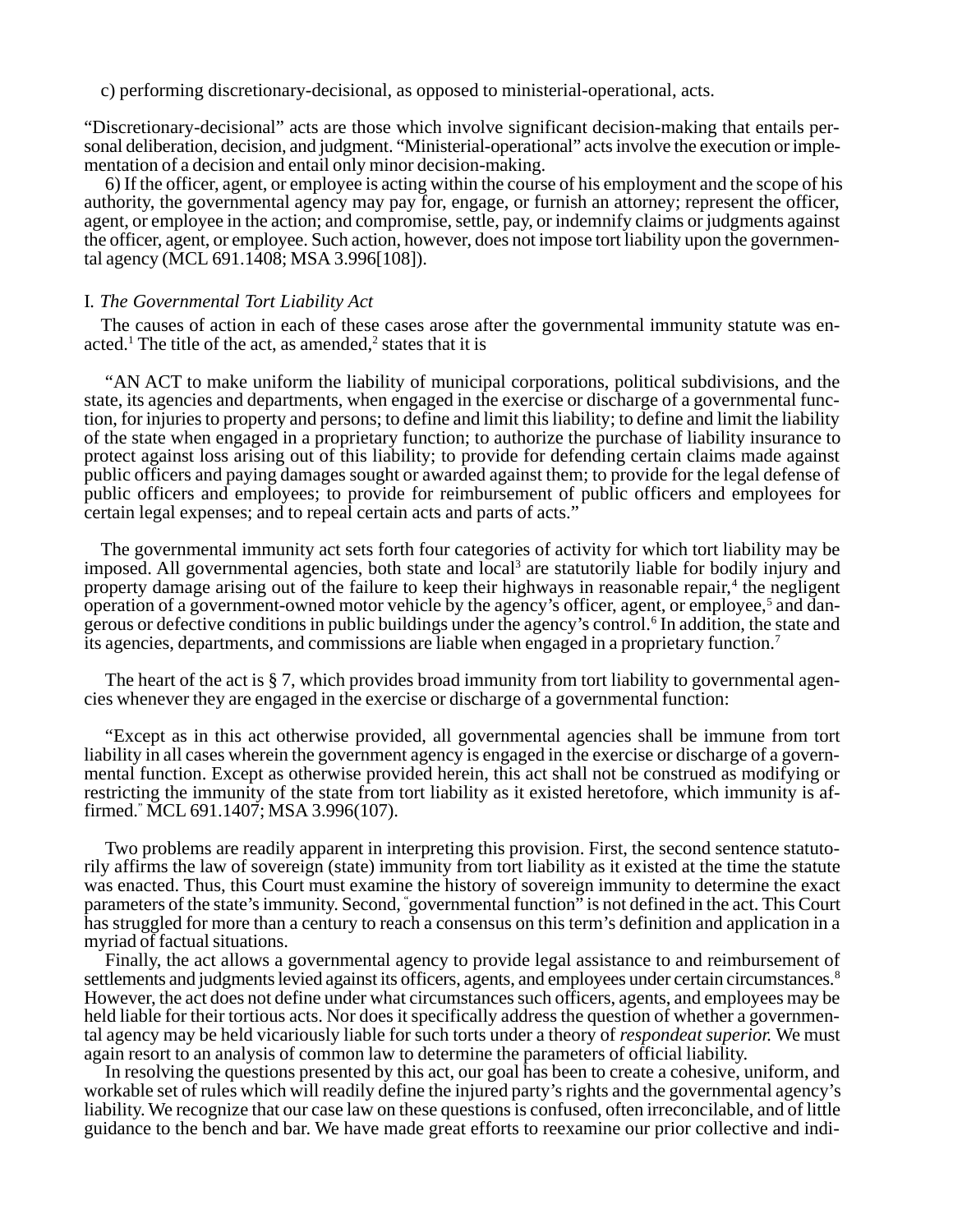c) performing discretionary-decisional, as opposed to ministerial-operational, acts.

"Discretionary-decisional" acts are those which involve significant decision-making that entails personal deliberation, decision, and judgment. "Ministerial-operational" acts involve the execution or implementation of a decision and entail only minor decision-making.

6) If the officer, agent, or employee is acting within the course of his employment and the scope of his authority, the governmental agency may pay for, engage, or furnish an attorney; represent the officer, agent, or employee in the action; and compromise, settle, pay, or indemnify claims or judgments against the officer, agent, or employee. Such action, however, does not impose tort liability upon the governmental agency (MCL 691.1408; MSA 3.996[108]).

## I. *The Governmental Tort Liability Act*

The causes of action in each of these cases arose after the governmental immunity statute was enacted.[1] The title of the act, as amended,[2] states that it is

"AN ACT to make uniform the liability of municipal corporations, political subdivisions, and the state, its agencies and departments, when engaged in the exercise or discharge of a governmental function, for injuries to property and persons; to define and limit this liability; to define and limit the liability of the state when engaged in a proprietary function; to authorize the purchase of liability insurance to protect against loss arising out of this liability; to provide for defending certain claims made against public officers and paying damages sought or awarded against them; to provide for the legal defense of public officers and employees; to provide for reimbursement of public officers and employees for certain legal expenses; and to repeal certain acts and parts of acts."

The governmental immunity act sets forth four categories of activity for which tort liability may be imposed. All governmental agencies, both state and local[3] are statutorily liable for bodily injury and property damage arising out of the failure to keep their highways in reasonable repair,[4] the negligent operation of a government-owned motor vehicle by the agency's officer, agent, or employee,[5] and dangerous or defective conditions in public buildings under the agency's control.[6] In addition, the state and its agencies, departments, and commissions are liable when engaged in a proprietary function.[7]

The heart of the act is § 7, which provides broad immunity from tort liability to governmental agencies whenever they are engaged in the exercise or discharge of a governmental function:

"Except as in this act otherwise provided, all governmental agencies shall be immune from tort liability in all cases wherein the government agency is engaged in the exercise or discharge of a governmental function. Except as otherwise provided herein, this act shall not be construed as modifying or restricting the immunity of the state from tort liability as it existed heretofore, which immunity is affirmed." MCL 691.1407; MSA 3.996(107).

Two problems are readily apparent in interpreting this provision. First, the second sentence statutorily affirms the law of sovereign (state) immunity from tort liability as it existed at the time the statute was enacted. Thus, this Court must examine the history of sovereign immunity to determine the exact parameters of the state's immunity. Second, "governmental function" is not defined in the act. This Court has struggled for more than a century to reach a consensus on this term's definition and application in a myriad of factual situations.

Finally, the act allows a governmental agency to provide legal assistance to and reimbursement of settlements and judgments levied against its officers, agents, and employees under certain circumstances.[8] However, the act does not define under what circumstances such officers, agents, and employees may be held liable for their tortious acts. Nor does it specifically address the question of whether a governmental agency may be held vicariously liable for such torts under a theory of *respondeat superior.* We must again resort to an analysis of common law to determine the parameters of official liability.

In resolving the questions presented by this act, our goal has been to create a cohesive, uniform, and workable set of rules which will readily define the injured party's rights and the governmental agency's liability. We recognize that our case law on these questions is confused, often irreconcilable, and of little guidance to the bench and bar. We have made great efforts to reexamine our prior collective and indi-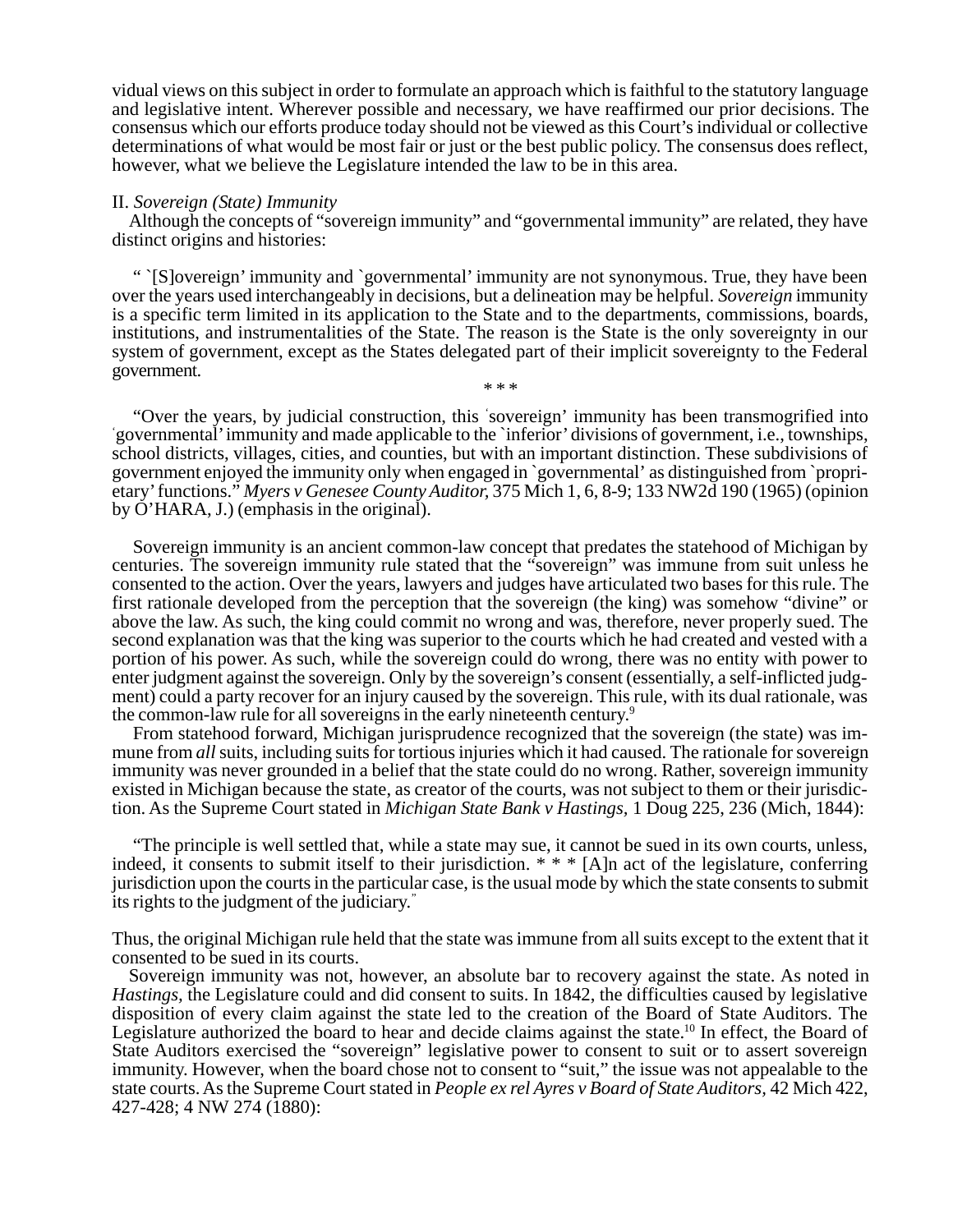vidual views on this subject in order to formulate an approach which is faithful to the statutory language and legislative intent. Wherever possible and necessary, we have reaffirmed our prior decisions. The consensus which our efforts produce today should not be viewed as this Court's individual or collective determinations of what would be most fair or just or the best public policy. The consensus does reflect, however, what we believe the Legislature intended the law to be in this area.

## II. *Sovereign (State) Immunity*

Although the concepts of "sovereign immunity" and "governmental immunity" are related, they have distinct origins and histories:

> " `[S]overeign' immunity and `governmental' immunity are not synonymous. True, they have been over the years used interchangeably in decisions, but a delineation may be helpful. *Sovereign* immunity is a specific term limited in its application to the State and to the departments, commissions, boards, institutions, and instrumentalities of the State. The reason is the State is the only sovereignty in our system of government, except as the States delegated part of their implicit sovereignty to the Federal government.
>
> \* \* \*
>
> "Over the years, by judicial construction, this `sovereign' immunity has been transmogrified into `governmental' immunity and made applicable to the `inferior' divisions of government, i.e., townships, school districts, villages, cities, and counties, but with an important distinction. These subdivisions of government enjoyed the immunity only when engaged in `governmental' as distinguished from `proprietary' functions." *Myers v Genesee County Auditor,* 375 Mich 1, 6, 8-9; 133 NW2d 190 (1965) (opinion by O'HARA, J.) (emphasis in the original).

Sovereign immunity is an ancient common-law concept that predates the statehood of Michigan by centuries. The sovereign immunity rule stated that the "sovereign" was immune from suit unless he consented to the action. Over the years, lawyers and judges have articulated two bases for this rule. The first rationale developed from the perception that the sovereign (the king) was somehow "divine" or above the law. As such, the king could commit no wrong and was, therefore, never properly sued. The second explanation was that the king was superior to the courts which he had created and vested with a portion of his power. As such, while the sovereign could do wrong, there was no entity with power to enter judgment against the sovereign. Only by the sovereign's consent (essentially, a self-inflicted judgment) could a party recover for an injury caused by the sovereign. This rule, with its dual rationale, was the common-law rule for all sovereigns in the early nineteenth century.[9]

From statehood forward, Michigan jurisprudence recognized that the sovereign (the state) was immune from *all* suits, including suits for tortious injuries which it had caused. The rationale for sovereign immunity was never grounded in a belief that the state could do no wrong. Rather, sovereign immunity existed in Michigan because the state, as creator of the courts, was not subject to them or their jurisdiction. As the Supreme Court stated in *Michigan State Bank v Hastings,* 1 Doug 225, 236 (Mich, 1844):

> "The principle is well settled that, while a state may sue, it cannot be sued in its own courts, unless, indeed, it consents to submit itself to their jurisdiction. * * * [A]n act of the legislature, conferring jurisdiction upon the courts in the particular case, is the usual mode by which the state consents to submit its rights to the judgment of the judiciary."

Thus, the original Michigan rule held that the state was immune from all suits except to the extent that it consented to be sued in its courts.

Sovereign immunity was not, however, an absolute bar to recovery against the state. As noted in *Hastings,* the Legislature could and did consent to suits. In 1842, the difficulties caused by legislative disposition of every claim against the state led to the creation of the Board of State Auditors. The Legislature authorized the board to hear and decide claims against the state.[10] In effect, the Board of State Auditors exercised the "sovereign" legislative power to consent to suit or to assert sovereign immunity. However, when the board chose not to consent to "suit," the issue was not appealable to the state courts. As the Supreme Court stated in *People ex rel Ayres v Board of State Auditors,* 42 Mich 422, 427-428; 4 NW 274 (1880):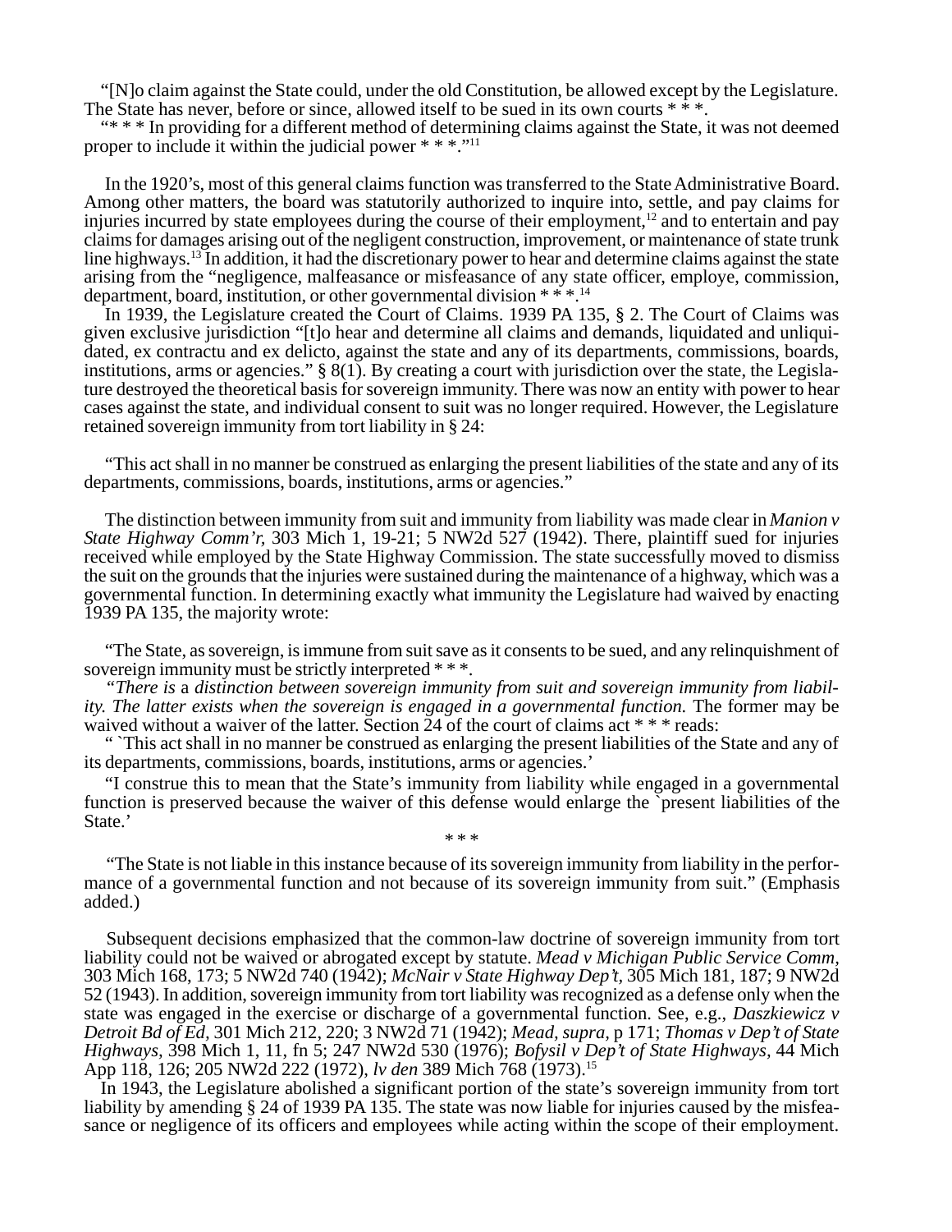"[N]o claim against the State could, under the old Constitution, be allowed except by the Legislature. The State has never, before or since, allowed itself to be sued in its own courts * * *.

"* * * In providing for a different method of determining claims against the State, it was not deemed proper to include it within the judicial power * * *."[11]

In the 1920's, most of this general claims function was transferred to the State Administrative Board. Among other matters, the board was statutorily authorized to inquire into, settle, and pay claims for injuries incurred by state employees during the course of their employment,[12] and to entertain and pay claims for damages arising out of the negligent construction, improvement, or maintenance of state trunk line highways.[13] In addition, it had the discretionary power to hear and determine claims against the state arising from the "negligence, malfeasance or misfeasance of any state officer, employe, commission, department, board, institution, or other governmental division * * *.[14]

In 1939, the Legislature created the Court of Claims. 1939 PA 135, § 2. The Court of Claims was given exclusive jurisdiction "[t]o hear and determine all claims and demands, liquidated and unliquidated, ex contractu and ex delicto, against the state and any of its departments, commissions, boards, institutions, arms or agencies." § 8(1). By creating a court with jurisdiction over the state, the Legislature destroyed the theoretical basis for sovereign immunity. There was now an entity with power to hear cases against the state, and individual consent to suit was no longer required. However, the Legislature retained sovereign immunity from tort liability in § 24:

"This act shall in no manner be construed as enlarging the present liabilities of the state and any of its departments, commissions, boards, institutions, arms or agencies."

The distinction between immunity from suit and immunity from liability was made clear in *Manion v State Highway Comm'r*, 303 Mich 1, 19-21; 5 NW2d 527 (1942). There, plaintiff sued for injuries received while employed by the State Highway Commission. The state successfully moved to dismiss the suit on the grounds that the injuries were sustained during the maintenance of a highway, which was a governmental function. In determining exactly what immunity the Legislature had waived by enacting 1939 PA 135, the majority wrote:

"The State, as sovereign, is immune from suit save as it consents to be sued, and any relinquishment of sovereign immunity must be strictly interpreted * * *.

*"There is* a *distinction between sovereign immunity from suit and sovereign immunity from liability. The latter exists when the sovereign is engaged in a governmental function.* The former may be waived without a waiver of the latter. Section 24 of the court of claims act * * * reads:

" `This act shall in no manner be construed as enlarging the present liabilities of the State and any of its departments, commissions, boards, institutions, arms or agencies.'

"I construe this to mean that the State's immunity from liability while engaged in a governmental function is preserved because the waiver of this defense would enlarge the `present liabilities of the State.'

\* \* \*

"The State is not liable in this instance because of its sovereign immunity from liability in the performance of a governmental function and not because of its sovereign immunity from suit." (Emphasis added.)

Subsequent decisions emphasized that the common-law doctrine of sovereign immunity from tort liability could not be waived or abrogated except by statute. *Mead v Michigan Public Service Comm*, 303 Mich 168, 173; 5 NW2d 740 (1942); *McNair v State Highway Dep't*, 305 Mich 181, 187; 9 NW2d 52 (1943). In addition, sovereign immunity from tort liability was recognized as a defense only when the state was engaged in the exercise or discharge of a governmental function. See, e.g., *Daszkiewicz v Detroit Bd of Ed*, 301 Mich 212, 220; 3 NW2d 71 (1942); *Mead, supra*, p 171; *Thomas v Dep't of State Highways*, 398 Mich 1, 11, fn 5; 247 NW2d 530 (1976); *Bofysil v Dep't of State Highways*, 44 Mich App 118, 126; 205 NW2d 222 (1972), *lv den* 389 Mich 768 (1973).[15]

In 1943, the Legislature abolished a significant portion of the state's sovereign immunity from tort liability by amending § 24 of 1939 PA 135. The state was now liable for injuries caused by the misfeasance or negligence of its officers and employees while acting within the scope of their employment.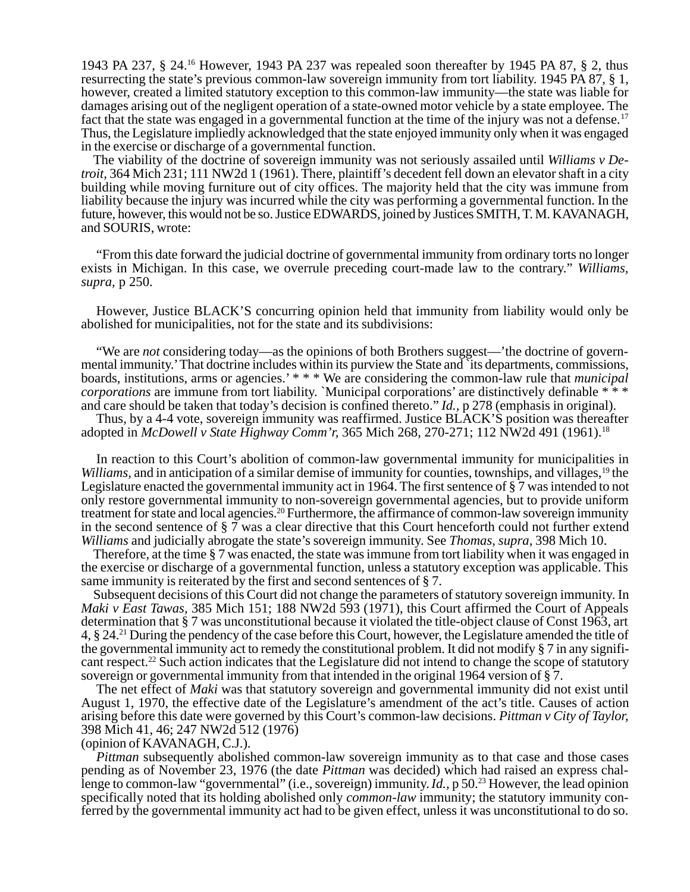1943 PA 237, § 24.[16] However, 1943 PA 237 was repealed soon thereafter by 1945 PA 87, § 2, thus resurrecting the state's previous common-law sovereign immunity from tort liability. 1945 PA 87, § 1, however, created a limited statutory exception to this common-law immunity—the state was liable for damages arising out of the negligent operation of a state-owned motor vehicle by a state employee. The fact that the state was engaged in a governmental function at the time of the injury was not a defense.[17] Thus, the Legislature impliedly acknowledged that the state enjoyed immunity only when it was engaged in the exercise or discharge of a governmental function.

The viability of the doctrine of sovereign immunity was not seriously assailed until *Williams v Detroit*, 364 Mich 231; 111 NW2d 1 (1961). There, plaintiff's decedent fell down an elevator shaft in a city building while moving furniture out of city offices. The majority held that the city was immune from liability because the injury was incurred while the city was performing a governmental function. In the future, however, this would not be so. Justice EDWARDS, joined by Justices SMITH, T. M. KAVANAGH, and SOURIS, wrote:

> "From this date forward the judicial doctrine of governmental immunity from ordinary torts no longer exists in Michigan. In this case, we overrule preceding court-made law to the contrary." *Williams, supra*, p 250.

However, Justice BLACK'S concurring opinion held that immunity from liability would only be abolished for municipalities, not for the state and its subdivisions:

> "We are *not* considering today—as the opinions of both Brothers suggest—'the doctrine of governmental immunity.' That doctrine includes within its purview the State and `its departments, commissions, boards, institutions, arms or agencies.' * * * We are considering the common-law rule that *municipal corporations* are immune from tort liability. `Municipal corporations' are distinctively definable * * * and care should be taken that today's decision is confined thereto." *Id.*, p 278 (emphasis in original).

Thus, by a 4-4 vote, sovereign immunity was reaffirmed. Justice BLACK'S position was thereafter adopted in *McDowell v State Highway Comm'r*, 365 Mich 268, 270-271; 112 NW2d 491 (1961).[18]

In reaction to this Court's abolition of common-law governmental immunity for municipalities in *Williams*, and in anticipation of a similar demise of immunity for counties, townships, and villages,[19] the Legislature enacted the governmental immunity act in 1964. The first sentence of § 7 was intended to not only restore governmental immunity to non-sovereign governmental agencies, but to provide uniform treatment for state and local agencies.[20] Furthermore, the affirmance of common-law sovereign immunity in the second sentence of § 7 was a clear directive that this Court henceforth could not further extend *Williams* and judicially abrogate the state's sovereign immunity. See *Thomas, supra*, 398 Mich 10.

Therefore, at the time § 7 was enacted, the state was immune from tort liability when it was engaged in the exercise or discharge of a governmental function, unless a statutory exception was applicable. This same immunity is reiterated by the first and second sentences of § 7.

Subsequent decisions of this Court did not change the parameters of statutory sovereign immunity. In *Maki v East Tawas*, 385 Mich 151; 188 NW2d 593 (1971), this Court affirmed the Court of Appeals determination that § 7 was unconstitutional because it violated the title-object clause of Const 1963, art 4, § 24.[21] During the pendency of the case before this Court, however, the Legislature amended the title of the governmental immunity act to remedy the constitutional problem. It did not modify § 7 in any significant respect.[22] Such action indicates that the Legislature did not intend to change the scope of statutory sovereign or governmental immunity from that intended in the original 1964 version of § 7.

The net effect of *Maki* was that statutory sovereign and governmental immunity did not exist until August 1, 1970, the effective date of the Legislature's amendment of the act's title. Causes of action arising before this date were governed by this Court's common-law decisions. *Pittman v City of Taylor*, 398 Mich 41, 46; 247 NW2d 512 (1976) (opinion of KAVANAGH, C.J.).

*Pittman* subsequently abolished common-law sovereign immunity as to that case and those cases pending as of November 23, 1976 (the date *Pittman* was decided) which had raised an express challenge to common-law "governmental" (i.e., sovereign) immunity. *Id.*, p 50.[23] However, the lead opinion specifically noted that its holding abolished only *common-law* immunity; the statutory immunity conferred by the governmental immunity act had to be given effect, unless it was unconstitutional to do so.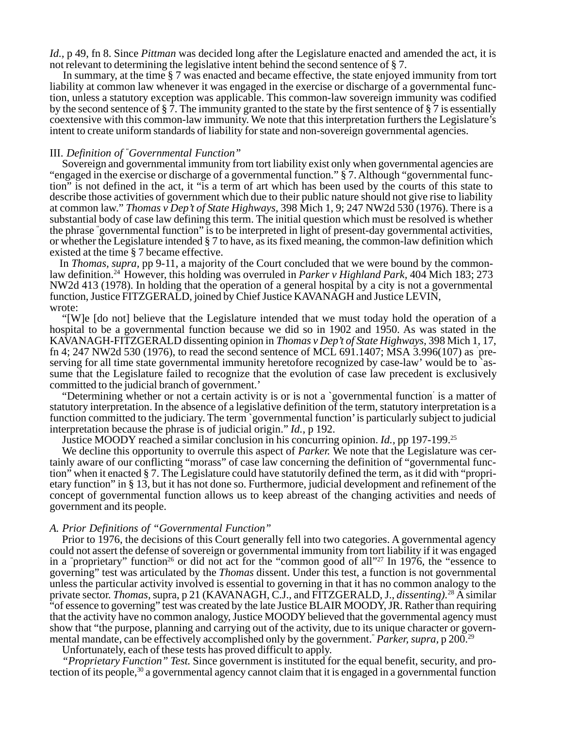*Id.*, p 49, fn 8. Since *Pittman* was decided long after the Legislature enacted and amended the act, it is not relevant to determining the legislative intent behind the second sentence of § 7.

In summary, at the time § 7 was enacted and became effective, the state enjoyed immunity from tort liability at common law whenever it was engaged in the exercise or discharge of a governmental function, unless a statutory exception was applicable. This common-law sovereign immunity was codified by the second sentence of § 7. The immunity granted to the state by the first sentence of § 7 is essentially coextensive with this common-law immunity. We note that this interpretation furthers the Legislature's intent to create uniform standards of liability for state and non-sovereign governmental agencies.

III. *Definition of "Governmental Function"*

Sovereign and governmental immunity from tort liability exist only when governmental agencies are "engaged in the exercise or discharge of a governmental function." § 7. Although "governmental function" is not defined in the act, it "is a term of art which has been used by the courts of this state to describe those activities of government which due to their public nature should not give rise to liability at common law." *Thomas v Dep't of State Highways*, 398 Mich 1, 9; 247 NW2d 530 (1976). There is a substantial body of case law defining this term. The initial question which must be resolved is whether the phrase "governmental function" is to be interpreted in light of present-day governmental activities, or whether the Legislature intended § 7 to have, as its fixed meaning, the common-law definition which existed at the time § 7 became effective.

In *Thomas, supra*, pp 9-11, a majority of the Court concluded that we were bound by the common-law definition.[24] However, this holding was overruled in *Parker v Highland Park*, 404 Mich 183; 273 NW2d 413 (1978). In holding that the operation of a general hospital by a city is not a governmental function, Justice FITZGERALD, joined by Chief Justice KAVANAGH and Justice LEVIN, wrote:

"[W]e [do not] believe that the Legislature intended that we must today hold the operation of a hospital to be a governmental function because we did so in 1902 and 1950. As was stated in the KAVANAGH-FITZGERALD dissenting opinion in *Thomas v Dep't of State Highways*, 398 Mich 1, 17, fn 4; 247 NW2d 530 (1976), to read the second sentence of MCL 691.1407; MSA 3.996(107) as 'preserving for all time state governmental immunity heretofore recognized by case-law' would be to 'assume that the Legislature failed to recognize that the evolution of case law precedent is exclusively committed to the judicial branch of government.'

"Determining whether or not a certain activity is or is not a 'governmental function' is a matter of statutory interpretation. In the absence of a legislative definition of the term, statutory interpretation is a function committed to the judiciary. The term 'governmental function' is particularly subject to judicial interpretation because the phrase is of judicial origin." *Id.*, p 192.

Justice MOODY reached a similar conclusion in his concurring opinion. *Id.*, pp 197-199.[25]

We decline this opportunity to overrule this aspect of *Parker.* We note that the Legislature was certainly aware of our conflicting "morass" of case law concerning the definition of "governmental function" when it enacted § 7. The Legislature could have statutorily defined the term, as it did with "proprietary function" in § 13, but it has not done so. Furthermore, judicial development and refinement of the concept of governmental function allows us to keep abreast of the changing activities and needs of government and its people.

*A. Prior Definitions of "Governmental Function"*

Prior to 1976, the decisions of this Court generally fell into two categories. A governmental agency could not assert the defense of sovereign or governmental immunity from tort liability if it was engaged in a "proprietary" function[26] or did not act for the "common good of all"[27] In 1976, the "essence to governing" test was articulated by the *Thomas* dissent. Under this test, a function is not governmental unless the particular activity involved is essential to governing in that it has no common analogy to the private sector. *Thomas*, supra, p 21 (KAVANAGH, C.J., and FITZGERALD, J., *dissenting)*.[28] A similar "of essence to governing" test was created by the late Justice BLAIR MOODY, JR. Rather than requiring that the activity have no common analogy, Justice MOODY believed that the governmental agency must show that "the purpose, planning and carrying out of the activity, due to its unique character or governmental mandate, can be effectively accomplished only by the government." *Parker, supra*, p 200.[29]

Unfortunately, each of these tests has proved difficult to apply.

*"Proprietary Function" Test.* Since government is instituted for the equal benefit, security, and protection of its people,[30] a governmental agency cannot claim that it is engaged in a governmental function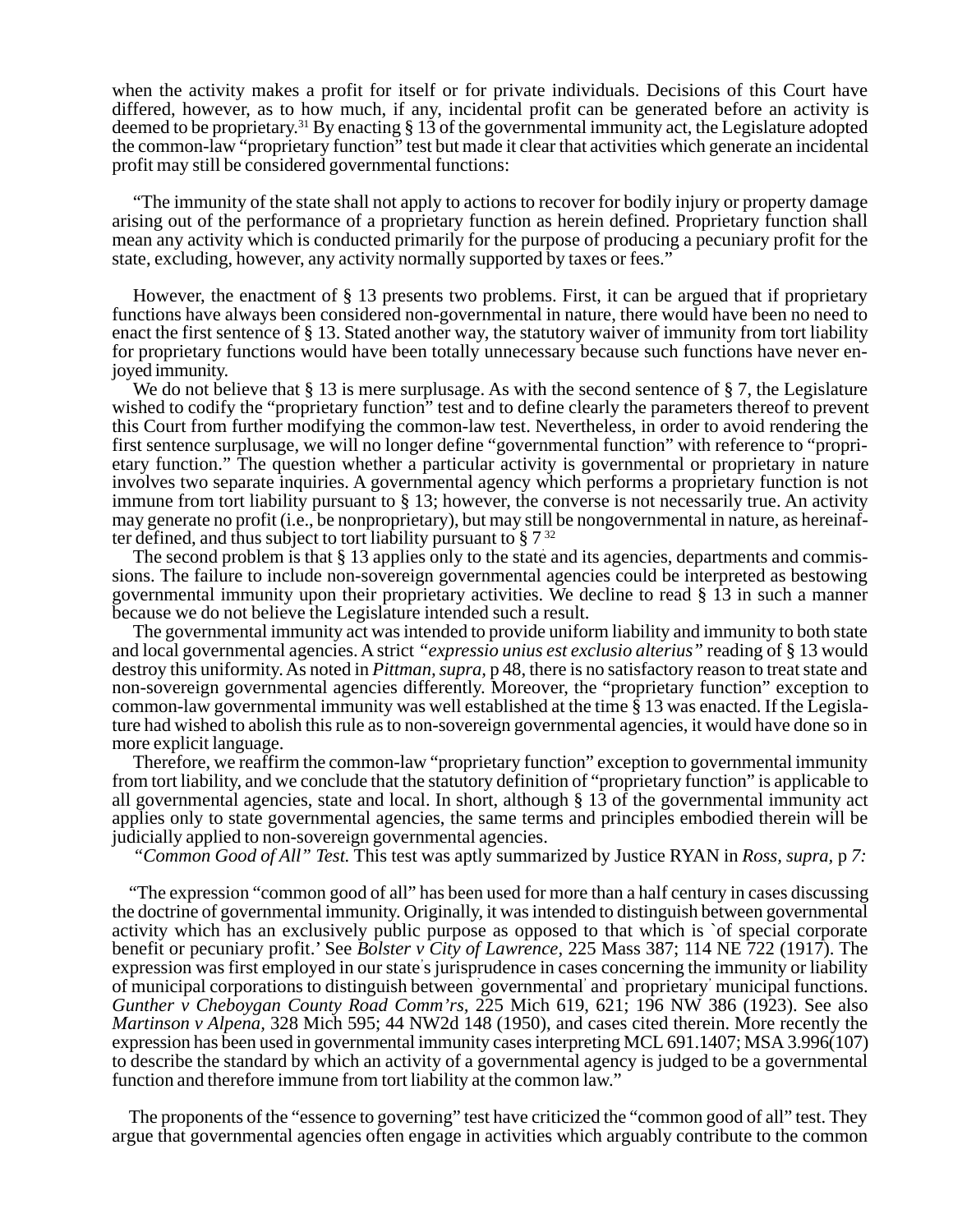when the activity makes a profit for itself or for private individuals. Decisions of this Court have differed, however, as to how much, if any, incidental profit can be generated before an activity is deemed to be proprietary.[31] By enacting § 13 of the governmental immunity act, the Legislature adopted the common-law "proprietary function" test but made it clear that activities which generate an incidental profit may still be considered governmental functions:

> "The immunity of the state shall not apply to actions to recover for bodily injury or property damage arising out of the performance of a proprietary function as herein defined. Proprietary function shall mean any activity which is conducted primarily for the purpose of producing a pecuniary profit for the state, excluding, however, any activity normally supported by taxes or fees."

However, the enactment of § 13 presents two problems. First, it can be argued that if proprietary functions have always been considered non-governmental in nature, there would have been no need to enact the first sentence of § 13. Stated another way, the statutory waiver of immunity from tort liability for proprietary functions would have been totally unnecessary because such functions have never enjoyed immunity.

We do not believe that § 13 is mere surplusage. As with the second sentence of § 7, the Legislature wished to codify the "proprietary function" test and to define clearly the parameters thereof to prevent this Court from further modifying the common-law test. Nevertheless, in order to avoid rendering the first sentence surplusage, we will no longer define "governmental function" with reference to "proprietary function." The question whether a particular activity is governmental or proprietary in nature involves two separate inquiries. A governmental agency which performs a proprietary function is not immune from tort liability pursuant to § 13; however, the converse is not necessarily true. An activity may generate no profit (i.e., be nonproprietary), but may still be nongovernmental in nature, as hereinafter defined, and thus subject to tort liability pursuant to § 7[32]

The second problem is that § 13 applies only to the state and its agencies, departments and commissions. The failure to include non-sovereign governmental agencies could be interpreted as bestowing governmental immunity upon their proprietary activities. We decline to read § 13 in such a manner because we do not believe the Legislature intended such a result.

The governmental immunity act was intended to provide uniform liability and immunity to both state and local governmental agencies. A strict *"expressio unius est exclusio alterius"* reading of § 13 would destroy this uniformity. As noted in *Pittman, supra,* p 48, there is no satisfactory reason to treat state and non-sovereign governmental agencies differently. Moreover, the "proprietary function" exception to common-law governmental immunity was well established at the time § 13 was enacted. If the Legislature had wished to abolish this rule as to non-sovereign governmental agencies, it would have done so in more explicit language.

Therefore, we reaffirm the common-law "proprietary function" exception to governmental immunity from tort liability, and we conclude that the statutory definition of "proprietary function" is applicable to all governmental agencies, state and local. In short, although § 13 of the governmental immunity act applies only to state governmental agencies, the same terms and principles embodied therein will be judicially applied to non-sovereign governmental agencies.

*"Common Good of All" Test.* This test was aptly summarized by Justice RYAN in *Ross, supra,* p *7:*

> "The expression "common good of all" has been used for more than a half century in cases discussing the doctrine of governmental immunity. Originally, it was intended to distinguish between governmental activity which has an exclusively public purpose as opposed to that which is `of special corporate benefit or pecuniary profit.' See *Bolster v City of Lawrence,* 225 Mass 387; 114 NE 722 (1917). The expression was first employed in our state's jurisprudence in cases concerning the immunity or liability of municipal corporations to distinguish between `governmental' and `proprietary' municipal functions. *Gunther v Cheboygan County Road Comm'rs,* 225 Mich 619, 621; 196 NW 386 (1923). See also *Martinson v Alpena,* 328 Mich 595; 44 NW2d 148 (1950), and cases cited therein. More recently the expression has been used in governmental immunity cases interpreting MCL 691.1407; MSA 3.996(107) to describe the standard by which an activity of a governmental agency is judged to be a governmental function and therefore immune from tort liability at the common law."

The proponents of the "essence to governing" test have criticized the "common good of all" test. They argue that governmental agencies often engage in activities which arguably contribute to the common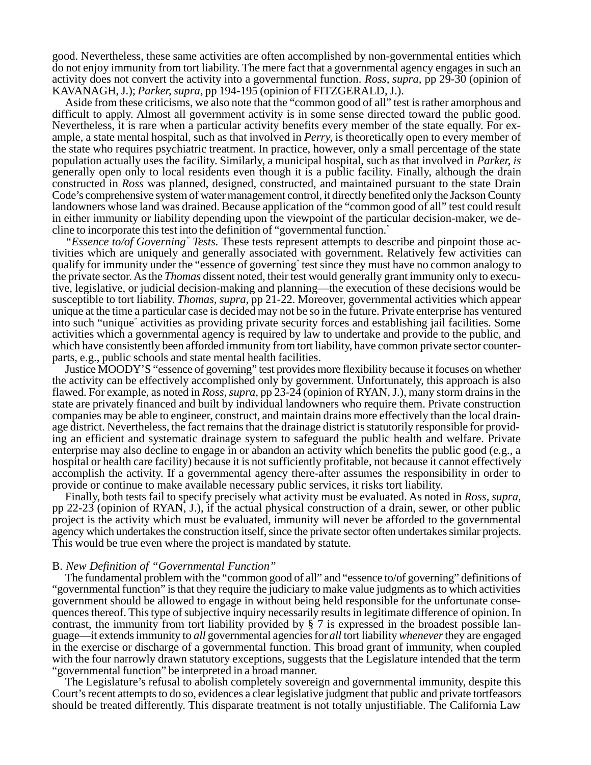good. Nevertheless, these same activities are often accomplished by non-governmental entities which do not enjoy immunity from tort liability. The mere fact that a governmental agency engages in such an activity does not convert the activity into a governmental function. *Ross, supra,* pp 29-30 (opinion of KAVANAGH, J.); *Parker, supra,* pp 194-195 (opinion of FITZGERALD, J.).

Aside from these criticisms, we also note that the "common good of all" test is rather amorphous and difficult to apply. Almost all government activity is in some sense directed toward the public good. Nevertheless, it is rare when a particular activity benefits every member of the state equally. For example, a state mental hospital, such as that involved in *Perry,* is theoretically open to every member of the state who requires psychiatric treatment. In practice, however, only a small percentage of the state population actually uses the facility. Similarly, a municipal hospital, such as that involved in *Parker, is* generally open only to local residents even though it is a public facility. Finally, although the drain constructed in *Ross* was planned, designed, constructed, and maintained pursuant to the state Drain Code's comprehensive system of water management control, it directly benefited only the Jackson County landowners whose land was drained. Because application of the "common good of all" test could result in either immunity or liability depending upon the viewpoint of the particular decision-maker, we decline to incorporate this test into the definition of "governmental function."

*"Essence to/of Governing" Tests.* These tests represent attempts to describe and pinpoint those activities which are uniquely and generally associated with government. Relatively few activities can qualify for immunity under the "essence of governing" test since they must have no common analogy to the private sector. As the *Thomas* dissent noted, their test would generally grant immunity only to executive, legislative, or judicial decision-making and planning—the execution of these decisions would be susceptible to tort liability. *Thomas, supra,* pp 21-22. Moreover, governmental activities which appear unique at the time a particular case is decided may not be so in the future. Private enterprise has ventured into such "unique" activities as providing private security forces and establishing jail facilities. Some activities which a governmental agency is required by law to undertake and provide to the public, and which have consistently been afforded immunity from tort liability, have common private sector counterparts, e.g., public schools and state mental health facilities.

Justice MOODY'S "essence of governing" test provides more flexibility because it focuses on whether the activity can be effectively accomplished only by government. Unfortunately, this approach is also flawed. For example, as noted in *Ross, supra,* pp 23-24 (opinion of RYAN, J.), many storm drains in the state are privately financed and built by individual landowners who require them. Private construction companies may be able to engineer, construct, and maintain drains more effectively than the local drainage district. Nevertheless, the fact remains that the drainage district is statutorily responsible for providing an efficient and systematic drainage system to safeguard the public health and welfare. Private enterprise may also decline to engage in or abandon an activity which benefits the public good (e.g., a hospital or health care facility) because it is not sufficiently profitable, not because it cannot effectively accomplish the activity. If a governmental agency there-after assumes the responsibility in order to provide or continue to make available necessary public services, it risks tort liability.

Finally, both tests fail to specify precisely what activity must be evaluated. As noted in *Ross, supra,* pp 22-23 (opinion of RYAN, J.), if the actual physical construction of a drain, sewer, or other public project is the activity which must be evaluated, immunity will never be afforded to the governmental agency which undertakes the construction itself, since the private sector often undertakes similar projects. This would be true even where the project is mandated by statute.

B. *New Definition of "Governmental Function"*

The fundamental problem with the "common good of all" and "essence to/of governing" definitions of "governmental function" is that they require the judiciary to make value judgments as to which activities government should be allowed to engage in without being held responsible for the unfortunate consequences thereof. This type of subjective inquiry necessarily results in legitimate difference of opinion. In contrast, the immunity from tort liability provided by § 7 is expressed in the broadest possible language—it extends immunity to *all* governmental agencies for *all* tort liability *whenever* they are engaged in the exercise or discharge of a governmental function. This broad grant of immunity, when coupled with the four narrowly drawn statutory exceptions, suggests that the Legislature intended that the term "governmental function" be interpreted in a broad manner.

The Legislature's refusal to abolish completely sovereign and governmental immunity, despite this Court's recent attempts to do so, evidences a clear legislative judgment that public and private tortfeasors should be treated differently. This disparate treatment is not totally unjustifiable. The California Law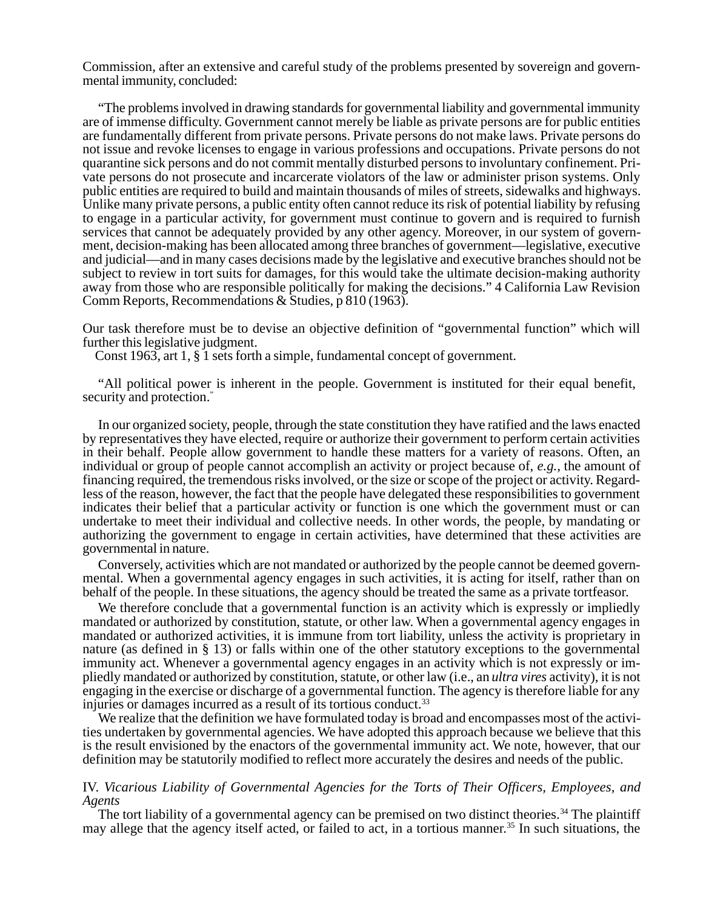Commission, after an extensive and careful study of the problems presented by sovereign and governmental immunity, concluded:

> "The problems involved in drawing standards for governmental liability and governmental immunity are of immense difficulty. Government cannot merely be liable as private persons are for public entities are fundamentally different from private persons. Private persons do not make laws. Private persons do not issue and revoke licenses to engage in various professions and occupations. Private persons do not quarantine sick persons and do not commit mentally disturbed persons to involuntary confinement. Private persons do not prosecute and incarcerate violators of the law or administer prison systems. Only public entities are required to build and maintain thousands of miles of streets, sidewalks and highways. Unlike many private persons, a public entity often cannot reduce its risk of potential liability by refusing to engage in a particular activity, for government must continue to govern and is required to furnish services that cannot be adequately provided by any other agency. Moreover, in our system of government, decision-making has been allocated among three branches of government—legislative, executive and judicial—and in many cases decisions made by the legislative and executive branches should not be subject to review in tort suits for damages, for this would take the ultimate decision-making authority away from those who are responsible politically for making the decisions." 4 California Law Revision Comm Reports, Recommendations & Studies, p 810 (1963).

Our task therefore must be to devise an objective definition of "governmental function" which will further this legislative judgment.

Const 1963, art 1, § 1 sets forth a simple, fundamental concept of government.

> "All political power is inherent in the people. Government is instituted for their equal benefit, security and protection."

In our organized society, people, through the state constitution they have ratified and the laws enacted by representatives they have elected, require or authorize their government to perform certain activities in their behalf. People allow government to handle these matters for a variety of reasons. Often, an individual or group of people cannot accomplish an activity or project because of, *e.g.*, the amount of financing required, the tremendous risks involved, or the size or scope of the project or activity. Regardless of the reason, however, the fact that the people have delegated these responsibilities to government indicates their belief that a particular activity or function is one which the government must or can undertake to meet their individual and collective needs. In other words, the people, by mandating or authorizing the government to engage in certain activities, have determined that these activities are governmental in nature.

Conversely, activities which are not mandated or authorized by the people cannot be deemed governmental. When a governmental agency engages in such activities, it is acting for itself, rather than on behalf of the people. In these situations, the agency should be treated the same as a private tortfeasor.

We therefore conclude that a governmental function is an activity which is expressly or impliedly mandated or authorized by constitution, statute, or other law. When a governmental agency engages in mandated or authorized activities, it is immune from tort liability, unless the activity is proprietary in nature (as defined in § 13) or falls within one of the other statutory exceptions to the governmental immunity act. Whenever a governmental agency engages in an activity which is not expressly or impliedly mandated or authorized by constitution, statute, or other law (i.e., an *ultra vires* activity), it is not engaging in the exercise or discharge of a governmental function. The agency is therefore liable for any injuries or damages incurred as a result of its tortious conduct.[33]

We realize that the definition we have formulated today is broad and encompasses most of the activities undertaken by governmental agencies. We have adopted this approach because we believe that this is the result envisioned by the enactors of the governmental immunity act. We note, however, that our definition may be statutorily modified to reflect more accurately the desires and needs of the public.

### IV. *Vicarious Liability of Governmental Agencies for the Torts of Their Officers, Employees, and Agents*

The tort liability of a governmental agency can be premised on two distinct theories.[34] The plaintiff may allege that the agency itself acted, or failed to act, in a tortious manner.[35] In such situations, the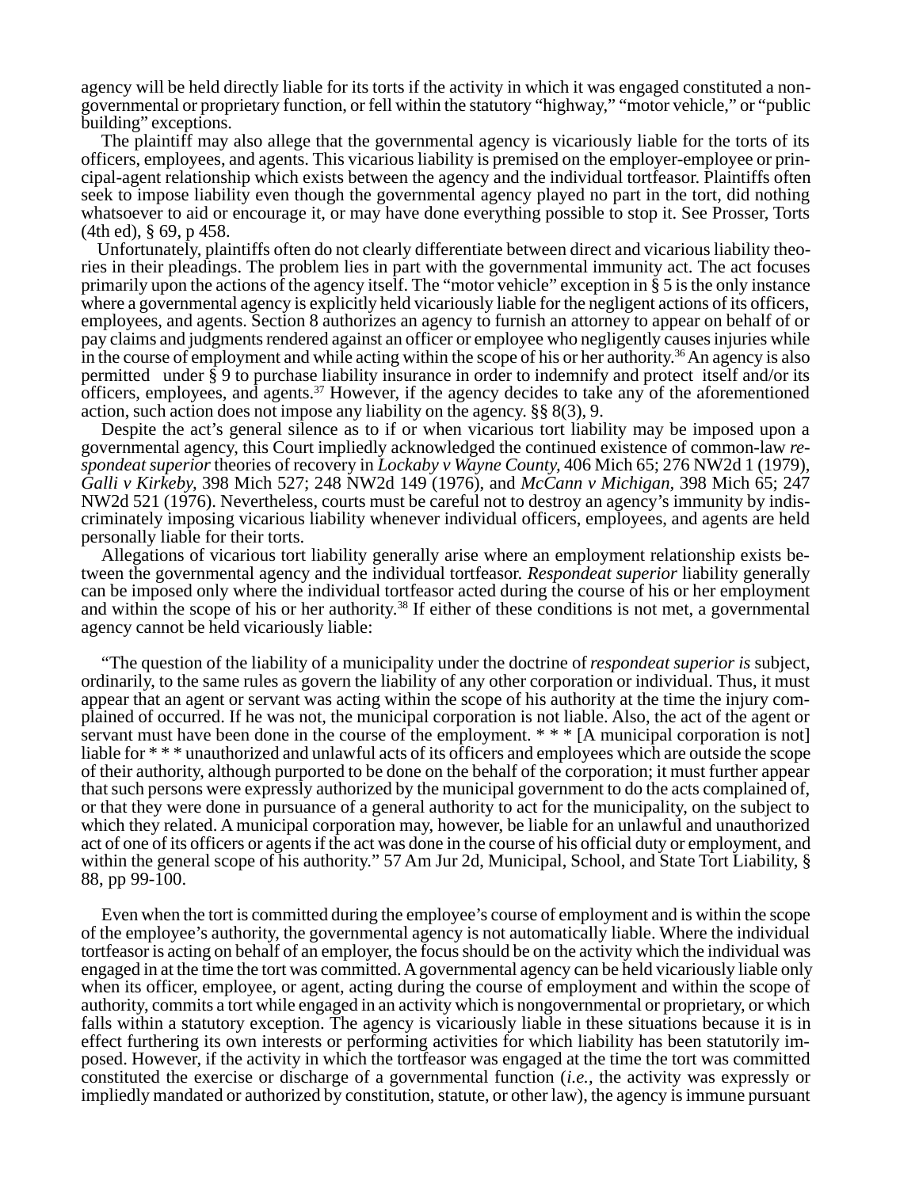agency will be held directly liable for its torts if the activity in which it was engaged constituted a nongovernmental or proprietary function, or fell within the statutory "highway," "motor vehicle," or "public building" exceptions.

The plaintiff may also allege that the governmental agency is vicariously liable for the torts of its officers, employees, and agents. This vicarious liability is premised on the employer-employee or principal-agent relationship which exists between the agency and the individual tortfeasor. Plaintiffs often seek to impose liability even though the governmental agency played no part in the tort, did nothing whatsoever to aid or encourage it, or may have done everything possible to stop it. See Prosser, Torts (4th ed), § 69, p 458.

Unfortunately, plaintiffs often do not clearly differentiate between direct and vicarious liability theories in their pleadings. The problem lies in part with the governmental immunity act. The act focuses primarily upon the actions of the agency itself. The "motor vehicle" exception in § 5 is the only instance where a governmental agency is explicitly held vicariously liable for the negligent actions of its officers, employees, and agents. Section 8 authorizes an agency to furnish an attorney to appear on behalf of or pay claims and judgments rendered against an officer or employee who negligently causes injuries while in the course of employment and while acting within the scope of his or her authority.[36] An agency is also permitted under § 9 to purchase liability insurance in order to indemnify and protect itself and/or its officers, employees, and agents.[37] However, if the agency decides to take any of the aforementioned action, such action does not impose any liability on the agency. §§ 8(3), 9.

Despite the act's general silence as to if or when vicarious tort liability may be imposed upon a governmental agency, this Court impliedly acknowledged the continued existence of common-law *respondeat superior* theories of recovery in *Lockaby v Wayne County,* 406 Mich 65; 276 NW2d 1 (1979), *Galli v Kirkeby,* 398 Mich 527; 248 NW2d 149 (1976), and *McCann v Michigan,* 398 Mich 65; 247 NW2d 521 (1976). Nevertheless, courts must be careful not to destroy an agency's immunity by indiscriminately imposing vicarious liability whenever individual officers, employees, and agents are held personally liable for their torts.

Allegations of vicarious tort liability generally arise where an employment relationship exists between the governmental agency and the individual tortfeasor. *Respondeat superior* liability generally can be imposed only where the individual tortfeasor acted during the course of his or her employment and within the scope of his or her authority.[38] If either of these conditions is not met, a governmental agency cannot be held vicariously liable:

> "The question of the liability of a municipality under the doctrine of *respondeat superior is* subject, ordinarily, to the same rules as govern the liability of any other corporation or individual. Thus, it must appear that an agent or servant was acting within the scope of his authority at the time the injury complained of occurred. If he was not, the municipal corporation is not liable. Also, the act of the agent or servant must have been done in the course of the employment. * * * [A municipal corporation is not] liable for * * * unauthorized and unlawful acts of its officers and employees which are outside the scope of their authority, although purported to be done on the behalf of the corporation; it must further appear that such persons were expressly authorized by the municipal government to do the acts complained of, or that they were done in pursuance of a general authority to act for the municipality, on the subject to which they related. A municipal corporation may, however, be liable for an unlawful and unauthorized act of one of its officers or agents if the act was done in the course of his official duty or employment, and within the general scope of his authority." 57 Am Jur 2d, Municipal, School, and State Tort Liability, § 88, pp 99-100.

Even when the tort is committed during the employee's course of employment and is within the scope of the employee's authority, the governmental agency is not automatically liable. Where the individual tortfeasor is acting on behalf of an employer, the focus should be on the activity which the individual was engaged in at the time the tort was committed. A governmental agency can be held vicariously liable only when its officer, employee, or agent, acting during the course of employment and within the scope of authority, commits a tort while engaged in an activity which is nongovernmental or proprietary, or which falls within a statutory exception. The agency is vicariously liable in these situations because it is in effect furthering its own interests or performing activities for which liability has been statutorily imposed. However, if the activity in which the tortfeasor was engaged at the time the tort was committed constituted the exercise or discharge of a governmental function (*i.e.,* the activity was expressly or impliedly mandated or authorized by constitution, statute, or other law), the agency is immune pursuant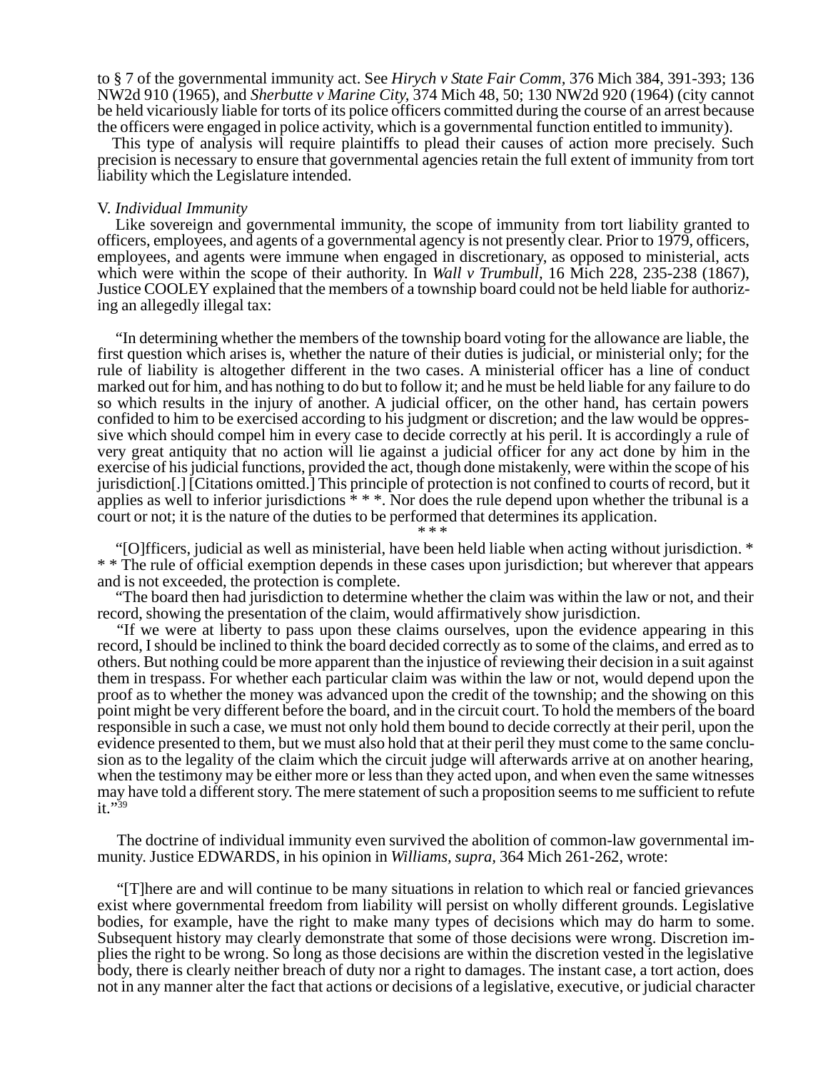to § 7 of the governmental immunity act. See *Hirych v State Fair Comm*, 376 Mich 384, 391-393; 136 NW2d 910 (1965), and *Sherbutte v Marine City*, 374 Mich 48, 50; 130 NW2d 920 (1964) (city cannot be held vicariously liable for torts of its police officers committed during the course of an arrest because the officers were engaged in police activity, which is a governmental function entitled to immunity).

This type of analysis will require plaintiffs to plead their causes of action more precisely. Such precision is necessary to ensure that governmental agencies retain the full extent of immunity from tort liability which the Legislature intended.

## V. *Individual Immunity*

Like sovereign and governmental immunity, the scope of immunity from tort liability granted to officers, employees, and agents of a governmental agency is not presently clear. Prior to 1979, officers, employees, and agents were immune when engaged in discretionary, as opposed to ministerial, acts which were within the scope of their authority. In *Wall v Trumbull*, 16 Mich 228, 235-238 (1867), Justice COOLEY explained that the members of a township board could not be held liable for authorizing an allegedly illegal tax:

> "In determining whether the members of the township board voting for the allowance are liable, the first question which arises is, whether the nature of their duties is judicial, or ministerial only; for the rule of liability is altogether different in the two cases. A ministerial officer has a line of conduct marked out for him, and has nothing to do but to follow it; and he must be held liable for any failure to do so which results in the injury of another. A judicial officer, on the other hand, has certain powers confided to him to be exercised according to his judgment or discretion; and the law would be oppressive which should compel him in every case to decide correctly at his peril. It is accordingly a rule of very great antiquity that no action will lie against a judicial officer for any act done by him in the exercise of his judicial functions, provided the act, though done mistakenly, were within the scope of his jurisdiction[.] [Citations omitted.] This principle of protection is not confined to courts of record, but it applies as well to inferior jurisdictions * * *. Nor does the rule depend upon whether the tribunal is a court or not; it is the nature of the duties to be performed that determines its application.
>
> \* \* \*
>
> "[O]fficers, judicial as well as ministerial, have been held liable when acting without jurisdiction. * * * The rule of official exemption depends in these cases upon jurisdiction; but wherever that appears and is not exceeded, the protection is complete.
>
> "The board then had jurisdiction to determine whether the claim was within the law or not, and their record, showing the presentation of the claim, would affirmatively show jurisdiction.
>
> "If we were at liberty to pass upon these claims ourselves, upon the evidence appearing in this record, I should be inclined to think the board decided correctly as to some of the claims, and erred as to others. But nothing could be more apparent than the injustice of reviewing their decision in a suit against them in trespass. For whether each particular claim was within the law or not, would depend upon the proof as to whether the money was advanced upon the credit of the township; and the showing on this point might be very different before the board, and in the circuit court. To hold the members of the board responsible in such a case, we must not only hold them bound to decide correctly at their peril, upon the evidence presented to them, but we must also hold that at their peril they must come to the same conclusion as to the legality of the claim which the circuit judge will afterwards arrive at on another hearing, when the testimony may be either more or less than they acted upon, and when even the same witnesses may have told a different story. The mere statement of such a proposition seems to me sufficient to refute it."[39]

The doctrine of individual immunity even survived the abolition of common-law governmental immunity. Justice EDWARDS, in his opinion in *Williams, supra*, 364 Mich 261-262, wrote:

> "[T]here are and will continue to be many situations in relation to which real or fancied grievances exist where governmental freedom from liability will persist on wholly different grounds. Legislative bodies, for example, have the right to make many types of decisions which may do harm to some. Subsequent history may clearly demonstrate that some of those decisions were wrong. Discretion implies the right to be wrong. So long as those decisions are within the discretion vested in the legislative body, there is clearly neither breach of duty nor a right to damages. The instant case, a tort action, does not in any manner alter the fact that actions or decisions of a legislative, executive, or judicial character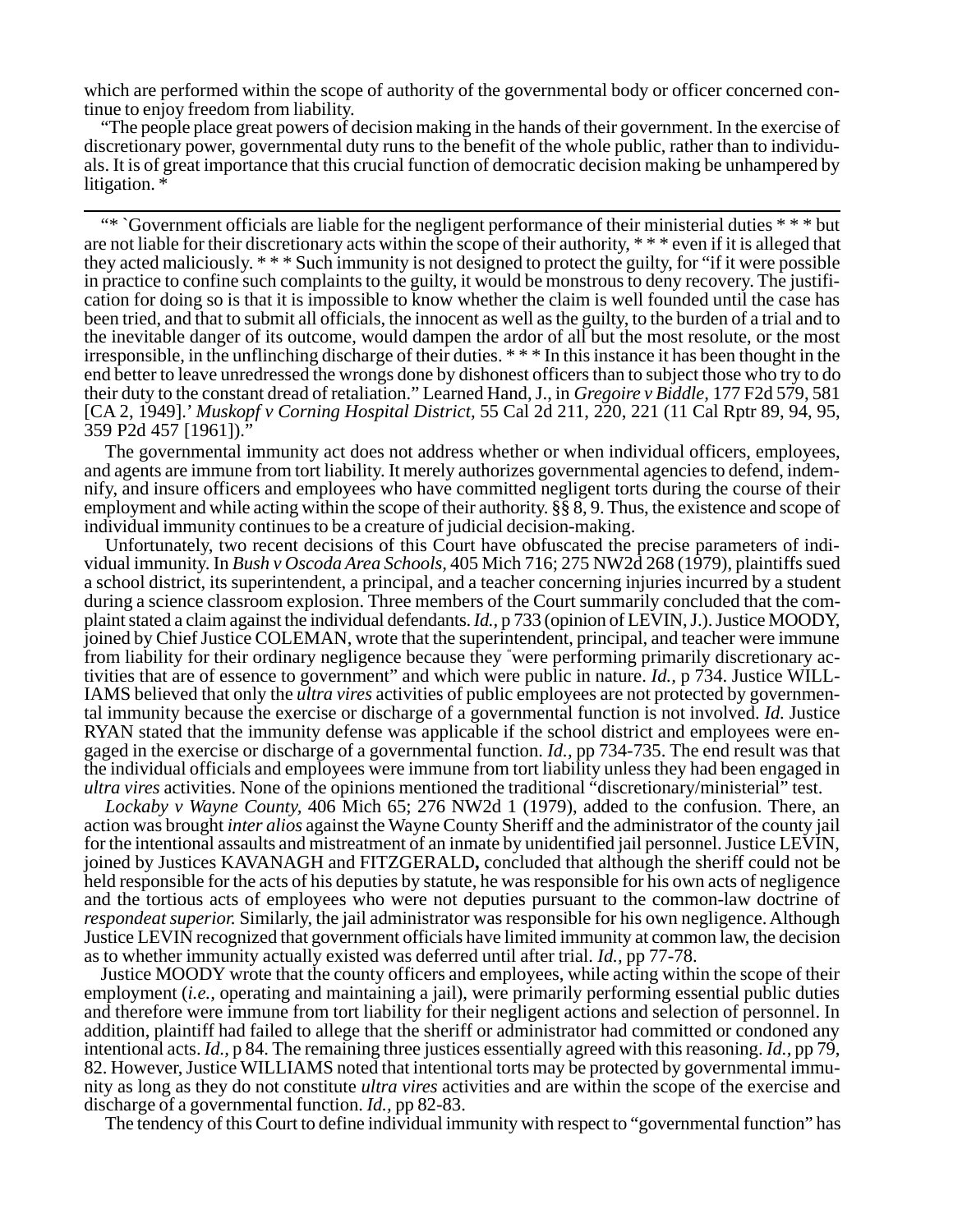which are performed within the scope of authority of the governmental body or officer concerned continue to enjoy freedom from liability.

"The people place great powers of decision making in the hands of their government. In the exercise of discretionary power, governmental duty runs to the benefit of the whole public, rather than to individuals. It is of great importance that this crucial function of democratic decision making be unhampered by litigation. *

---

"* `Government officials are liable for the negligent performance of their ministerial duties * * * but are not liable for their discretionary acts within the scope of their authority, * * * even if it is alleged that they acted maliciously. * * * Such immunity is not designed to protect the guilty, for "if it were possible in practice to confine such complaints to the guilty, it would be monstrous to deny recovery. The justification for doing so is that it is impossible to know whether the claim is well founded until the case has been tried, and that to submit all officials, the innocent as well as the guilty, to the burden of a trial and to the inevitable danger of its outcome, would dampen the ardor of all but the most resolute, or the most irresponsible, in the unflinching discharge of their duties. * * * In this instance it has been thought in the end better to leave unredressed the wrongs done by dishonest officers than to subject those who try to do their duty to the constant dread of retaliation." Learned Hand, J., in *Gregoire v Biddle*, 177 F2d 579, 581 [CA 2, 1949].' *Muskopf v Corning Hospital District*, 55 Cal 2d 211, 220, 221 (11 Cal Rptr 89, 94, 95, 359 P2d 457 [1961])."

The governmental immunity act does not address whether or when individual officers, employees, and agents are immune from tort liability. It merely authorizes governmental agencies to defend, indemnify, and insure officers and employees who have committed negligent torts during the course of their employment and while acting within the scope of their authority. §§ 8, 9. Thus, the existence and scope of individual immunity continues to be a creature of judicial decision-making.

Unfortunately, two recent decisions of this Court have obfuscated the precise parameters of individual immunity. In *Bush v Oscoda Area Schools*, 405 Mich 716; 275 NW2d 268 (1979), plaintiffs sued a school district, its superintendent, a principal, and a teacher concerning injuries incurred by a student during a science classroom explosion. Three members of the Court summarily concluded that the complaint stated a claim against the individual defendants. *Id.*, p 733 (opinion of LEVIN, J.). Justice MOODY, joined by Chief Justice COLEMAN, wrote that the superintendent, principal, and teacher were immune from liability for their ordinary negligence because they "were performing primarily discretionary activities that are of essence to government" and which were public in nature. *Id.*, p 734. Justice WILLIAMS believed that only the *ultra vires* activities of public employees are not protected by governmental immunity because the exercise or discharge of a governmental function is not involved. *Id.* Justice RYAN stated that the immunity defense was applicable if the school district and employees were engaged in the exercise or discharge of a governmental function. *Id.*, pp 734-735. The end result was that the individual officials and employees were immune from tort liability unless they had been engaged in *ultra vires* activities. None of the opinions mentioned the traditional "discretionary/ministerial" test.

*Lockaby v Wayne County*, 406 Mich 65; 276 NW2d 1 (1979), added to the confusion. There, an action was brought *inter alios* against the Wayne County Sheriff and the administrator of the county jail for the intentional assaults and mistreatment of an inmate by unidentified jail personnel. Justice LEVIN, joined by Justices KAVANAGH and FITZGERALD**,** concluded that although the sheriff could not be held responsible for the acts of his deputies by statute, he was responsible for his own acts of negligence and the tortious acts of employees who were not deputies pursuant to the common-law doctrine of *respondeat superior.* Similarly, the jail administrator was responsible for his own negligence. Although Justice LEVIN recognized that government officials have limited immunity at common law, the decision as to whether immunity actually existed was deferred until after trial. *Id.*, pp 77-78.

Justice MOODY wrote that the county officers and employees, while acting within the scope of their employment (*i.e.*, operating and maintaining a jail), were primarily performing essential public duties and therefore were immune from tort liability for their negligent actions and selection of personnel. In addition, plaintiff had failed to allege that the sheriff or administrator had committed or condoned any intentional acts. *Id.*, p 84. The remaining three justices essentially agreed with this reasoning. *Id.*, pp 79, 82. However, Justice WILLIAMS noted that intentional torts may be protected by governmental immunity as long as they do not constitute *ultra vires* activities and are within the scope of the exercise and discharge of a governmental function. *Id.*, pp 82-83.

The tendency of this Court to define individual immunity with respect to "governmental function" has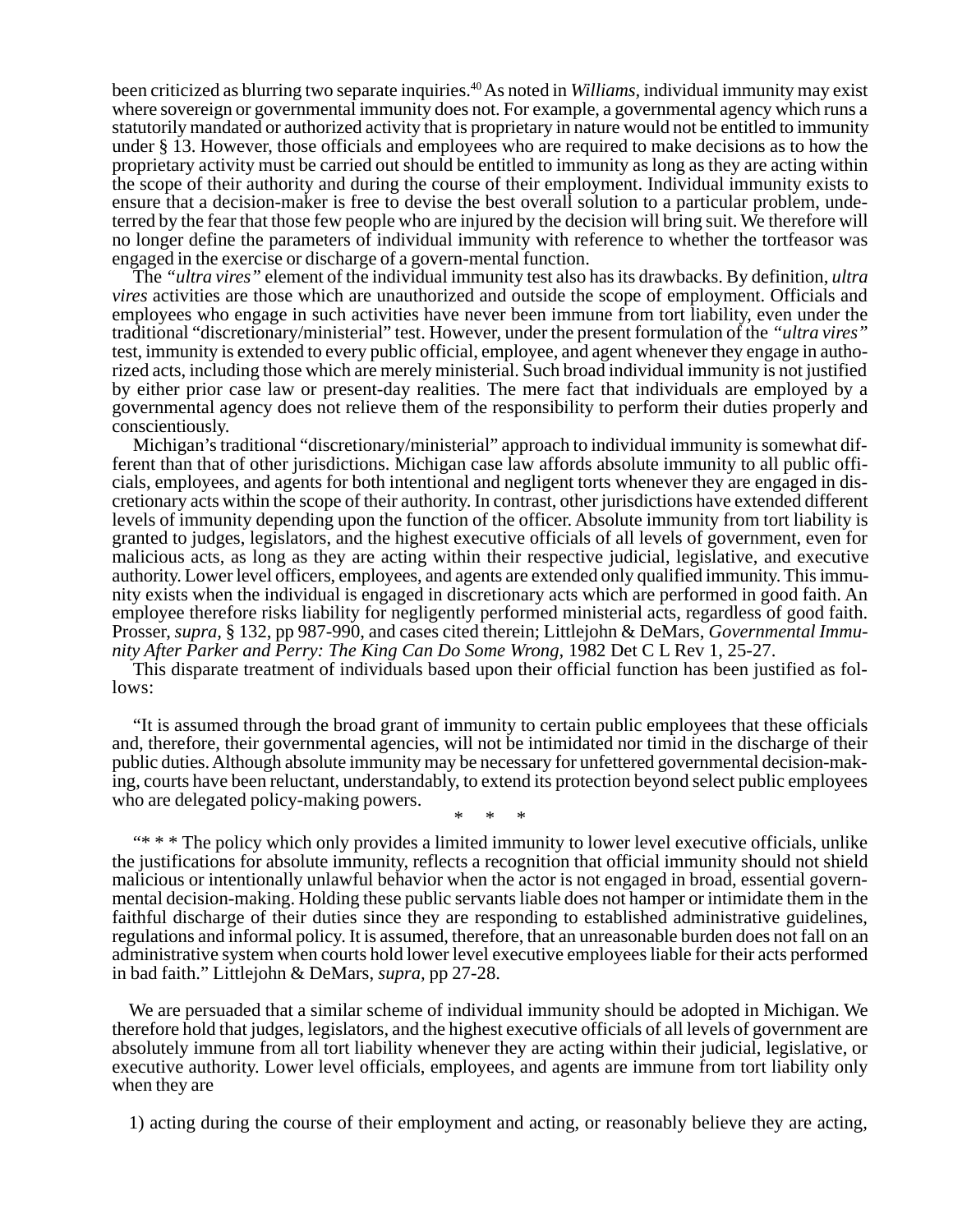been criticized as blurring two separate inquiries.[40] As noted in *Williams*, individual immunity may exist where sovereign or governmental immunity does not. For example, a governmental agency which runs a statutorily mandated or authorized activity that is proprietary in nature would not be entitled to immunity under § 13. However, those officials and employees who are required to make decisions as to how the proprietary activity must be carried out should be entitled to immunity as long as they are acting within the scope of their authority and during the course of their employment. Individual immunity exists to ensure that a decision-maker is free to devise the best overall solution to a particular problem, undeterred by the fear that those few people who are injured by the decision will bring suit. We therefore will no longer define the parameters of individual immunity with reference to whether the tortfeasor was engaged in the exercise or discharge of a govern-mental function.

The *"ultra vires"* element of the individual immunity test also has its drawbacks. By definition, *ultra vires* activities are those which are unauthorized and outside the scope of employment. Officials and employees who engage in such activities have never been immune from tort liability, even under the traditional "discretionary/ministerial" test. However, under the present formulation of the *"ultra vires"* test, immunity is extended to every public official, employee, and agent whenever they engage in authorized acts, including those which are merely ministerial. Such broad individual immunity is not justified by either prior case law or present-day realities. The mere fact that individuals are employed by a governmental agency does not relieve them of the responsibility to perform their duties properly and conscientiously.

Michigan's traditional "discretionary/ministerial" approach to individual immunity is somewhat different than that of other jurisdictions. Michigan case law affords absolute immunity to all public officials, employees, and agents for both intentional and negligent torts whenever they are engaged in discretionary acts within the scope of their authority. In contrast, other jurisdictions have extended different levels of immunity depending upon the function of the officer. Absolute immunity from tort liability is granted to judges, legislators, and the highest executive officials of all levels of government, even for malicious acts, as long as they are acting within their respective judicial, legislative, and executive authority. Lower level officers, employees, and agents are extended only qualified immunity. This immunity exists when the individual is engaged in discretionary acts which are performed in good faith. An employee therefore risks liability for negligently performed ministerial acts, regardless of good faith. Prosser, *supra,* § 132, pp 987-990, and cases cited therein; Littlejohn & DeMars, *Governmental Immunity After Parker and Perry: The King Can Do Some Wrong,* 1982 Det C L Rev 1, 25-27.

This disparate treatment of individuals based upon their official function has been justified as follows:

> "It is assumed through the broad grant of immunity to certain public employees that these officials and, therefore, their governmental agencies, will not be intimidated nor timid in the discharge of their public duties. Although absolute immunity may be necessary for unfettered governmental decision-making, courts have been reluctant, understandably, to extend its protection beyond select public employees who are delegated policy-making powers.
>
> \* \* \*
>
> "\* \* \* The policy which only provides a limited immunity to lower level executive officials, unlike the justifications for absolute immunity, reflects a recognition that official immunity should not shield malicious or intentionally unlawful behavior when the actor is not engaged in broad, essential governmental decision-making. Holding these public servants liable does not hamper or intimidate them in the faithful discharge of their duties since they are responding to established administrative guidelines, regulations and informal policy. It is assumed, therefore, that an unreasonable burden does not fall on an administrative system when courts hold lower level executive employees liable for their acts performed in bad faith." Littlejohn & DeMars, *supra,* pp 27-28.

We are persuaded that a similar scheme of individual immunity should be adopted in Michigan. We therefore hold that judges, legislators, and the highest executive officials of all levels of government are absolutely immune from all tort liability whenever they are acting within their judicial, legislative, or executive authority. Lower level officials, employees, and agents are immune from tort liability only when they are

1) acting during the course of their employment and acting, or reasonably believe they are acting,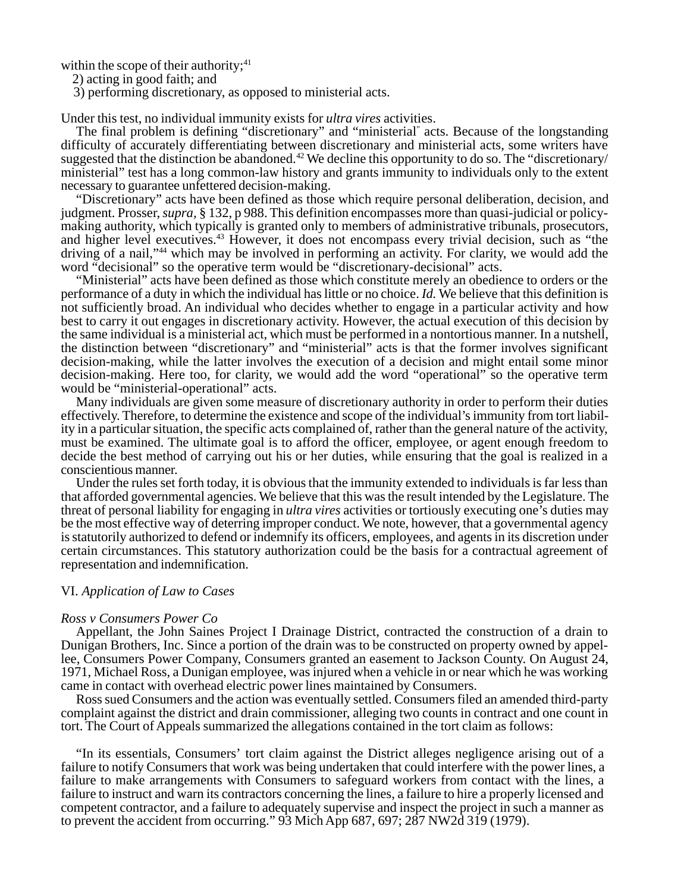within the scope of their authority;[41]

2) acting in good faith; and

3) performing discretionary, as opposed to ministerial acts.

Under this test, no individual immunity exists for *ultra vires* activities.

The final problem is defining "discretionary" and "ministerial" acts. Because of the longstanding difficulty of accurately differentiating between discretionary and ministerial acts, some writers have suggested that the distinction be abandoned.[42] We decline this opportunity to do so. The "discretionary/ministerial" test has a long common-law history and grants immunity to individuals only to the extent necessary to guarantee unfettered decision-making.

"Discretionary" acts have been defined as those which require personal deliberation, decision, and judgment. Prosser, *supra*, § 132, p 988. This definition encompasses more than quasi-judicial or policy-making authority, which typically is granted only to members of administrative tribunals, prosecutors, and higher level executives.[43] However, it does not encompass every trivial decision, such as "the driving of a nail,"[44] which may be involved in performing an activity. For clarity, we would add the word "decisional" so the operative term would be "discretionary-decisional" acts.

"Ministerial" acts have been defined as those which constitute merely an obedience to orders or the performance of a duty in which the individual has little or no choice. *Id.* We believe that this definition is not sufficiently broad. An individual who decides whether to engage in a particular activity and how best to carry it out engages in discretionary activity. However, the actual execution of this decision by the same individual is a ministerial act, which must be performed in a nontortious manner. In a nutshell, the distinction between "discretionary" and "ministerial" acts is that the former involves significant decision-making, while the latter involves the execution of a decision and might entail some minor decision-making. Here too, for clarity, we would add the word "operational" so the operative term would be "ministerial-operational" acts.

Many individuals are given some measure of discretionary authority in order to perform their duties effectively. Therefore, to determine the existence and scope of the individual's immunity from tort liability in a particular situation, the specific acts complained of, rather than the general nature of the activity, must be examined. The ultimate goal is to afford the officer, employee, or agent enough freedom to decide the best method of carrying out his or her duties, while ensuring that the goal is realized in a conscientious manner.

Under the rules set forth today, it is obvious that the immunity extended to individuals is far less than that afforded governmental agencies. We believe that this was the result intended by the Legislature. The threat of personal liability for engaging in *ultra vires* activities or tortiously executing one's duties may be the most effective way of deterring improper conduct. We note, however, that a governmental agency is statutorily authorized to defend or indemnify its officers, employees, and agents in its discretion under certain circumstances. This statutory authorization could be the basis for a contractual agreement of representation and indemnification.

## VI. *Application of Law to Cases*

### *Ross v Consumers Power Co*

Appellant, the John Saines Project I Drainage District, contracted the construction of a drain to Dunigan Brothers, Inc. Since a portion of the drain was to be constructed on property owned by appellee, Consumers Power Company, Consumers granted an easement to Jackson County. On August 24, 1971, Michael Ross, a Dunigan employee, was injured when a vehicle in or near which he was working came in contact with overhead electric power lines maintained by Consumers.

Ross sued Consumers and the action was eventually settled. Consumers filed an amended third-party complaint against the district and drain commissioner, alleging two counts in contract and one count in tort. The Court of Appeals summarized the allegations contained in the tort claim as follows:

> "In its essentials, Consumers' tort claim against the District alleges negligence arising out of a failure to notify Consumers that work was being undertaken that could interfere with the power lines, a failure to make arrangements with Consumers to safeguard workers from contact with the lines, a failure to instruct and warn its contractors concerning the lines, a failure to hire a properly licensed and competent contractor, and a failure to adequately supervise and inspect the project in such a manner as to prevent the accident from occurring." 93 Mich App 687, 697; 287 NW2d 319 (1979).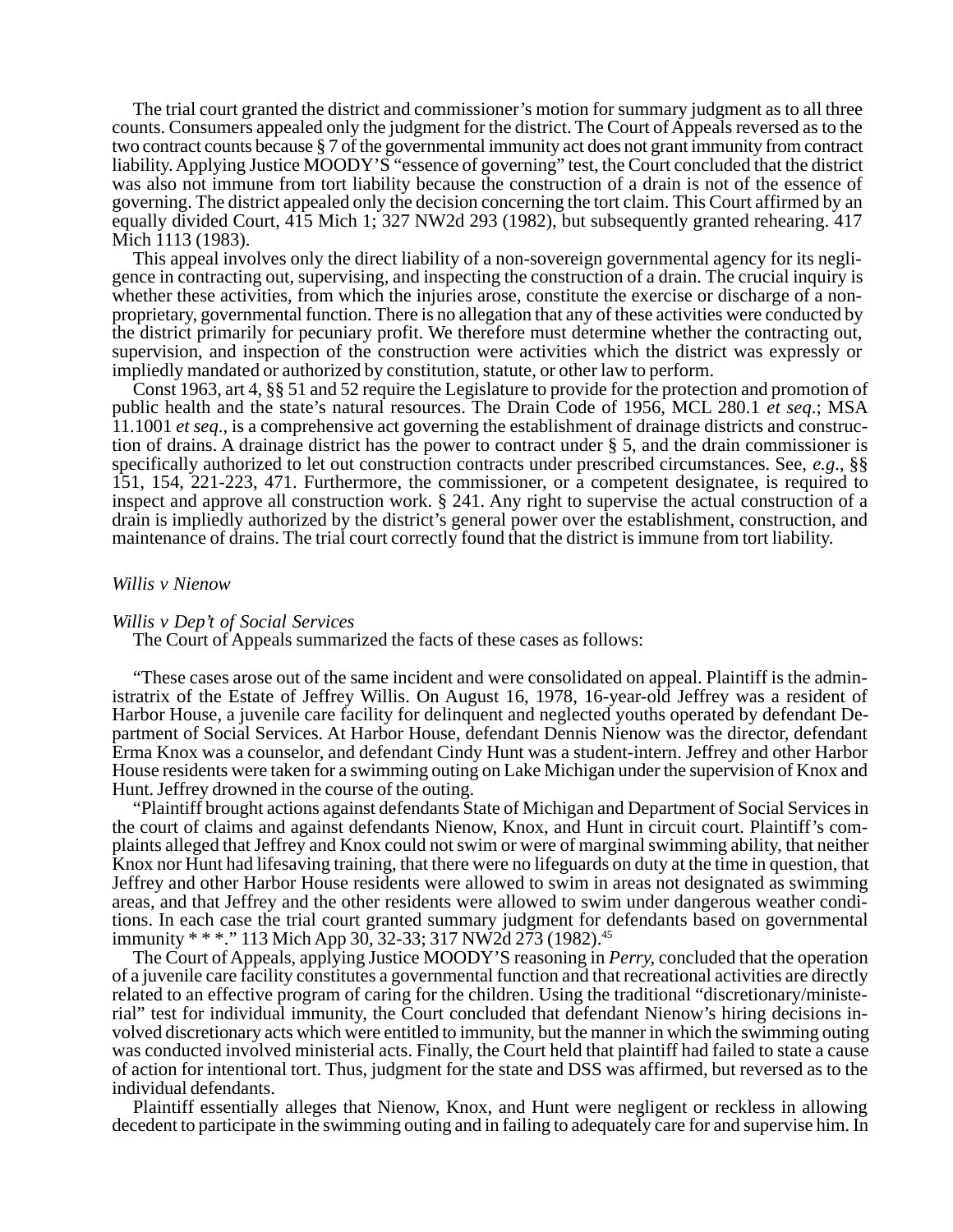The trial court granted the district and commissioner's motion for summary judgment as to all three counts. Consumers appealed only the judgment for the district. The Court of Appeals reversed as to the two contract counts because § 7 of the governmental immunity act does not grant immunity from contract liability. Applying Justice MOODY'S "essence of governing" test, the Court concluded that the district was also not immune from tort liability because the construction of a drain is not of the essence of governing. The district appealed only the decision concerning the tort claim. This Court affirmed by an equally divided Court, 415 Mich 1; 327 NW2d 293 (1982), but subsequently granted rehearing. 417 Mich 1113 (1983).

This appeal involves only the direct liability of a non-sovereign governmental agency for its negligence in contracting out, supervising, and inspecting the construction of a drain. The crucial inquiry is whether these activities, from which the injuries arose, constitute the exercise or discharge of a non-proprietary, governmental function. There is no allegation that any of these activities were conducted by the district primarily for pecuniary profit. We therefore must determine whether the contracting out, supervision, and inspection of the construction were activities which the district was expressly or impliedly mandated or authorized by constitution, statute, or other law to perform.

Const 1963, art 4, §§ 51 and 52 require the Legislature to provide for the protection and promotion of public health and the state's natural resources. The Drain Code of 1956, MCL 280.1 *et seq*.; MSA 11.1001 *et seq*., is a comprehensive act governing the establishment of drainage districts and construction of drains. A drainage district has the power to contract under § 5, and the drain commissioner is specifically authorized to let out construction contracts under prescribed circumstances. See, *e.g*., §§ 151, 154, 221-223, 471. Furthermore, the commissioner, or a competent designatee, is required to inspect and approve all construction work. § 241. Any right to supervise the actual construction of a drain is impliedly authorized by the district's general power over the establishment, construction, and maintenance of drains. The trial court correctly found that the district is immune from tort liability.

*Willis v Nienow*

*Willis v Dep't of Social Services*

The Court of Appeals summarized the facts of these cases as follows:

"These cases arose out of the same incident and were consolidated on appeal. Plaintiff is the administratrix of the Estate of Jeffrey Willis. On August 16, 1978, 16-year-old Jeffrey was a resident of Harbor House, a juvenile care facility for delinquent and neglected youths operated by defendant Department of Social Services. At Harbor House, defendant Dennis Nienow was the director, defendant Erma Knox was a counselor, and defendant Cindy Hunt was a student-intern. Jeffrey and other Harbor House residents were taken for a swimming outing on Lake Michigan under the supervision of Knox and Hunt. Jeffrey drowned in the course of the outing.

"Plaintiff brought actions against defendants State of Michigan and Department of Social Services in the court of claims and against defendants Nienow, Knox, and Hunt in circuit court. Plaintiff's complaints alleged that Jeffrey and Knox could not swim or were of marginal swimming ability, that neither Knox nor Hunt had lifesaving training, that there were no lifeguards on duty at the time in question, that Jeffrey and other Harbor House residents were allowed to swim in areas not designated as swimming areas, and that Jeffrey and the other residents were allowed to swim under dangerous weather conditions. In each case the trial court granted summary judgment for defendants based on governmental immunity * * *." 113 Mich App 30, 32-33; 317 NW2d 273 (1982).[45]

The Court of Appeals, applying Justice MOODY'S reasoning in *Perry*, concluded that the operation of a juvenile care facility constitutes a governmental function and that recreational activities are directly related to an effective program of caring for the children. Using the traditional "discretionary/ministerial" test for individual immunity, the Court concluded that defendant Nienow's hiring decisions involved discretionary acts which were entitled to immunity, but the manner in which the swimming outing was conducted involved ministerial acts. Finally, the Court held that plaintiff had failed to state a cause of action for intentional tort. Thus, judgment for the state and DSS was affirmed, but reversed as to the individual defendants.

Plaintiff essentially alleges that Nienow, Knox, and Hunt were negligent or reckless in allowing decedent to participate in the swimming outing and in failing to adequately care for and supervise him. In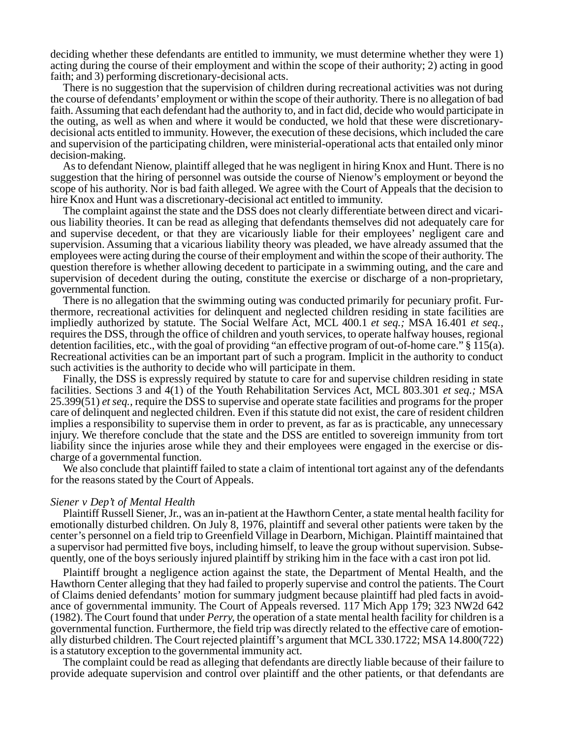deciding whether these defendants are entitled to immunity, we must determine whether they were 1) acting during the course of their employment and within the scope of their authority; 2) acting in good faith; and 3) performing discretionary-decisional acts.

There is no suggestion that the supervision of children during recreational activities was not during the course of defendants' employment or within the scope of their authority. There is no allegation of bad faith. Assuming that each defendant had the authority to, and in fact did, decide who would participate in the outing, as well as when and where it would be conducted, we hold that these were discretionary-decisional acts entitled to immunity. However, the execution of these decisions, which included the care and supervision of the participating children, were ministerial-operational acts that entailed only minor decision-making.

As to defendant Nienow, plaintiff alleged that he was negligent in hiring Knox and Hunt. There is no suggestion that the hiring of personnel was outside the course of Nienow's employment or beyond the scope of his authority. Nor is bad faith alleged. We agree with the Court of Appeals that the decision to hire Knox and Hunt was a discretionary-decisional act entitled to immunity.

The complaint against the state and the DSS does not clearly differentiate between direct and vicarious liability theories. It can be read as alleging that defendants themselves did not adequately care for and supervise decedent, or that they are vicariously liable for their employees' negligent care and supervision. Assuming that a vicarious liability theory was pleaded, we have already assumed that the employees were acting during the course of their employment and within the scope of their authority. The question therefore is whether allowing decedent to participate in a swimming outing, and the care and supervision of decedent during the outing, constitute the exercise or discharge of a non-proprietary, governmental function.

There is no allegation that the swimming outing was conducted primarily for pecuniary profit. Furthermore, recreational activities for delinquent and neglected children residing in state facilities are impliedly authorized by statute. The Social Welfare Act, MCL 400.1 *et seq.;* MSA 16.401 *et seq.,* requires the DSS, through the office of children and youth services, to operate halfway houses, regional detention facilities, etc., with the goal of providing "an effective program of out-of-home care." § 115(a). Recreational activities can be an important part of such a program. Implicit in the authority to conduct such activities is the authority to decide who will participate in them.

Finally, the DSS is expressly required by statute to care for and supervise children residing in state facilities. Sections 3 and 4(1) of the Youth Rehabilitation Services Act, MCL 803.301 *et seq.;* MSA 25.399(51) *et seq.,* require the DSS to supervise and operate state facilities and programs for the proper care of delinquent and neglected children. Even if this statute did not exist, the care of resident children implies a responsibility to supervise them in order to prevent, as far as is practicable, any unnecessary injury. We therefore conclude that the state and the DSS are entitled to sovereign immunity from tort liability since the injuries arose while they and their employees were engaged in the exercise or discharge of a governmental function.

We also conclude that plaintiff failed to state a claim of intentional tort against any of the defendants for the reasons stated by the Court of Appeals.

*Siener v Dep't of Mental Health*

Plaintiff Russell Siener, Jr., was an in-patient at the Hawthorn Center, a state mental health facility for emotionally disturbed children. On July 8, 1976, plaintiff and several other patients were taken by the center's personnel on a field trip to Greenfield Village in Dearborn, Michigan. Plaintiff maintained that a supervisor had permitted five boys, including himself, to leave the group without supervision. Subsequently, one of the boys seriously injured plaintiff by striking him in the face with a cast iron pot lid.

Plaintiff brought a negligence action against the state, the Department of Mental Health, and the Hawthorn Center alleging that they had failed to properly supervise and control the patients. The Court of Claims denied defendants' motion for summary judgment because plaintiff had pled facts in avoidance of governmental immunity. The Court of Appeals reversed. 117 Mich App 179; 323 NW2d 642 (1982). The Court found that under *Perry*, the operation of a state mental health facility for children is a governmental function. Furthermore, the field trip was directly related to the effective care of emotionally disturbed children. The Court rejected plaintiff's argument that MCL 330.1722; MSA 14.800(722) is a statutory exception to the governmental immunity act.

The complaint could be read as alleging that defendants are directly liable because of their failure to provide adequate supervision and control over plaintiff and the other patients, or that defendants are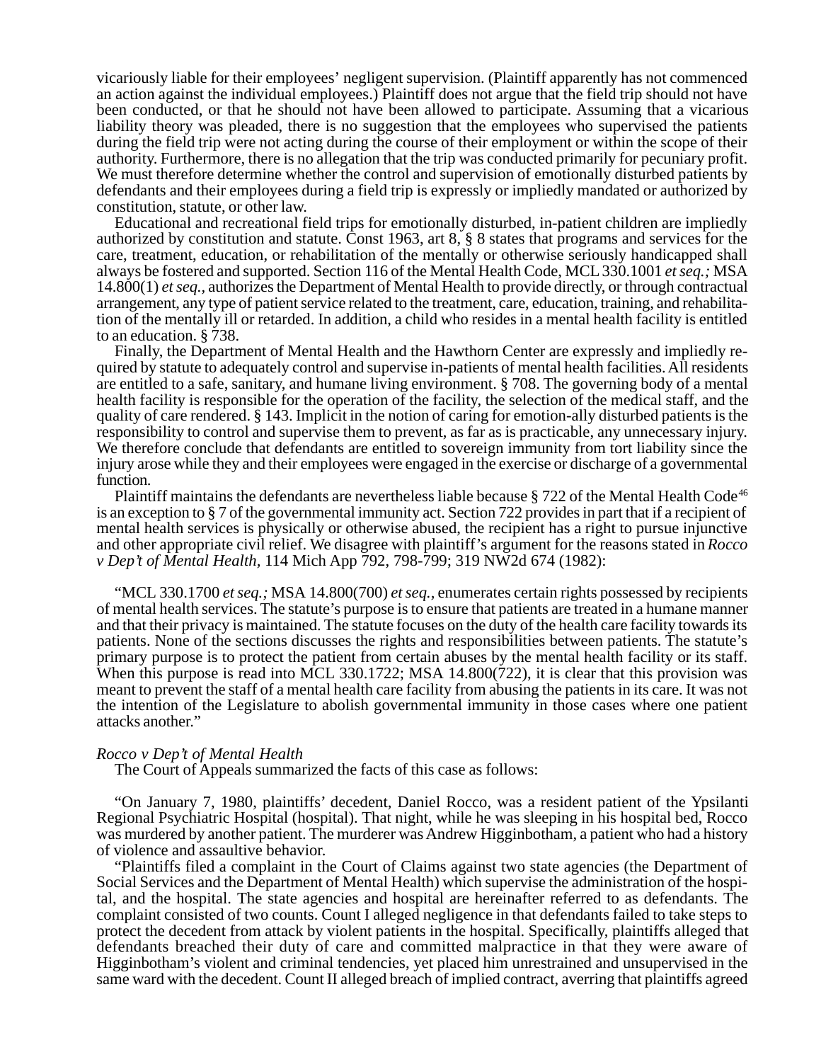vicariously liable for their employees' negligent supervision. (Plaintiff apparently has not commenced an action against the individual employees.) Plaintiff does not argue that the field trip should not have been conducted, or that he should not have been allowed to participate. Assuming that a vicarious liability theory was pleaded, there is no suggestion that the employees who supervised the patients during the field trip were not acting during the course of their employment or within the scope of their authority. Furthermore, there is no allegation that the trip was conducted primarily for pecuniary profit. We must therefore determine whether the control and supervision of emotionally disturbed patients by defendants and their employees during a field trip is expressly or impliedly mandated or authorized by constitution, statute, or other law.

Educational and recreational field trips for emotionally disturbed, in-patient children are impliedly authorized by constitution and statute. Const 1963, art 8, § 8 states that programs and services for the care, treatment, education, or rehabilitation of the mentally or otherwise seriously handicapped shall always be fostered and supported. Section 116 of the Mental Health Code, MCL 330.1001 *et seq.;* MSA 14.800(1) *et seq.,* authorizes the Department of Mental Health to provide directly, or through contractual arrangement, any type of patient service related to the treatment, care, education, training, and rehabilitation of the mentally ill or retarded. In addition, a child who resides in a mental health facility is entitled to an education. § 738.

Finally, the Department of Mental Health and the Hawthorn Center are expressly and impliedly required by statute to adequately control and supervise in-patients of mental health facilities. All residents are entitled to a safe, sanitary, and humane living environment. § 708. The governing body of a mental health facility is responsible for the operation of the facility, the selection of the medical staff, and the quality of care rendered. § 143. Implicit in the notion of caring for emotion-ally disturbed patients is the responsibility to control and supervise them to prevent, as far as is practicable, any unnecessary injury. We therefore conclude that defendants are entitled to sovereign immunity from tort liability since the injury arose while they and their employees were engaged in the exercise or discharge of a governmental function.

Plaintiff maintains the defendants are nevertheless liable because § 722 of the Mental Health Code[46] is an exception to § 7 of the governmental immunity act. Section 722 provides in part that if a recipient of mental health services is physically or otherwise abused, the recipient has a right to pursue injunctive and other appropriate civil relief. We disagree with plaintiff's argument for the reasons stated in *Rocco v Dep't of Mental Health,* 114 Mich App 792, 798-799; 319 NW2d 674 (1982):

"MCL 330.1700 *et seq.;* MSA 14.800(700) *et seq.,* enumerates certain rights possessed by recipients of mental health services. The statute's purpose is to ensure that patients are treated in a humane manner and that their privacy is maintained. The statute focuses on the duty of the health care facility towards its patients. None of the sections discusses the rights and responsibilities between patients. The statute's primary purpose is to protect the patient from certain abuses by the mental health facility or its staff. When this purpose is read into MCL 330.1722; MSA 14.800(722), it is clear that this provision was meant to prevent the staff of a mental health care facility from abusing the patients in its care. It was not the intention of the Legislature to abolish governmental immunity in those cases where one patient attacks another."

*Rocco v Dep't of Mental Health*

The Court of Appeals summarized the facts of this case as follows:

"On January 7, 1980, plaintiffs' decedent, Daniel Rocco, was a resident patient of the Ypsilanti Regional Psychiatric Hospital (hospital). That night, while he was sleeping in his hospital bed, Rocco was murdered by another patient. The murderer was Andrew Higginbotham, a patient who had a history of violence and assaultive behavior.

"Plaintiffs filed a complaint in the Court of Claims against two state agencies (the Department of Social Services and the Department of Mental Health) which supervise the administration of the hospital, and the hospital. The state agencies and hospital are hereinafter referred to as defendants. The complaint consisted of two counts. Count I alleged negligence in that defendants failed to take steps to protect the decedent from attack by violent patients in the hospital. Specifically, plaintiffs alleged that defendants breached their duty of care and committed malpractice in that they were aware of Higginbotham's violent and criminal tendencies, yet placed him unrestrained and unsupervised in the same ward with the decedent. Count II alleged breach of implied contract, averring that plaintiffs agreed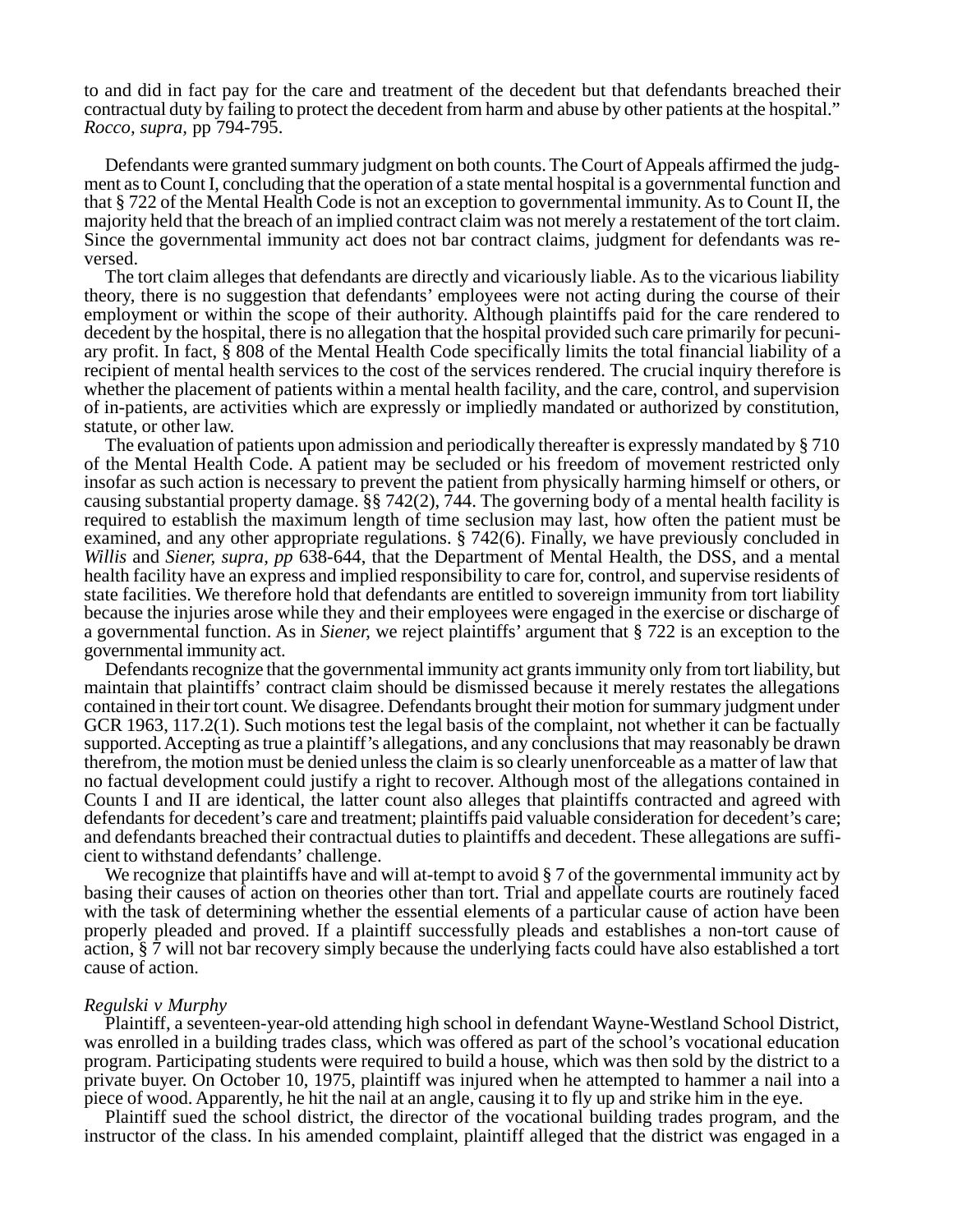to and did in fact pay for the care and treatment of the decedent but that defendants breached their contractual duty by failing to protect the decedent from harm and abuse by other patients at the hospital." *Rocco, supra*, pp 794-795.

Defendants were granted summary judgment on both counts. The Court of Appeals affirmed the judgment as to Count I, concluding that the operation of a state mental hospital is a governmental function and that § 722 of the Mental Health Code is not an exception to governmental immunity. As to Count II, the majority held that the breach of an implied contract claim was not merely a restatement of the tort claim. Since the governmental immunity act does not bar contract claims, judgment for defendants was reversed.

The tort claim alleges that defendants are directly and vicariously liable. As to the vicarious liability theory, there is no suggestion that defendants' employees were not acting during the course of their employment or within the scope of their authority. Although plaintiffs paid for the care rendered to decedent by the hospital, there is no allegation that the hospital provided such care primarily for pecuniary profit. In fact, § 808 of the Mental Health Code specifically limits the total financial liability of a recipient of mental health services to the cost of the services rendered. The crucial inquiry therefore is whether the placement of patients within a mental health facility, and the care, control, and supervision of in-patients, are activities which are expressly or impliedly mandated or authorized by constitution, statute, or other law.

The evaluation of patients upon admission and periodically thereafter is expressly mandated by § 710 of the Mental Health Code. A patient may be secluded or his freedom of movement restricted only insofar as such action is necessary to prevent the patient from physically harming himself or others, or causing substantial property damage. §§ 742(2), 744. The governing body of a mental health facility is required to establish the maximum length of time seclusion may last, how often the patient must be examined, and any other appropriate regulations. § 742(6). Finally, we have previously concluded in *Willis* and *Siener, supra, pp* 638-644, that the Department of Mental Health, the DSS, and a mental health facility have an express and implied responsibility to care for, control, and supervise residents of state facilities. We therefore hold that defendants are entitled to sovereign immunity from tort liability because the injuries arose while they and their employees were engaged in the exercise or discharge of a governmental function. As in *Siener,* we reject plaintiffs' argument that § 722 is an exception to the governmental immunity act.

Defendants recognize that the governmental immunity act grants immunity only from tort liability, but maintain that plaintiffs' contract claim should be dismissed because it merely restates the allegations contained in their tort count. We disagree. Defendants brought their motion for summary judgment under GCR 1963, 117.2(1). Such motions test the legal basis of the complaint, not whether it can be factually supported. Accepting as true a plaintiff's allegations, and any conclusions that may reasonably be drawn therefrom, the motion must be denied unless the claim is so clearly unenforceable as a matter of law that no factual development could justify a right to recover. Although most of the allegations contained in Counts I and II are identical, the latter count also alleges that plaintiffs contracted and agreed with defendants for decedent's care and treatment; plaintiffs paid valuable consideration for decedent's care; and defendants breached their contractual duties to plaintiffs and decedent. These allegations are sufficient to withstand defendants' challenge.

We recognize that plaintiffs have and will at-tempt to avoid § 7 of the governmental immunity act by basing their causes of action on theories other than tort. Trial and appellate courts are routinely faced with the task of determining whether the essential elements of a particular cause of action have been properly pleaded and proved. If a plaintiff successfully pleads and establishes a non-tort cause of action, § 7 will not bar recovery simply because the underlying facts could have also established a tort cause of action.

*Regulski v Murphy*

Plaintiff, a seventeen-year-old attending high school in defendant Wayne-Westland School District, was enrolled in a building trades class, which was offered as part of the school's vocational education program. Participating students were required to build a house, which was then sold by the district to a private buyer. On October 10, 1975, plaintiff was injured when he attempted to hammer a nail into a piece of wood. Apparently, he hit the nail at an angle, causing it to fly up and strike him in the eye.

Plaintiff sued the school district, the director of the vocational building trades program, and the instructor of the class. In his amended complaint, plaintiff alleged that the district was engaged in a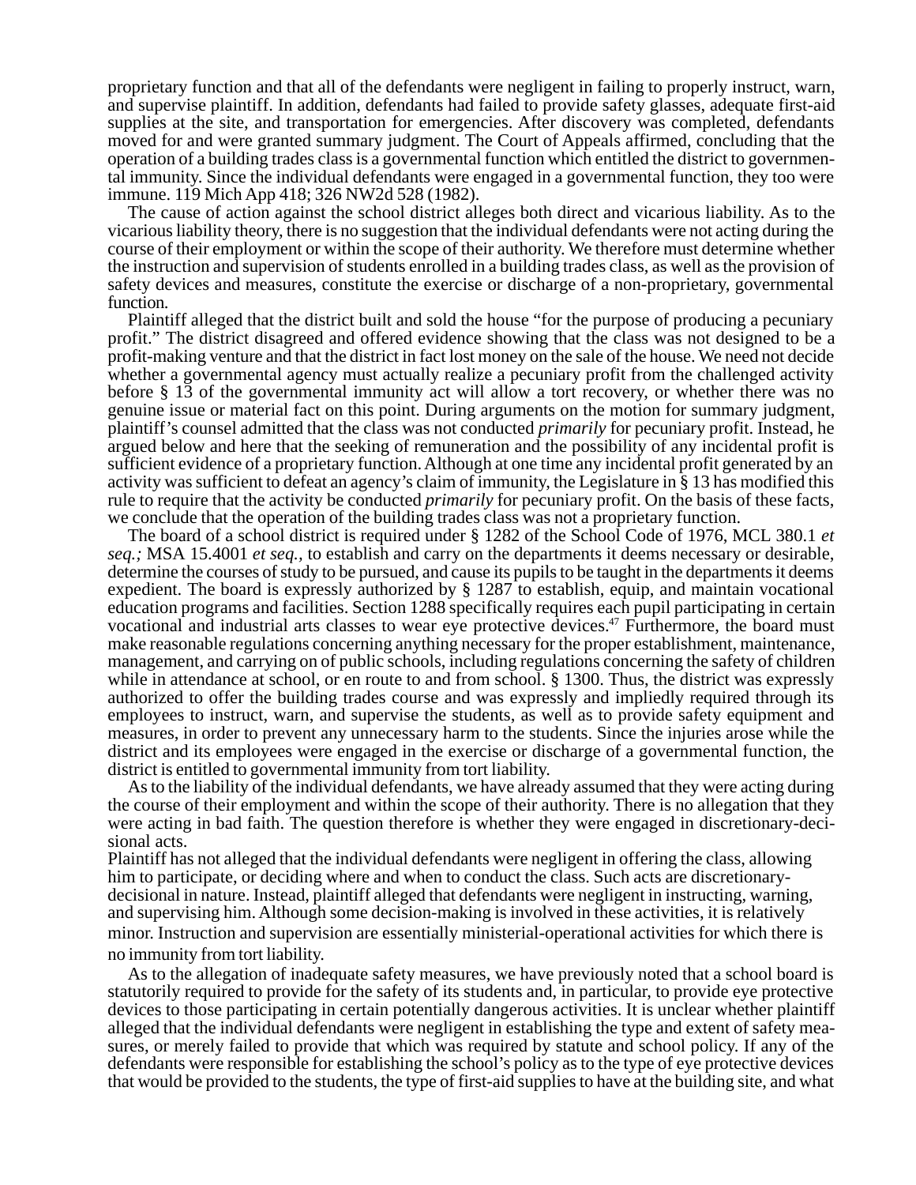proprietary function and that all of the defendants were negligent in failing to properly instruct, warn, and supervise plaintiff. In addition, defendants had failed to provide safety glasses, adequate first-aid supplies at the site, and transportation for emergencies. After discovery was completed, defendants moved for and were granted summary judgment. The Court of Appeals affirmed, concluding that the operation of a building trades class is a governmental function which entitled the district to governmental immunity. Since the individual defendants were engaged in a governmental function, they too were immune. 119 Mich App 418; 326 NW2d 528 (1982).

The cause of action against the school district alleges both direct and vicarious liability. As to the vicarious liability theory, there is no suggestion that the individual defendants were not acting during the course of their employment or within the scope of their authority. We therefore must determine whether the instruction and supervision of students enrolled in a building trades class, as well as the provision of safety devices and measures, constitute the exercise or discharge of a non-proprietary, governmental function.

Plaintiff alleged that the district built and sold the house "for the purpose of producing a pecuniary profit." The district disagreed and offered evidence showing that the class was not designed to be a profit-making venture and that the district in fact lost money on the sale of the house. We need not decide whether a governmental agency must actually realize a pecuniary profit from the challenged activity before § 13 of the governmental immunity act will allow a tort recovery, or whether there was no genuine issue or material fact on this point. During arguments on the motion for summary judgment, plaintiff's counsel admitted that the class was not conducted *primarily* for pecuniary profit. Instead, he argued below and here that the seeking of remuneration and the possibility of any incidental profit is sufficient evidence of a proprietary function. Although at one time any incidental profit generated by an activity was sufficient to defeat an agency's claim of immunity, the Legislature in § 13 has modified this rule to require that the activity be conducted *primarily* for pecuniary profit. On the basis of these facts, we conclude that the operation of the building trades class was not a proprietary function.

The board of a school district is required under § 1282 of the School Code of 1976, MCL 380.1 *et seq.;* MSA 15.4001 *et seq.,* to establish and carry on the departments it deems necessary or desirable, determine the courses of study to be pursued, and cause its pupils to be taught in the departments it deems expedient. The board is expressly authorized by § 1287 to establish, equip, and maintain vocational education programs and facilities. Section 1288 specifically requires each pupil participating in certain vocational and industrial arts classes to wear eye protective devices.[47] Furthermore, the board must make reasonable regulations concerning anything necessary for the proper establishment, maintenance, management, and carrying on of public schools, including regulations concerning the safety of children while in attendance at school, or en route to and from school. § 1300. Thus, the district was expressly authorized to offer the building trades course and was expressly and impliedly required through its employees to instruct, warn, and supervise the students, as well as to provide safety equipment and measures, in order to prevent any unnecessary harm to the students. Since the injuries arose while the district and its employees were engaged in the exercise or discharge of a governmental function, the district is entitled to governmental immunity from tort liability.

As to the liability of the individual defendants, we have already assumed that they were acting during the course of their employment and within the scope of their authority. There is no allegation that they were acting in bad faith. The question therefore is whether they were engaged in discretionary-decisional acts.

Plaintiff has not alleged that the individual defendants were negligent in offering the class, allowing him to participate, or deciding where and when to conduct the class. Such acts are discretionary-decisional in nature. Instead, plaintiff alleged that defendants were negligent in instructing, warning, and supervising him. Although some decision-making is involved in these activities, it is relatively minor. Instruction and supervision are essentially ministerial-operational activities for which there is no immunity from tort liability.

As to the allegation of inadequate safety measures, we have previously noted that a school board is statutorily required to provide for the safety of its students and, in particular, to provide eye protective devices to those participating in certain potentially dangerous activities. It is unclear whether plaintiff alleged that the individual defendants were negligent in establishing the type and extent of safety measures, or merely failed to provide that which was required by statute and school policy. If any of the defendants were responsible for establishing the school's policy as to the type of eye protective devices that would be provided to the students, the type of first-aid supplies to have at the building site, and what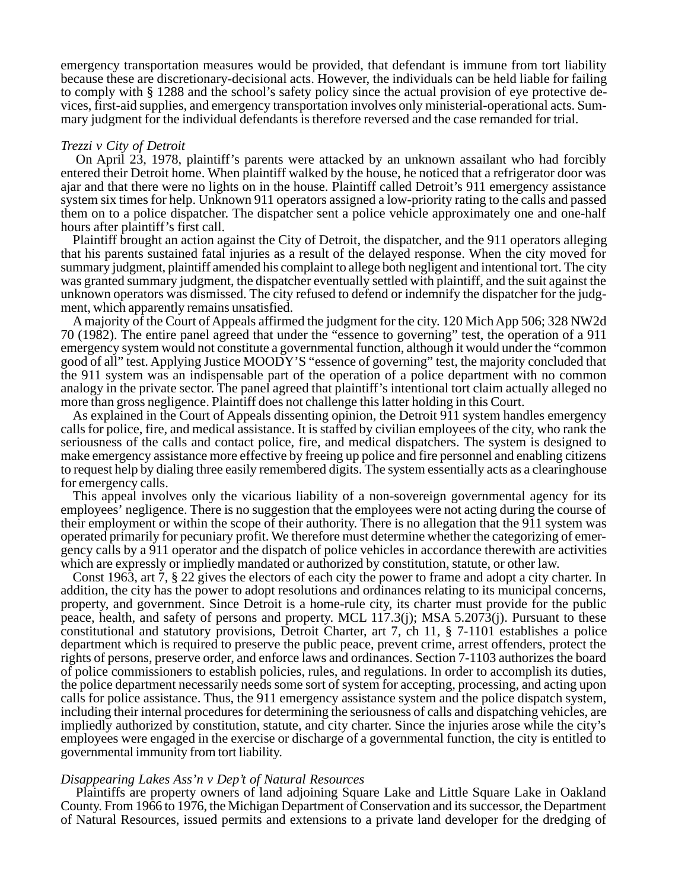emergency transportation measures would be provided, that defendant is immune from tort liability because these are discretionary-decisional acts. However, the individuals can be held liable for failing to comply with § 1288 and the school's safety policy since the actual provision of eye protective devices, first-aid supplies, and emergency transportation involves only ministerial-operational acts. Summary judgment for the individual defendants is therefore reversed and the case remanded for trial.

*Trezzi v City of Detroit*

On April 23, 1978, plaintiff's parents were attacked by an unknown assailant who had forcibly entered their Detroit home. When plaintiff walked by the house, he noticed that a refrigerator door was ajar and that there were no lights on in the house. Plaintiff called Detroit's 911 emergency assistance system six times for help. Unknown 911 operators assigned a low-priority rating to the calls and passed them on to a police dispatcher. The dispatcher sent a police vehicle approximately one and one-half hours after plaintiff's first call.

Plaintiff brought an action against the City of Detroit, the dispatcher, and the 911 operators alleging that his parents sustained fatal injuries as a result of the delayed response. When the city moved for summary judgment, plaintiff amended his complaint to allege both negligent and intentional tort. The city was granted summary judgment, the dispatcher eventually settled with plaintiff, and the suit against the unknown operators was dismissed. The city refused to defend or indemnify the dispatcher for the judgment, which apparently remains unsatisfied.

A majority of the Court of Appeals affirmed the judgment for the city. 120 Mich App 506; 328 NW2d 70 (1982). The entire panel agreed that under the "essence to governing" test, the operation of a 911 emergency system would not constitute a governmental function, although it would under the "common good of all" test. Applying Justice MOODY'S "essence of governing" test, the majority concluded that the 911 system was an indispensable part of the operation of a police department with no common analogy in the private sector. The panel agreed that plaintiff's intentional tort claim actually alleged no more than gross negligence. Plaintiff does not challenge this latter holding in this Court.

As explained in the Court of Appeals dissenting opinion, the Detroit 911 system handles emergency calls for police, fire, and medical assistance. It is staffed by civilian employees of the city, who rank the seriousness of the calls and contact police, fire, and medical dispatchers. The system is designed to make emergency assistance more effective by freeing up police and fire personnel and enabling citizens to request help by dialing three easily remembered digits. The system essentially acts as a clearinghouse for emergency calls.

This appeal involves only the vicarious liability of a non-sovereign governmental agency for its employees' negligence. There is no suggestion that the employees were not acting during the course of their employment or within the scope of their authority. There is no allegation that the 911 system was operated primarily for pecuniary profit. We therefore must determine whether the categorizing of emergency calls by a 911 operator and the dispatch of police vehicles in accordance therewith are activities which are expressly or impliedly mandated or authorized by constitution, statute, or other law.

Const 1963, art 7, § 22 gives the electors of each city the power to frame and adopt a city charter. In addition, the city has the power to adopt resolutions and ordinances relating to its municipal concerns, property, and government. Since Detroit is a home-rule city, its charter must provide for the public peace, health, and safety of persons and property. MCL 117.3(j); MSA 5.2073(j). Pursuant to these constitutional and statutory provisions, Detroit Charter, art 7, ch 11, § 7-1101 establishes a police department which is required to preserve the public peace, prevent crime, arrest offenders, protect the rights of persons, preserve order, and enforce laws and ordinances. Section 7-1103 authorizes the board of police commissioners to establish policies, rules, and regulations. In order to accomplish its duties, the police department necessarily needs some sort of system for accepting, processing, and acting upon calls for police assistance. Thus, the 911 emergency assistance system and the police dispatch system, including their internal procedures for determining the seriousness of calls and dispatching vehicles, are impliedly authorized by constitution, statute, and city charter. Since the injuries arose while the city's employees were engaged in the exercise or discharge of a governmental function, the city is entitled to governmental immunity from tort liability.

*Disappearing Lakes Ass'n v Dep't of Natural Resources*

Plaintiffs are property owners of land adjoining Square Lake and Little Square Lake in Oakland County. From 1966 to 1976, the Michigan Department of Conservation and its successor, the Department of Natural Resources, issued permits and extensions to a private land developer for the dredging of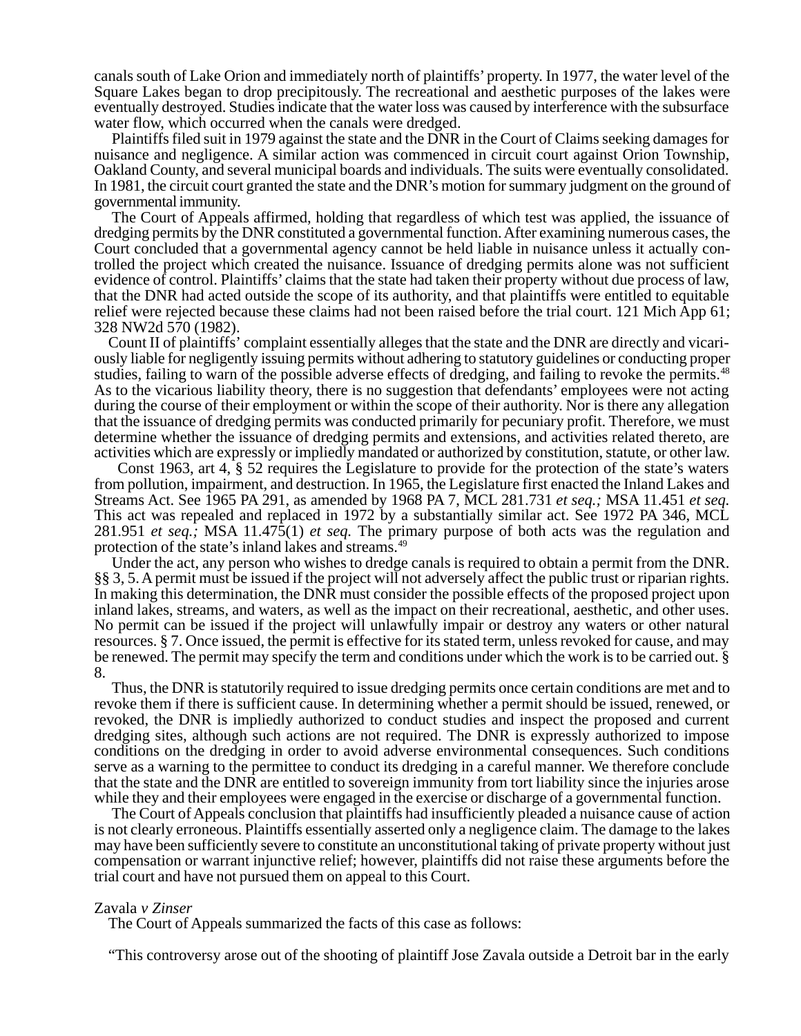canals south of Lake Orion and immediately north of plaintiffs' property. In 1977, the water level of the Square Lakes began to drop precipitously. The recreational and aesthetic purposes of the lakes were eventually destroyed. Studies indicate that the water loss was caused by interference with the subsurface water flow, which occurred when the canals were dredged.

Plaintiffs filed suit in 1979 against the state and the DNR in the Court of Claims seeking damages for nuisance and negligence. A similar action was commenced in circuit court against Orion Township, Oakland County, and several municipal boards and individuals. The suits were eventually consolidated. In 1981, the circuit court granted the state and the DNR's motion for summary judgment on the ground of governmental immunity.

The Court of Appeals affirmed, holding that regardless of which test was applied, the issuance of dredging permits by the DNR constituted a governmental function. After examining numerous cases, the Court concluded that a governmental agency cannot be held liable in nuisance unless it actually controlled the project which created the nuisance. Issuance of dredging permits alone was not sufficient evidence of control. Plaintiffs' claims that the state had taken their property without due process of law, that the DNR had acted outside the scope of its authority, and that plaintiffs were entitled to equitable relief were rejected because these claims had not been raised before the trial court. 121 Mich App 61; 328 NW2d 570 (1982).

Count II of plaintiffs' complaint essentially alleges that the state and the DNR are directly and vicariously liable for negligently issuing permits without adhering to statutory guidelines or conducting proper studies, failing to warn of the possible adverse effects of dredging, and failing to revoke the permits.[48] As to the vicarious liability theory, there is no suggestion that defendants' employees were not acting during the course of their employment or within the scope of their authority. Nor is there any allegation that the issuance of dredging permits was conducted primarily for pecuniary profit. Therefore, we must determine whether the issuance of dredging permits and extensions, and activities related thereto, are activities which are expressly or impliedly mandated or authorized by constitution, statute, or other law.

Const 1963, art 4, § 52 requires the Legislature to provide for the protection of the state's waters from pollution, impairment, and destruction. In 1965, the Legislature first enacted the Inland Lakes and Streams Act. See 1965 PA 291, as amended by 1968 PA 7, MCL 281.731 *et seq.;* MSA 11.451 *et seq.* This act was repealed and replaced in 1972 by a substantially similar act. See 1972 PA 346, MCL 281.951 *et seq.;* MSA 11.475(1) *et seq.* The primary purpose of both acts was the regulation and protection of the state's inland lakes and streams.[49]

Under the act, any person who wishes to dredge canals is required to obtain a permit from the DNR. §§ 3, 5. A permit must be issued if the project will not adversely affect the public trust or riparian rights. In making this determination, the DNR must consider the possible effects of the proposed project upon inland lakes, streams, and waters, as well as the impact on their recreational, aesthetic, and other uses. No permit can be issued if the project will unlawfully impair or destroy any waters or other natural resources. § 7. Once issued, the permit is effective for its stated term, unless revoked for cause, and may be renewed. The permit may specify the term and conditions under which the work is to be carried out. § 8.

Thus, the DNR is statutorily required to issue dredging permits once certain conditions are met and to revoke them if there is sufficient cause. In determining whether a permit should be issued, renewed, or revoked, the DNR is impliedly authorized to conduct studies and inspect the proposed and current dredging sites, although such actions are not required. The DNR is expressly authorized to impose conditions on the dredging in order to avoid adverse environmental consequences. Such conditions serve as a warning to the permittee to conduct its dredging in a careful manner. We therefore conclude that the state and the DNR are entitled to sovereign immunity from tort liability since the injuries arose while they and their employees were engaged in the exercise or discharge of a governmental function.

The Court of Appeals conclusion that plaintiffs had insufficiently pleaded a nuisance cause of action is not clearly erroneous. Plaintiffs essentially asserted only a negligence claim. The damage to the lakes may have been sufficiently severe to constitute an unconstitutional taking of private property without just compensation or warrant injunctive relief; however, plaintiffs did not raise these arguments before the trial court and have not pursued them on appeal to this Court.

Zavala *v Zinser*

The Court of Appeals summarized the facts of this case as follows:

"This controversy arose out of the shooting of plaintiff Jose Zavala outside a Detroit bar in the early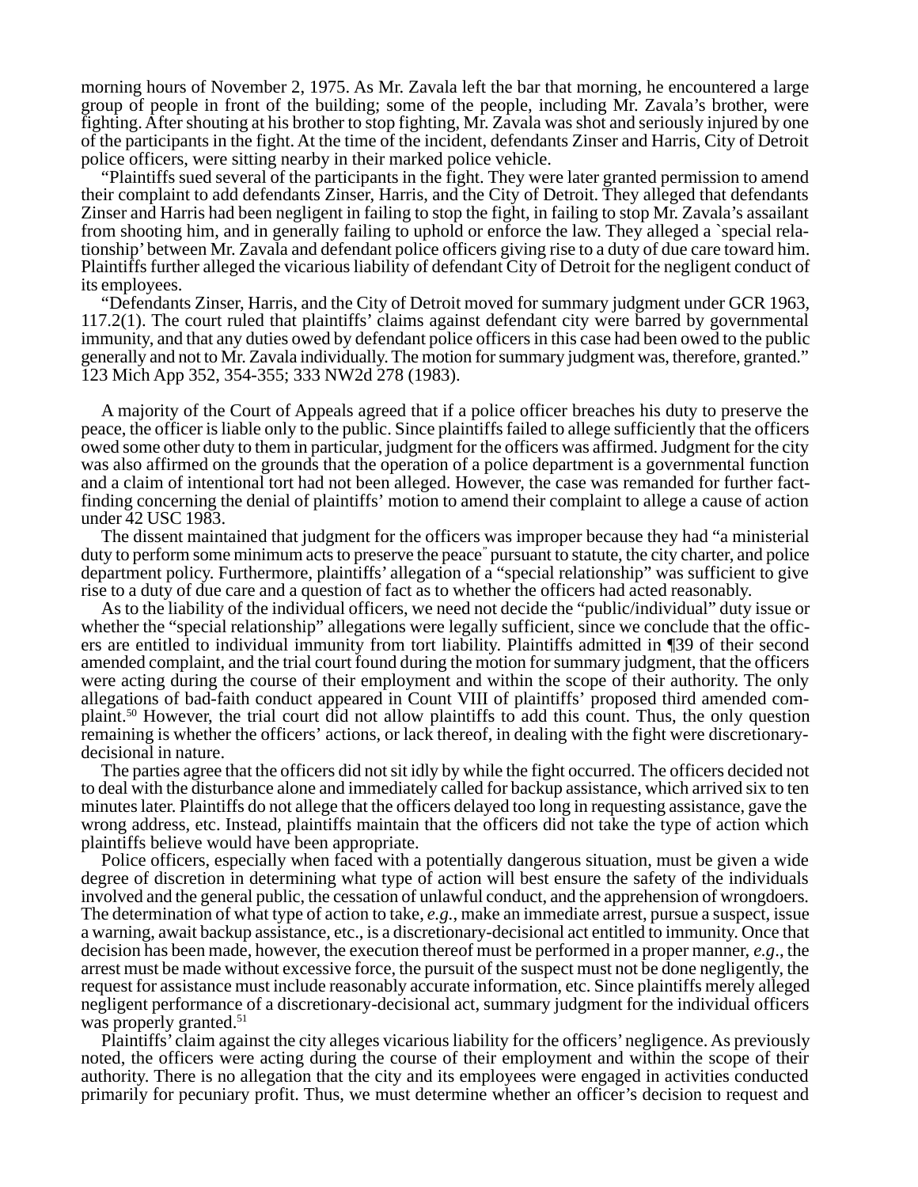morning hours of November 2, 1975. As Mr. Zavala left the bar that morning, he encountered a large group of people in front of the building; some of the people, including Mr. Zavala's brother, were fighting. After shouting at his brother to stop fighting, Mr. Zavala was shot and seriously injured by one of the participants in the fight. At the time of the incident, defendants Zinser and Harris, City of Detroit police officers, were sitting nearby in their marked police vehicle.

"Plaintiffs sued several of the participants in the fight. They were later granted permission to amend their complaint to add defendants Zinser, Harris, and the City of Detroit. They alleged that defendants Zinser and Harris had been negligent in failing to stop the fight, in failing to stop Mr. Zavala's assailant from shooting him, and in generally failing to uphold or enforce the law. They alleged a `special relationship' between Mr. Zavala and defendant police officers giving rise to a duty of due care toward him. Plaintiffs further alleged the vicarious liability of defendant City of Detroit for the negligent conduct of its employees.

"Defendants Zinser, Harris, and the City of Detroit moved for summary judgment under GCR 1963, 117.2(1). The court ruled that plaintiffs' claims against defendant city were barred by governmental immunity, and that any duties owed by defendant police officers in this case had been owed to the public generally and not to Mr. Zavala individually. The motion for summary judgment was, therefore, granted." 123 Mich App 352, 354-355; 333 NW2d 278 (1983).

A majority of the Court of Appeals agreed that if a police officer breaches his duty to preserve the peace, the officer is liable only to the public. Since plaintiffs failed to allege sufficiently that the officers owed some other duty to them in particular, judgment for the officers was affirmed. Judgment for the city was also affirmed on the grounds that the operation of a police department is a governmental function and a claim of intentional tort had not been alleged. However, the case was remanded for further fact-finding concerning the denial of plaintiffs' motion to amend their complaint to allege a cause of action under 42 USC 1983.

The dissent maintained that judgment for the officers was improper because they had "a ministerial duty to perform some minimum acts to preserve the peace" pursuant to statute, the city charter, and police department policy. Furthermore, plaintiffs' allegation of a "special relationship" was sufficient to give rise to a duty of due care and a question of fact as to whether the officers had acted reasonably.

As to the liability of the individual officers, we need not decide the "public/individual" duty issue or whether the "special relationship" allegations were legally sufficient, since we conclude that the officers are entitled to individual immunity from tort liability. Plaintiffs admitted in ¶39 of their second amended complaint, and the trial court found during the motion for summary judgment, that the officers were acting during the course of their employment and within the scope of their authority. The only allegations of bad-faith conduct appeared in Count VIII of plaintiffs' proposed third amended complaint.[50] However, the trial court did not allow plaintiffs to add this count. Thus, the only question remaining is whether the officers' actions, or lack thereof, in dealing with the fight were discretionary-decisional in nature.

The parties agree that the officers did not sit idly by while the fight occurred. The officers decided not to deal with the disturbance alone and immediately called for backup assistance, which arrived six to ten minutes later. Plaintiffs do not allege that the officers delayed too long in requesting assistance, gave the wrong address, etc. Instead, plaintiffs maintain that the officers did not take the type of action which plaintiffs believe would have been appropriate.

Police officers, especially when faced with a potentially dangerous situation, must be given a wide degree of discretion in determining what type of action will best ensure the safety of the individuals involved and the general public, the cessation of unlawful conduct, and the apprehension of wrongdoers. The determination of what type of action to take, *e.g.*, make an immediate arrest, pursue a suspect, issue a warning, await backup assistance, etc., is a discretionary-decisional act entitled to immunity. Once that decision has been made, however, the execution thereof must be performed in a proper manner, *e.g.*, the arrest must be made without excessive force, the pursuit of the suspect must not be done negligently, the request for assistance must include reasonably accurate information, etc. Since plaintiffs merely alleged negligent performance of a discretionary-decisional act, summary judgment for the individual officers was properly granted.[51]

Plaintiffs' claim against the city alleges vicarious liability for the officers' negligence. As previously noted, the officers were acting during the course of their employment and within the scope of their authority. There is no allegation that the city and its employees were engaged in activities conducted primarily for pecuniary profit. Thus, we must determine whether an officer's decision to request and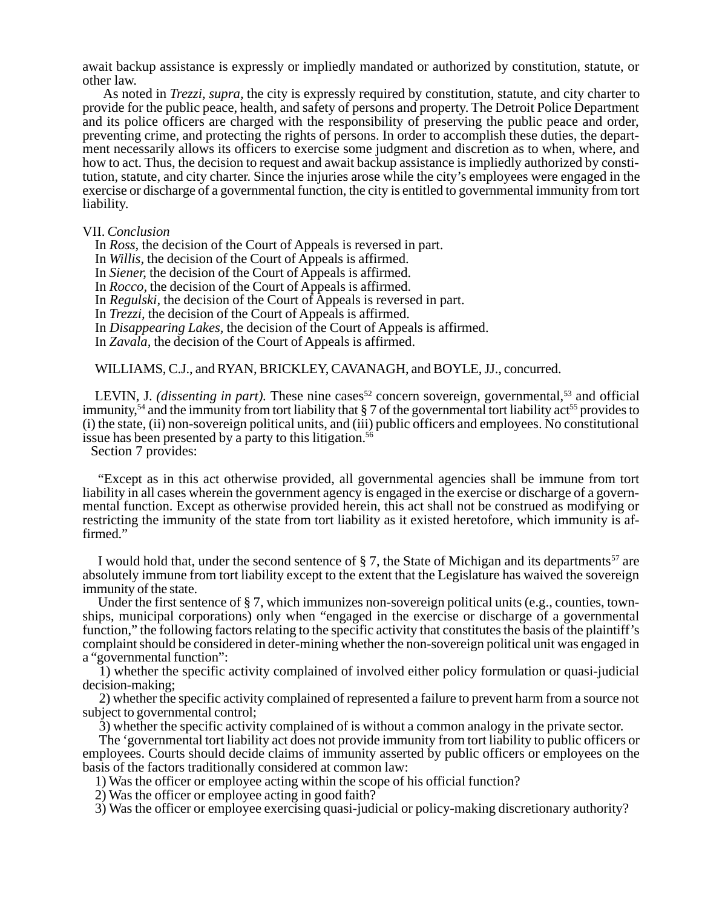await backup assistance is expressly or impliedly mandated or authorized by constitution, statute, or other law.

As noted in *Trezzi, supra,* the city is expressly required by constitution, statute, and city charter to provide for the public peace, health, and safety of persons and property. The Detroit Police Department and its police officers are charged with the responsibility of preserving the public peace and order, preventing crime, and protecting the rights of persons. In order to accomplish these duties, the department necessarily allows its officers to exercise some judgment and discretion as to when, where, and how to act. Thus, the decision to request and await backup assistance is impliedly authorized by constitution, statute, and city charter. Since the injuries arose while the city's employees were engaged in the exercise or discharge of a governmental function, the city is entitled to governmental immunity from tort liability.

VII. *Conclusion*

In *Ross,* the decision of the Court of Appeals is reversed in part.
In *Willis,* the decision of the Court of Appeals is affirmed.
In *Siener,* the decision of the Court of Appeals is affirmed.
In *Rocco,* the decision of the Court of Appeals is affirmed.
In *Regulski,* the decision of the Court of Appeals is reversed in part.
In *Trezzi,* the decision of the Court of Appeals is affirmed.
In *Disappearing Lakes,* the decision of the Court of Appeals is affirmed.
In *Zavala,* the decision of the Court of Appeals is affirmed.

WILLIAMS, C.J., and RYAN, BRICKLEY, CAVANAGH, and BOYLE, JJ., concurred.

LEVIN, J. *(dissenting in part).* These nine cases[52] concern sovereign, governmental,[53] and official immunity,[54] and the immunity from tort liability that § 7 of the governmental tort liability act[55] provides to (i) the state, (ii) non-sovereign political units, and (iii) public officers and employees. No constitutional issue has been presented by a party to this litigation.[56]

Section 7 provides:

> "Except as in this act otherwise provided, all governmental agencies shall be immune from tort liability in all cases wherein the government agency is engaged in the exercise or discharge of a governmental function. Except as otherwise provided herein, this act shall not be construed as modifying or restricting the immunity of the state from tort liability as it existed heretofore, which immunity is affirmed."

I would hold that, under the second sentence of § 7, the State of Michigan and its departments[57] are absolutely immune from tort liability except to the extent that the Legislature has waived the sovereign immunity of the state.

Under the first sentence of § 7, which immunizes non-sovereign political units (e.g., counties, townships, municipal corporations) only when "engaged in the exercise or discharge of a governmental function," the following factors relating to the specific activity that constitutes the basis of the plaintiff's complaint should be considered in deter-mining whether the non-sovereign political unit was engaged in a "governmental function":

1) whether the specific activity complained of involved either policy formulation or quasi-judicial decision-making;

2) whether the specific activity complained of represented a failure to prevent harm from a source not subject to governmental control;

3) whether the specific activity complained of is without a common analogy in the private sector.

The 'governmental tort liability act does not provide immunity from tort liability to public officers or employees. Courts should decide claims of immunity asserted by public officers or employees on the basis of the factors traditionally considered at common law:

1) Was the officer or employee acting within the scope of his official function?

2) Was the officer or employee acting in good faith?

3) Was the officer or employee exercising quasi-judicial or policy-making discretionary authority?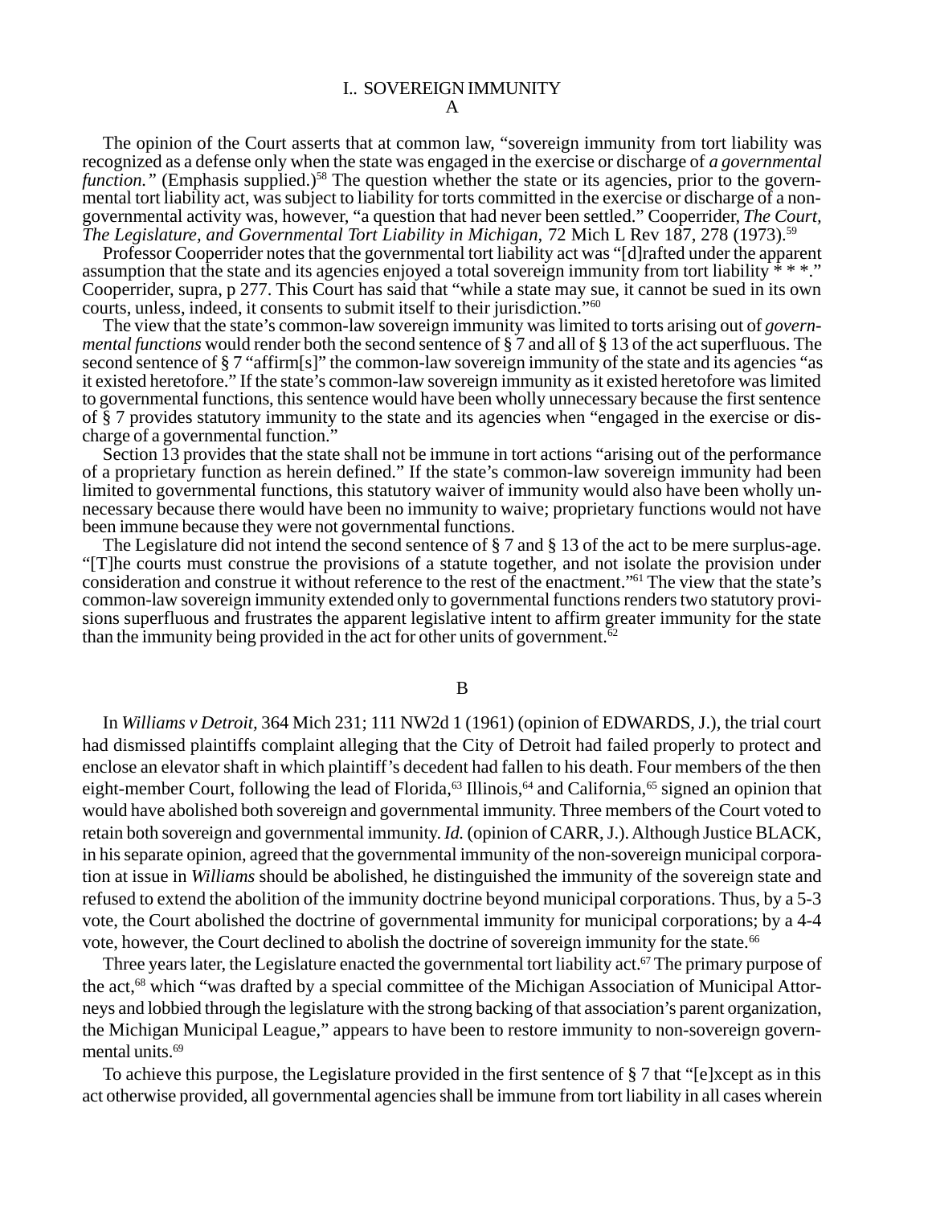## I.. SOVEREIGN IMMUNITY

### A

The opinion of the Court asserts that at common law, "sovereign immunity from tort liability was recognized as a defense only when the state was engaged in the exercise or discharge of *a governmental function."* (Emphasis supplied.)[58] The question whether the state or its agencies, prior to the governmental tort liability act, was subject to liability for torts committed in the exercise or discharge of a non-governmental activity was, however, "a question that had never been settled." Cooperrider, *The Court, The Legislature, and Governmental Tort Liability in Michigan,* 72 Mich L Rev 187, 278 (1973).[59]

Professor Cooperrider notes that the governmental tort liability act was "[d]rafted under the apparent assumption that the state and its agencies enjoyed a total sovereign immunity from tort liability * * *." Cooperrider, supra, p 277. This Court has said that "while a state may sue, it cannot be sued in its own courts, unless, indeed, it consents to submit itself to their jurisdiction."[60]

The view that the state's common-law sovereign immunity was limited to torts arising out of *governmental functions* would render both the second sentence of § 7 and all of § 13 of the act superfluous. The second sentence of § 7 "affirm[s]" the common-law sovereign immunity of the state and its agencies "as it existed heretofore." If the state's common-law sovereign immunity as it existed heretofore was limited to governmental functions, this sentence would have been wholly unnecessary because the first sentence of § 7 provides statutory immunity to the state and its agencies when "engaged in the exercise or discharge of a governmental function."

Section 13 provides that the state shall not be immune in tort actions "arising out of the performance of a proprietary function as herein defined." If the state's common-law sovereign immunity had been limited to governmental functions, this statutory waiver of immunity would also have been wholly unnecessary because there would have been no immunity to waive; proprietary functions would not have been immune because they were not governmental functions.

The Legislature did not intend the second sentence of § 7 and § 13 of the act to be mere surplus-age. "[T]he courts must construe the provisions of a statute together, and not isolate the provision under consideration and construe it without reference to the rest of the enactment."[61] The view that the state's common-law sovereign immunity extended only to governmental functions renders two statutory provisions superfluous and frustrates the apparent legislative intent to affirm greater immunity for the state than the immunity being provided in the act for other units of government.[62]

### B

In *Williams v Detroit,* 364 Mich 231; 111 NW2d 1 (1961) (opinion of EDWARDS, J.), the trial court had dismissed plaintiffs complaint alleging that the City of Detroit had failed properly to protect and enclose an elevator shaft in which plaintiff's decedent had fallen to his death. Four members of the then eight-member Court, following the lead of Florida,[63] Illinois,[64] and California,[65] signed an opinion that would have abolished both sovereign and governmental immunity. Three members of the Court voted to retain both sovereign and governmental immunity. *Id.* (opinion of CARR, J.). Although Justice BLACK, in his separate opinion, agreed that the governmental immunity of the non-sovereign municipal corporation at issue in *Williams* should be abolished, he distinguished the immunity of the sovereign state and refused to extend the abolition of the immunity doctrine beyond municipal corporations. Thus, by a 5-3 vote, the Court abolished the doctrine of governmental immunity for municipal corporations; by a 4-4 vote, however, the Court declined to abolish the doctrine of sovereign immunity for the state.[66]

Three years later, the Legislature enacted the governmental tort liability act.[67] The primary purpose of the act,[68] which "was drafted by a special committee of the Michigan Association of Municipal Attorneys and lobbied through the legislature with the strong backing of that association's parent organization, the Michigan Municipal League," appears to have been to restore immunity to non-sovereign governmental units.[69]

To achieve this purpose, the Legislature provided in the first sentence of § 7 that "[e]xcept as in this act otherwise provided, all governmental agencies shall be immune from tort liability in all cases wherein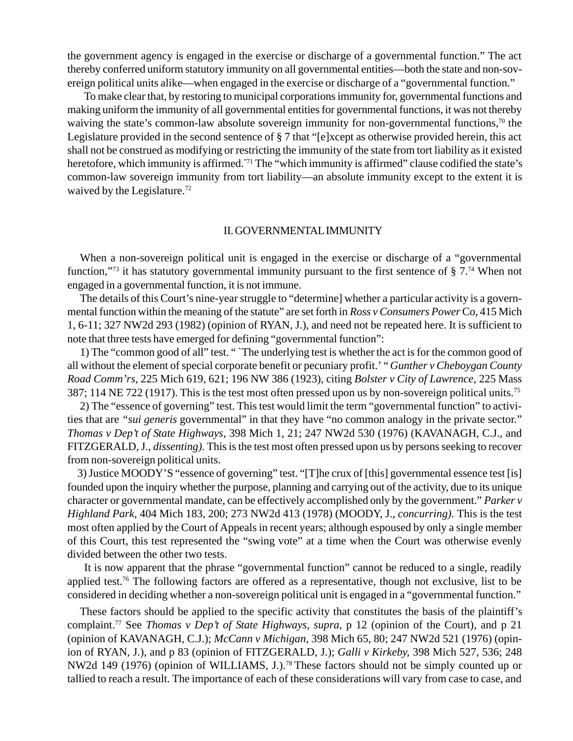the government agency is engaged in the exercise or discharge of a governmental function." The act thereby conferred uniform statutory immunity on all governmental entities—both the state and non-sovereign political units alike—when engaged in the exercise or discharge of a "governmental function."

To make clear that, by restoring to municipal corporations immunity for, governmental functions and making uniform the immunity of all governmental entities for governmental functions, it was not thereby waiving the state's common-law absolute sovereign immunity for non-governmental functions,[70] the Legislature provided in the second sentence of § 7 that "[e]xcept as otherwise provided herein, this act shall not be construed as modifying or restricting the immunity of the state from tort liability as it existed heretofore, which immunity is affirmed."[71] The "which immunity is affirmed" clause codified the state's common-law sovereign immunity from tort liability—an absolute immunity except to the extent it is waived by the Legislature.[72]

## II. GOVERNMENTAL IMMUNITY

When a non-sovereign political unit is engaged in the exercise or discharge of a "governmental function,"[73] it has statutory governmental immunity pursuant to the first sentence of § 7.[74] When not engaged in a governmental function, it is not immune.

The details of this Court's nine-year struggle to "determine] whether a particular activity is a governmental function within the meaning of the statute" are set forth in *Ross v Consumers Power* Co, 415 Mich 1, 6-11; 327 NW2d 293 (1982) (opinion of RYAN, J.), and need not be repeated here. It is sufficient to note that three tests have emerged for defining "governmental function":

1) The "common good of all" test. " `The underlying test is whether the act is for the common good of all without the element of special corporate benefit or pecuniary profit.' " *Gunther v Cheboygan County Road Comm'rs,* 225 Mich 619, 621; 196 NW 386 (1923), citing *Bolster v City of Lawrence,* 225 Mass 387; 114 NE 722 (1917). This is the test most often pressed upon us by non-sovereign political units.[75]

2) The "essence of governing" test. This test would limit the term "governmental function" to activities that are *"sui generis* governmental" in that they have "no common analogy in the private sector." *Thomas v Dep't of State Highways,* 398 Mich 1, 21; 247 NW2d 530 (1976) (KAVANAGH, C.J., and FITZGERALD, J., *dissenting).* This is the test most often pressed upon us by persons seeking to recover from non-sovereign political units.

3) Justice MOODY'S "essence of governing" test. "[T]he crux of [this] governmental essence test [is] founded upon the inquiry whether the purpose, planning and carrying out of the activity, due to its unique character or governmental mandate, can be effectively accomplished only by the government." *Parker v Highland Park,* 404 Mich 183, 200; 273 NW2d 413 (1978) (MOODY, J., *concurring).* This is the test most often applied by the Court of Appeals in recent years; although espoused by only a single member of this Court, this test represented the "swing vote" at a time when the Court was otherwise evenly divided between the other two tests.

It is now apparent that the phrase "governmental function" cannot be reduced to a single, readily applied test.[76] The following factors are offered as a representative, though not exclusive, list to be considered in deciding whether a non-sovereign political unit is engaged in a "governmental function."

These factors should be applied to the specific activity that constitutes the basis of the plaintiff's complaint.[77] See *Thomas v Dep't of State Highways*, *supra*, p 12 (opinion of the Court), and p 21 (opinion of KAVANAGH, C.J.); *McCann v Michigan*, 398 Mich 65, 80; 247 NW2d 521 (1976) (opinion of RYAN, J.), and p 83 (opinion of FITZGERALD, J.); *Galli v Kirkeby*, 398 Mich 527, 536; 248 NW2d 149 (1976) (opinion of WILLIAMS, J.).[78] These factors should not be simply counted up or tallied to reach a result. The importance of each of these considerations will vary from case to case, and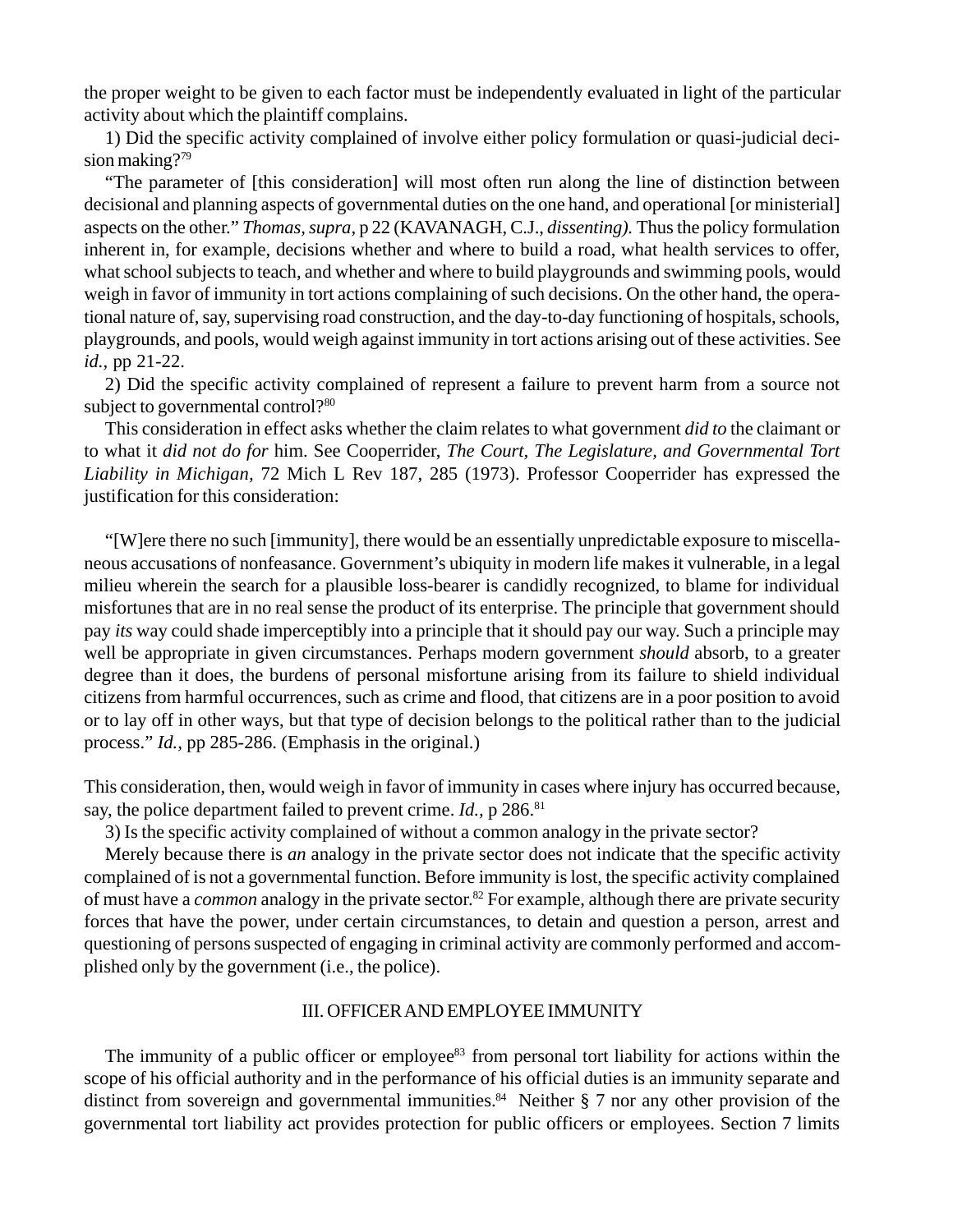the proper weight to be given to each factor must be independently evaluated in light of the particular activity about which the plaintiff complains.

1) Did the specific activity complained of involve either policy formulation or quasi-judicial decision making?[79]

"The parameter of [this consideration] will most often run along the line of distinction between decisional and planning aspects of governmental duties on the one hand, and operational [or ministerial] aspects on the other." *Thomas, supra,* p 22 (KAVANAGH, C.J., *dissenting).* Thus the policy formulation inherent in, for example, decisions whether and where to build a road, what health services to offer, what school subjects to teach, and whether and where to build playgrounds and swimming pools, would weigh in favor of immunity in tort actions complaining of such decisions. On the other hand, the operational nature of, say, supervising road construction, and the day-to-day functioning of hospitals, schools, playgrounds, and pools, would weigh against immunity in tort actions arising out of these activities. See *id.,* pp 21-22.

2) Did the specific activity complained of represent a failure to prevent harm from a source not subject to governmental control?[80]

This consideration in effect asks whether the claim relates to what government *did to* the claimant or to what it *did not do for* him. See Cooperrider, *The Court, The Legislature, and Governmental Tort Liability in Michigan,* 72 Mich L Rev 187, 285 (1973). Professor Cooperrider has expressed the justification for this consideration:

"[W]ere there no such [immunity], there would be an essentially unpredictable exposure to miscellaneous accusations of nonfeasance. Government's ubiquity in modern life makes it vulnerable, in a legal milieu wherein the search for a plausible loss-bearer is candidly recognized, to blame for individual misfortunes that are in no real sense the product of its enterprise. The principle that government should pay *its* way could shade imperceptibly into a principle that it should pay our way. Such a principle may well be appropriate in given circumstances. Perhaps modern government *should* absorb, to a greater degree than it does, the burdens of personal misfortune arising from its failure to shield individual citizens from harmful occurrences, such as crime and flood, that citizens are in a poor position to avoid or to lay off in other ways, but that type of decision belongs to the political rather than to the judicial process." *Id.,* pp 285-286. (Emphasis in the original.)

This consideration, then, would weigh in favor of immunity in cases where injury has occurred because, say, the police department failed to prevent crime. *Id.,* p 286.[81]

3) Is the specific activity complained of without a common analogy in the private sector?

Merely because there is *an* analogy in the private sector does not indicate that the specific activity complained of is not a governmental function. Before immunity is lost, the specific activity complained of must have a *common* analogy in the private sector.[82] For example, although there are private security forces that have the power, under certain circumstances, to detain and question a person, arrest and questioning of persons suspected of engaging in criminal activity are commonly performed and accomplished only by the government (i.e., the police).

## III. OFFICER AND EMPLOYEE IMMUNITY

The immunity of a public officer or employee[83] from personal tort liability for actions within the scope of his official authority and in the performance of his official duties is an immunity separate and distinct from sovereign and governmental immunities.[84] Neither § 7 nor any other provision of the governmental tort liability act provides protection for public officers or employees. Section 7 limits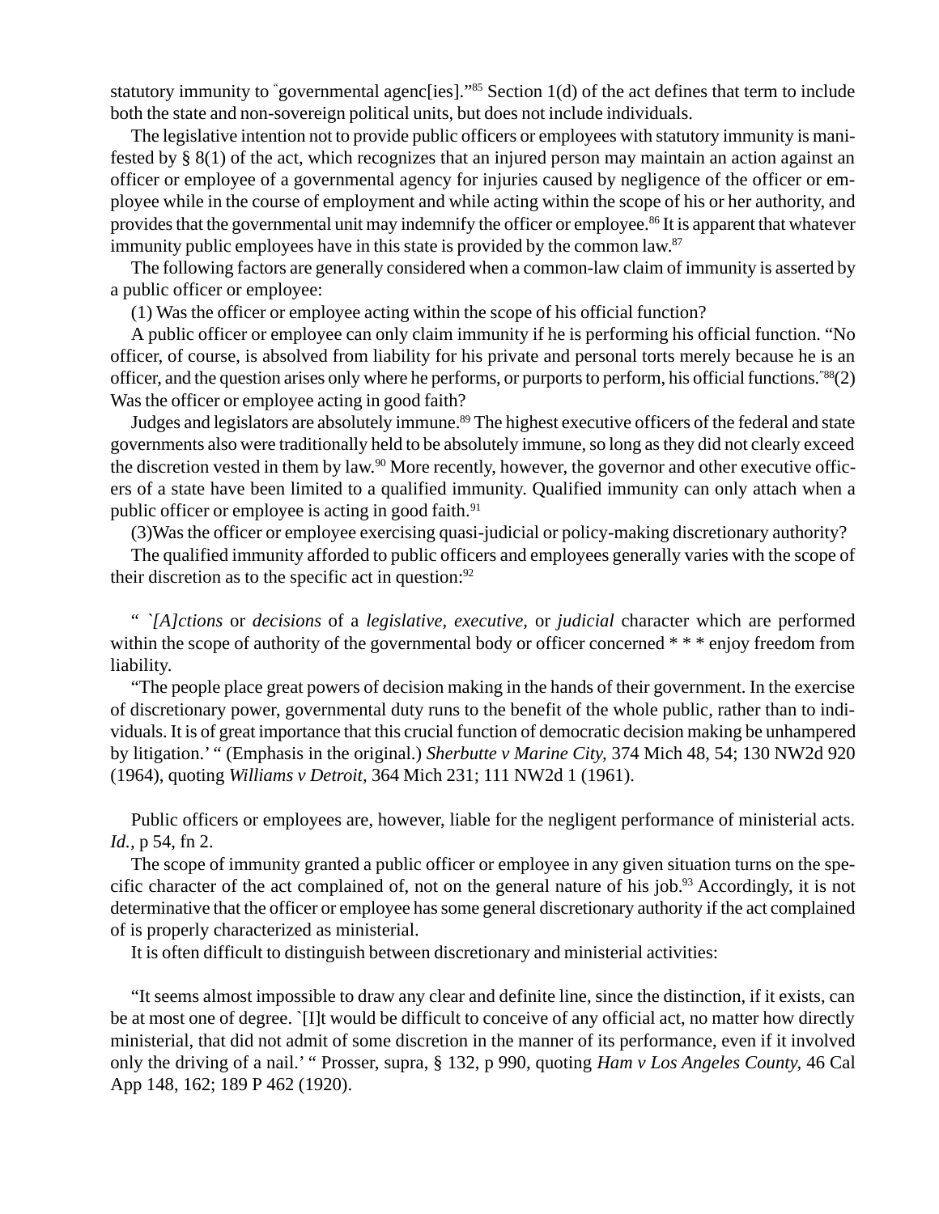statutory immunity to "governmental agenc[ies]."[85] Section 1(d) of the act defines that term to include both the state and non-sovereign political units, but does not include individuals.

The legislative intention not to provide public officers or employees with statutory immunity is manifested by § 8(1) of the act, which recognizes that an injured person may maintain an action against an officer or employee of a governmental agency for injuries caused by negligence of the officer or employee while in the course of employment and while acting within the scope of his or her authority, and provides that the governmental unit may indemnify the officer or employee.[86] It is apparent that whatever immunity public employees have in this state is provided by the common law.[87]

The following factors are generally considered when a common-law claim of immunity is asserted by a public officer or employee:

(1) Was the officer or employee acting within the scope of his official function?

A public officer or employee can only claim immunity if he is performing his official function. "No officer, of course, is absolved from liability for his private and personal torts merely because he is an officer, and the question arises only where he performs, or purports to perform, his official functions."[88](2) Was the officer or employee acting in good faith?

Judges and legislators are absolutely immune.[89] The highest executive officers of the federal and state governments also were traditionally held to be absolutely immune, so long as they did not clearly exceed the discretion vested in them by law.[90] More recently, however, the governor and other executive officers of a state have been limited to a qualified immunity. Qualified immunity can only attach when a public officer or employee is acting in good faith.[91]

(3)Was the officer or employee exercising quasi-judicial or policy-making discretionary authority?

The qualified immunity afforded to public officers and employees generally varies with the scope of their discretion as to the specific act in question:[92]

> " `*[A]ctions* or *decisions* of a *legislative, executive,* or *judicial* character which are performed within the scope of authority of the governmental body or officer concerned * * * enjoy freedom from liability.
>
> "The people place great powers of decision making in the hands of their government. In the exercise of discretionary power, governmental duty runs to the benefit of the whole public, rather than to individuals. It is of great importance that this crucial function of democratic decision making be unhampered by litigation.' " (Emphasis in the original.) *Sherbutte v Marine City*, 374 Mich 48, 54; 130 NW2d 920 (1964), quoting *Williams v Detroit*, 364 Mich 231; 111 NW2d 1 (1961).

Public officers or employees are, however, liable for the negligent performance of ministerial acts. *Id.*, p 54, fn 2.

The scope of immunity granted a public officer or employee in any given situation turns on the specific character of the act complained of, not on the general nature of his job.[93] Accordingly, it is not determinative that the officer or employee has some general discretionary authority if the act complained of is properly characterized as ministerial.

It is often difficult to distinguish between discretionary and ministerial activities:

> "It seems almost impossible to draw any clear and definite line, since the distinction, if it exists, can be at most one of degree. `[I]t would be difficult to conceive of any official act, no matter how directly ministerial, that did not admit of some discretion in the manner of its performance, even if it involved only the driving of a nail.' " Prosser, supra, § 132, p 990, quoting *Ham v Los Angeles County*, 46 Cal App 148, 162; 189 P 462 (1920).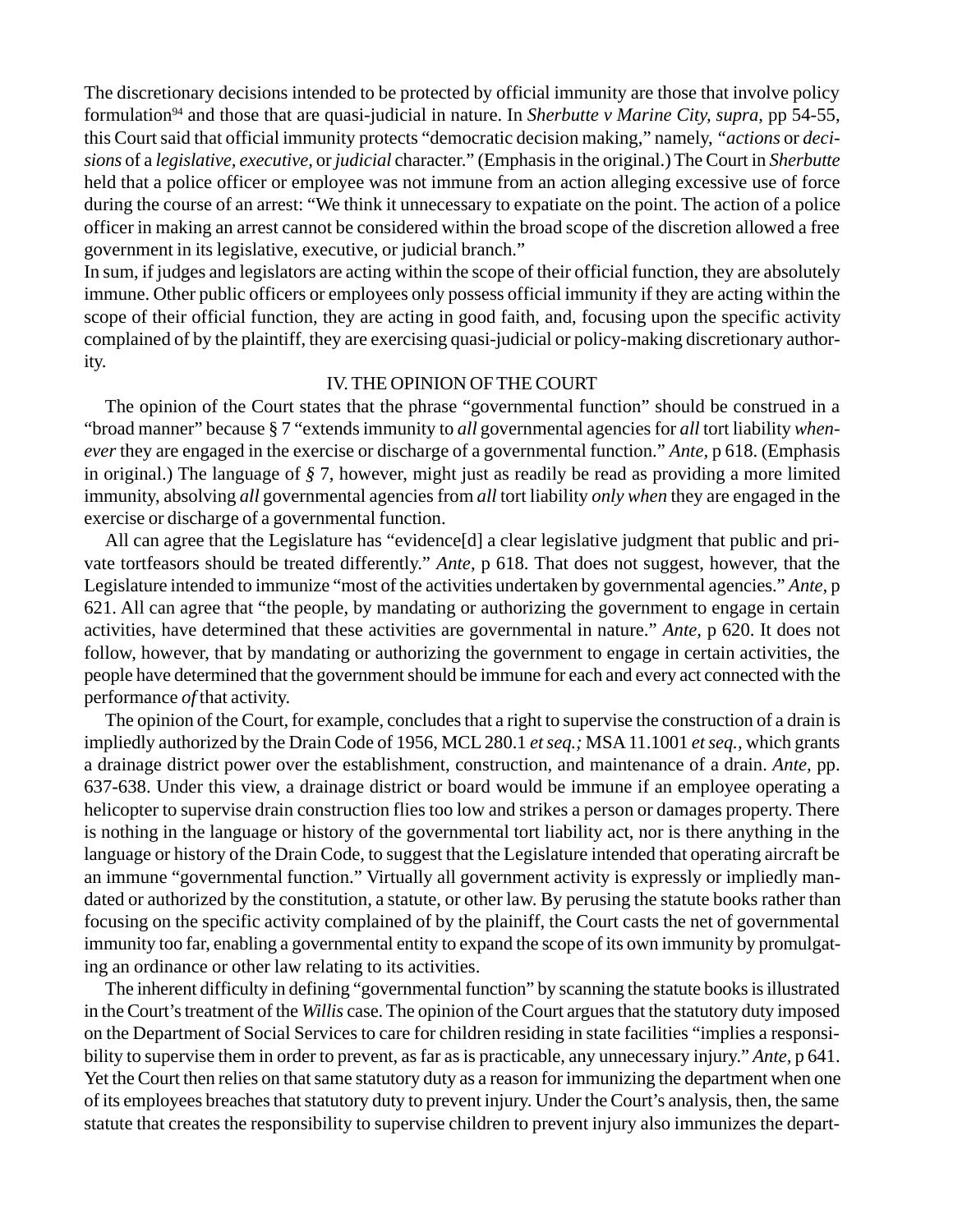The discretionary decisions intended to be protected by official immunity are those that involve policy formulation[94] and those that are quasi-judicial in nature. In *Sherbutte v Marine City, supra,* pp 54-55, this Court said that official immunity protects "democratic decision making," namely, "*actions* or *decisions* of a *legislative, executive,* or *judicial* character." (Emphasis in the original.) The Court in *Sherbutte* held that a police officer or employee was not immune from an action alleging excessive use of force during the course of an arrest: "We think it unnecessary to expatiate on the point. The action of a police officer in making an arrest cannot be considered within the broad scope of the discretion allowed a free government in its legislative, executive, or judicial branch."

In sum, if judges and legislators are acting within the scope of their official function, they are absolutely immune. Other public officers or employees only possess official immunity if they are acting within the scope of their official function, they are acting in good faith, and, focusing upon the specific activity complained of by the plaintiff, they are exercising quasi-judicial or policy-making discretionary authority.

## IV. THE OPINION OF THE COURT

The opinion of the Court states that the phrase "governmental function" should be construed in a "broad manner" because § 7 "extends immunity to *all* governmental agencies for *all* tort liability *whenever* they are engaged in the exercise or discharge of a governmental function." *Ante,* p 618. (Emphasis in original.) The language of *§* 7, however, might just as readily be read as providing a more limited immunity, absolving *all* governmental agencies from *all* tort liability *only when* they are engaged in the exercise or discharge of a governmental function.

All can agree that the Legislature has "evidence[d] a clear legislative judgment that public and private tortfeasors should be treated differently." *Ante,* p 618. That does not suggest, however, that the Legislature intended to immunize "most of the activities undertaken by governmental agencies." *Ante,* p 621. All can agree that "the people, by mandating or authorizing the government to engage in certain activities, have determined that these activities are governmental in nature." *Ante,* p 620. It does not follow, however, that by mandating or authorizing the government to engage in certain activities, the people have determined that the government should be immune for each and every act connected with the performance *of* that activity.

The opinion of the Court, for example, concludes that a right to supervise the construction of a drain is impliedly authorized by the Drain Code of 1956, MCL 280.1 *et seq.;* MSA 11.1001 *et seq.*, which grants a drainage district power over the establishment, construction, and maintenance of a drain. *Ante*, pp. 637-638. Under this view, a drainage district or board would be immune if an employee operating a helicopter to supervise drain construction flies too low and strikes a person or damages property. There is nothing in the language or history of the governmental tort liability act, nor is there anything in the language or history of the Drain Code, to suggest that the Legislature intended that operating aircraft be an immune "governmental function." Virtually all government activity is expressly or impliedly mandated or authorized by the constitution, a statute, or other law. By perusing the statute books rather than focusing on the specific activity complained of by the plainiff, the Court casts the net of governmental immunity too far, enabling a governmental entity to expand the scope of its own immunity by promulgating an ordinance or other law relating to its activities.

The inherent difficulty in defining "governmental function" by scanning the statute books is illustrated in the Court's treatment of the *Willis* case. The opinion of the Court argues that the statutory duty imposed on the Department of Social Services to care for children residing in state facilities "implies a responsibility to supervise them in order to prevent, as far as is practicable, any unnecessary injury." *Ante,* p 641. Yet the Court then relies on that same statutory duty as a reason for immunizing the department when one of its employees breaches that statutory duty to prevent injury. Under the Court's analysis, then, the same statute that creates the responsibility to supervise children to prevent injury also immunizes the depart-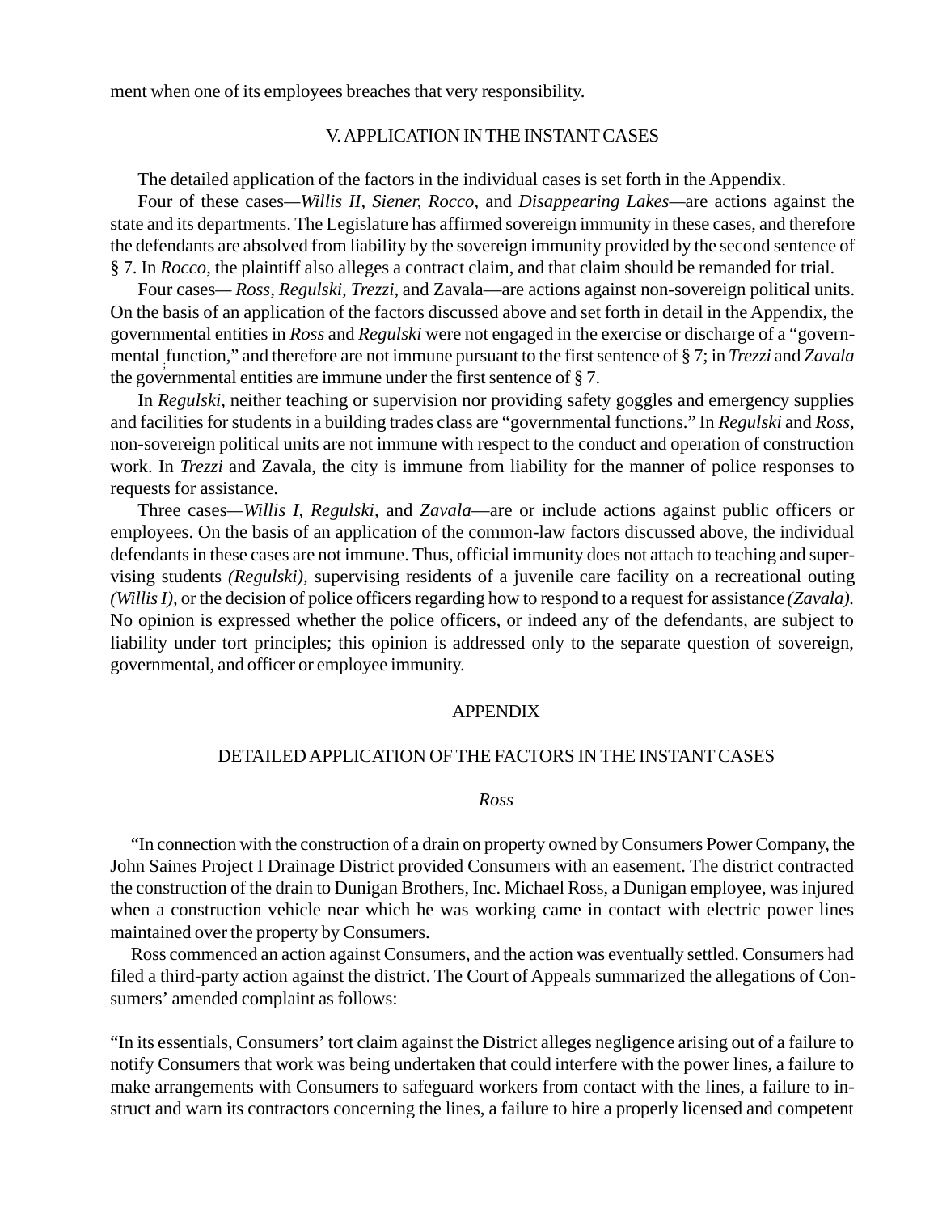ment when one of its employees breaches that very responsibility.

## V. APPLICATION IN THE INSTANT CASES

The detailed application of the factors in the individual cases is set forth in the Appendix.

Four of these cases—*Willis II, Siener, Rocco,* and *Disappearing Lakes*—are actions against the state and its departments. The Legislature has affirmed sovereign immunity in these cases, and therefore the defendants are absolved from liability by the sovereign immunity provided by the second sentence of § 7. In *Rocco,* the plaintiff also alleges a contract claim, and that claim should be remanded for trial.

Four cases— *Ross, Regulski, Trezzi,* and Zavala—are actions against non-sovereign political units. On the basis of an application of the factors discussed above and set forth in detail in the Appendix, the governmental entities in *Ross* and *Regulski* were not engaged in the exercise or discharge of a "governmental function," and therefore are not immune pursuant to the first sentence of § 7; in *Trezzi* and *Zavala* the governmental entities are immune under the first sentence of § 7.

In *Regulski,* neither teaching or supervision nor providing safety goggles and emergency supplies and facilities for students in a building trades class are "governmental functions." In *Regulski* and *Ross,* non-sovereign political units are not immune with respect to the conduct and operation of construction work. In *Trezzi* and Zavala, the city is immune from liability for the manner of police responses to requests for assistance.

Three cases—*Willis I, Regulski,* and *Zavala*—are or include actions against public officers or employees. On the basis of an application of the common-law factors discussed above, the individual defendants in these cases are not immune. Thus, official immunity does not attach to teaching and supervising students *(Regulski),* supervising residents of a juvenile care facility on a recreational outing *(Willis I),* or the decision of police officers regarding how to respond to a request for assistance *(Zavala).* No opinion is expressed whether the police officers, or indeed any of the defendants, are subject to liability under tort principles; this opinion is addressed only to the separate question of sovereign, governmental, and officer or employee immunity.

## APPENDIX

### DETAILED APPLICATION OF THE FACTORS IN THE INSTANT CASES

#### *Ross*

"In connection with the construction of a drain on property owned by Consumers Power Company, the John Saines Project I Drainage District provided Consumers with an easement. The district contracted the construction of the drain to Dunigan Brothers, Inc. Michael Ross, a Dunigan employee, was injured when a construction vehicle near which he was working came in contact with electric power lines maintained over the property by Consumers.

Ross commenced an action against Consumers, and the action was eventually settled. Consumers had filed a third-party action against the district. The Court of Appeals summarized the allegations of Consumers' amended complaint as follows:

"In its essentials, Consumers' tort claim against the District alleges negligence arising out of a failure to notify Consumers that work was being undertaken that could interfere with the power lines, a failure to make arrangements with Consumers to safeguard workers from contact with the lines, a failure to instruct and warn its contractors concerning the lines, a failure to hire a properly licensed and competent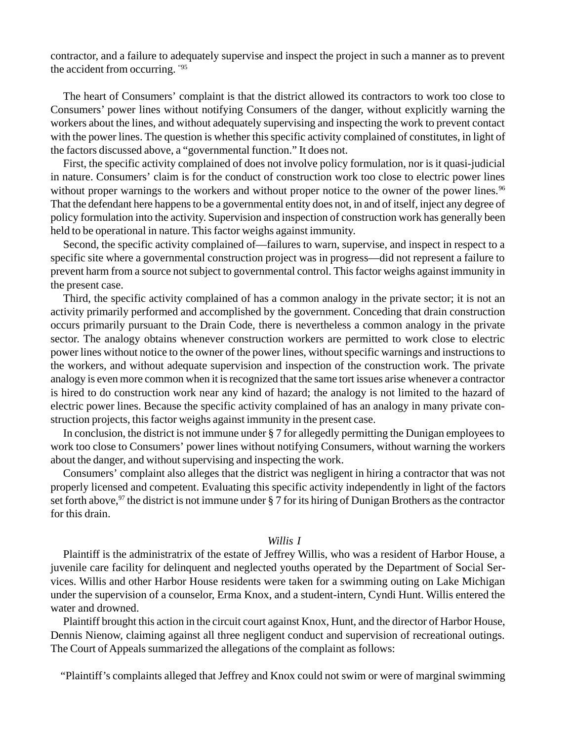contractor, and a failure to adequately supervise and inspect the project in such a manner as to prevent the accident from occurring. "[95]

The heart of Consumers' complaint is that the district allowed its contractors to work too close to Consumers' power lines without notifying Consumers of the danger, without explicitly warning the workers about the lines, and without adequately supervising and inspecting the work to prevent contact with the power lines. The question is whether this specific activity complained of constitutes, in light of the factors discussed above, a "governmental function." It does not.

First, the specific activity complained of does not involve policy formulation, nor is it quasi-judicial in nature. Consumers' claim is for the conduct of construction work too close to electric power lines without proper warnings to the workers and without proper notice to the owner of the power lines.[96] That the defendant here happens to be a governmental entity does not, in and of itself, inject any degree of policy formulation into the activity. Supervision and inspection of construction work has generally been held to be operational in nature. This factor weighs against immunity.

Second, the specific activity complained of—failures to warn, supervise, and inspect in respect to a specific site where a governmental construction project was in progress—did not represent a failure to prevent harm from a source not subject to governmental control. This factor weighs against immunity in the present case.

Third, the specific activity complained of has a common analogy in the private sector; it is not an activity primarily performed and accomplished by the government. Conceding that drain construction occurs primarily pursuant to the Drain Code, there is nevertheless a common analogy in the private sector. The analogy obtains whenever construction workers are permitted to work close to electric power lines without notice to the owner of the power lines, without specific warnings and instructions to the workers, and without adequate supervision and inspection of the construction work. The private analogy is even more common when it is recognized that the same tort issues arise whenever a contractor is hired to do construction work near any kind of hazard; the analogy is not limited to the hazard of electric power lines. Because the specific activity complained of has an analogy in many private construction projects, this factor weighs against immunity in the present case.

In conclusion, the district is not immune under § 7 for allegedly permitting the Dunigan employees to work too close to Consumers' power lines without notifying Consumers, without warning the workers about the danger, and without supervising and inspecting the work.

Consumers' complaint also alleges that the district was negligent in hiring a contractor that was not properly licensed and competent. Evaluating this specific activity independently in light of the factors set forth above,[97] the district is not immune under § 7 for its hiring of Dunigan Brothers as the contractor for this drain.

*Willis I*

Plaintiff is the administratrix of the estate of Jeffrey Willis, who was a resident of Harbor House, a juvenile care facility for delinquent and neglected youths operated by the Department of Social Services. Willis and other Harbor House residents were taken for a swimming outing on Lake Michigan under the supervision of a counselor, Erma Knox, and a student-intern, Cyndi Hunt. Willis entered the water and drowned.

Plaintiff brought this action in the circuit court against Knox, Hunt, and the director of Harbor House, Dennis Nienow, claiming against all three negligent conduct and supervision of recreational outings. The Court of Appeals summarized the allegations of the complaint as follows:

"Plaintiff's complaints alleged that Jeffrey and Knox could not swim or were of marginal swimming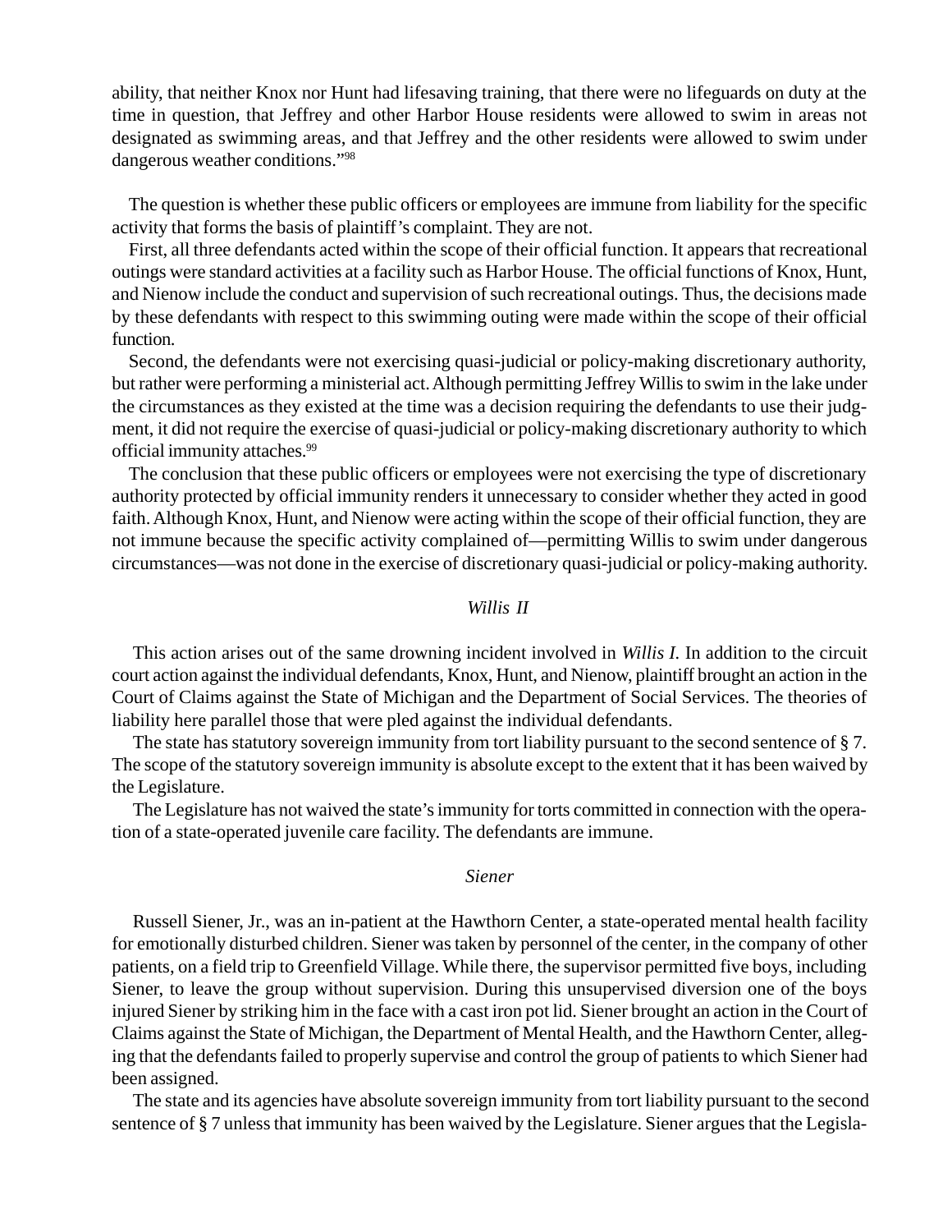ability, that neither Knox nor Hunt had lifesaving training, that there were no lifeguards on duty at the time in question, that Jeffrey and other Harbor House residents were allowed to swim in areas not designated as swimming areas, and that Jeffrey and the other residents were allowed to swim under dangerous weather conditions."[98]

The question is whether these public officers or employees are immune from liability for the specific activity that forms the basis of plaintiff's complaint. They are not.

First, all three defendants acted within the scope of their official function. It appears that recreational outings were standard activities at a facility such as Harbor House. The official functions of Knox, Hunt, and Nienow include the conduct and supervision of such recreational outings. Thus, the decisions made by these defendants with respect to this swimming outing were made within the scope of their official function.

Second, the defendants were not exercising quasi-judicial or policy-making discretionary authority, but rather were performing a ministerial act. Although permitting Jeffrey Willis to swim in the lake under the circumstances as they existed at the time was a decision requiring the defendants to use their judgment, it did not require the exercise of quasi-judicial or policy-making discretionary authority to which official immunity attaches.[99]

The conclusion that these public officers or employees were not exercising the type of discretionary authority protected by official immunity renders it unnecessary to consider whether they acted in good faith. Although Knox, Hunt, and Nienow were acting within the scope of their official function, they are not immune because the specific activity complained of—permitting Willis to swim under dangerous circumstances—was not done in the exercise of discretionary quasi-judicial or policy-making authority.

### *Willis II*

This action arises out of the same drowning incident involved in *Willis I*. In addition to the circuit court action against the individual defendants, Knox, Hunt, and Nienow, plaintiff brought an action in the Court of Claims against the State of Michigan and the Department of Social Services. The theories of liability here parallel those that were pled against the individual defendants.

The state has statutory sovereign immunity from tort liability pursuant to the second sentence of § 7. The scope of the statutory sovereign immunity is absolute except to the extent that it has been waived by the Legislature.

The Legislature has not waived the state's immunity for torts committed in connection with the operation of a state-operated juvenile care facility. The defendants are immune.

### *Siener*

Russell Siener, Jr., was an in-patient at the Hawthorn Center, a state-operated mental health facility for emotionally disturbed children. Siener was taken by personnel of the center, in the company of other patients, on a field trip to Greenfield Village. While there, the supervisor permitted five boys, including Siener, to leave the group without supervision. During this unsupervised diversion one of the boys injured Siener by striking him in the face with a cast iron pot lid. Siener brought an action in the Court of Claims against the State of Michigan, the Department of Mental Health, and the Hawthorn Center, alleging that the defendants failed to properly supervise and control the group of patients to which Siener had been assigned.

The state and its agencies have absolute sovereign immunity from tort liability pursuant to the second sentence of § 7 unless that immunity has been waived by the Legislature. Siener argues that the Legisla-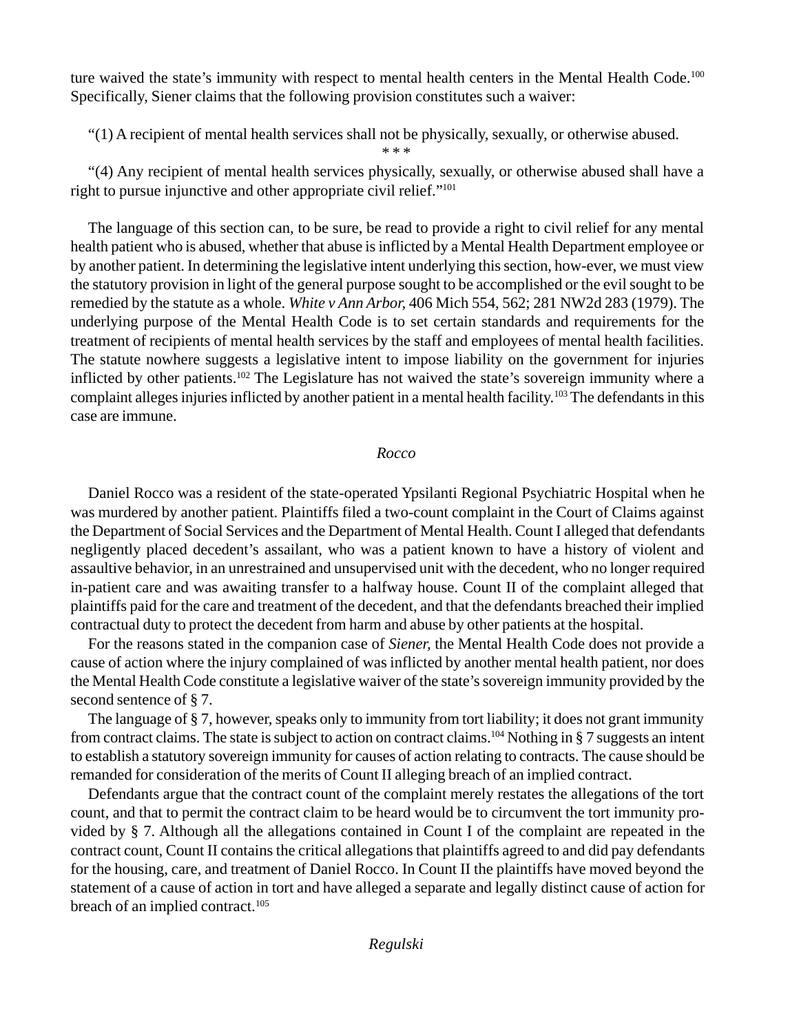ture waived the state's immunity with respect to mental health centers in the Mental Health Code.[100] Specifically, Siener claims that the following provision constitutes such a waiver:

"(1) A recipient of mental health services shall not be physically, sexually, or otherwise abused.

\* \* \*

"(4) Any recipient of mental health services physically, sexually, or otherwise abused shall have a right to pursue injunctive and other appropriate civil relief."[101]

The language of this section can, to be sure, be read to provide a right to civil relief for any mental health patient who is abused, whether that abuse is inflicted by a Mental Health Department employee or by another patient. In determining the legislative intent underlying this section, how-ever, we must view the statutory provision in light of the general purpose sought to be accomplished or the evil sought to be remedied by the statute as a whole. *White v Ann Arbor,* 406 Mich 554, 562; 281 NW2d 283 (1979). The underlying purpose of the Mental Health Code is to set certain standards and requirements for the treatment of recipients of mental health services by the staff and employees of mental health facilities. The statute nowhere suggests a legislative intent to impose liability on the government for injuries inflicted by other patients.[102] The Legislature has not waived the state's sovereign immunity where a complaint alleges injuries inflicted by another patient in a mental health facility.[103] The defendants in this case are immune.

*Rocco*

Daniel Rocco was a resident of the state-operated Ypsilanti Regional Psychiatric Hospital when he was murdered by another patient. Plaintiffs filed a two-count complaint in the Court of Claims against the Department of Social Services and the Department of Mental Health. Count I alleged that defendants negligently placed decedent's assailant, who was a patient known to have a history of violent and assaultive behavior, in an unrestrained and unsupervised unit with the decedent, who no longer required in-patient care and was awaiting transfer to a halfway house. Count II of the complaint alleged that plaintiffs paid for the care and treatment of the decedent, and that the defendants breached their implied contractual duty to protect the decedent from harm and abuse by other patients at the hospital.

For the reasons stated in the companion case of *Siener,* the Mental Health Code does not provide a cause of action where the injury complained of was inflicted by another mental health patient, nor does the Mental Health Code constitute a legislative waiver of the state's sovereign immunity provided by the second sentence of § 7.

The language of § 7, however, speaks only to immunity from tort liability; it does not grant immunity from contract claims. The state is subject to action on contract claims.[104] Nothing in § 7 suggests an intent to establish a statutory sovereign immunity for causes of action relating to contracts. The cause should be remanded for consideration of the merits of Count II alleging breach of an implied contract.

Defendants argue that the contract count of the complaint merely restates the allegations of the tort count, and that to permit the contract claim to be heard would be to circumvent the tort immunity provided by § 7. Although all the allegations contained in Count I of the complaint are repeated in the contract count, Count II contains the critical allegations that plaintiffs agreed to and did pay defendants for the housing, care, and treatment of Daniel Rocco. In Count II the plaintiffs have moved beyond the statement of a cause of action in tort and have alleged a separate and legally distinct cause of action for breach of an implied contract.[105]

*Regulski*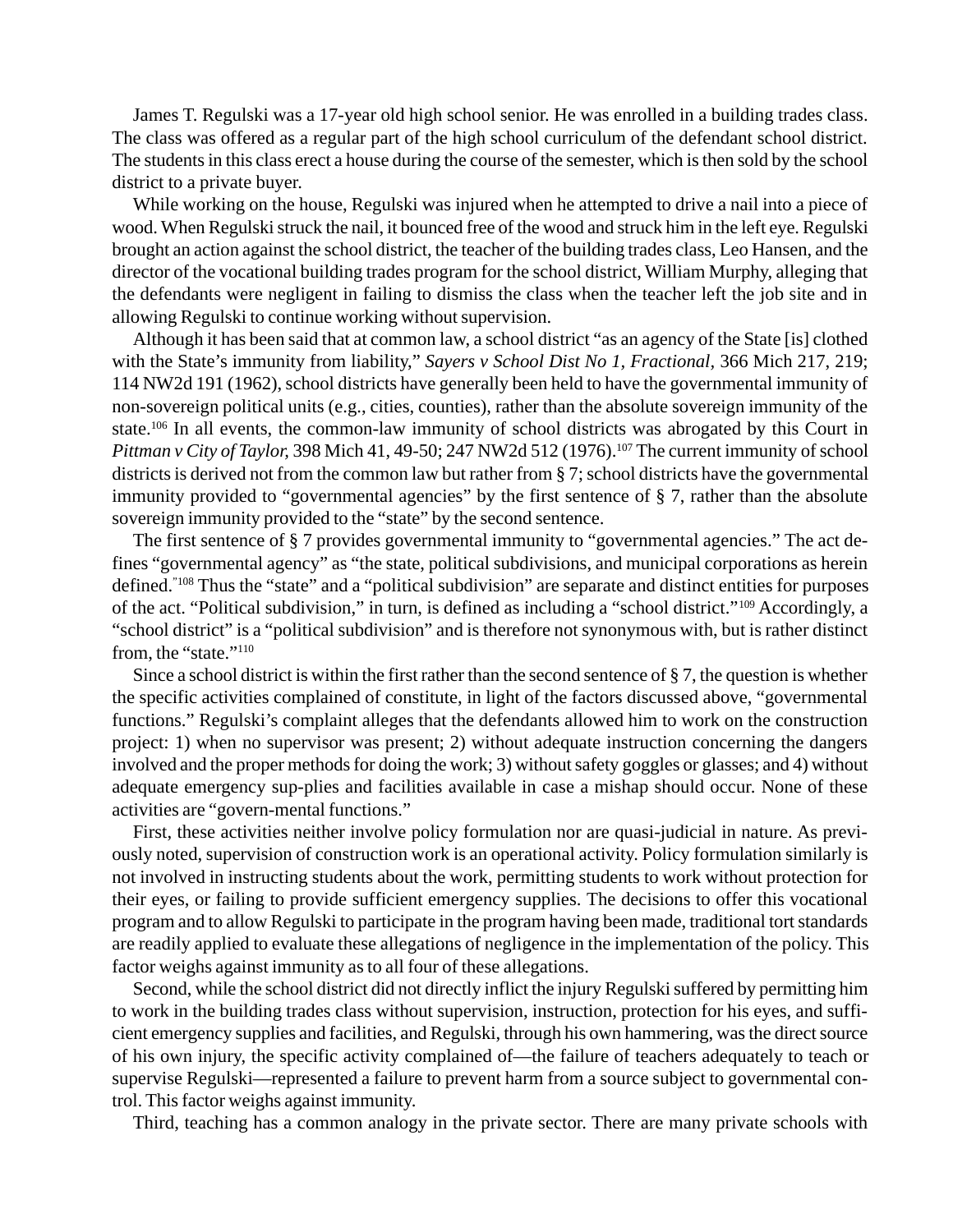James T. Regulski was a 17-year old high school senior. He was enrolled in a building trades class. The class was offered as a regular part of the high school curriculum of the defendant school district. The students in this class erect a house during the course of the semester, which is then sold by the school district to a private buyer.

While working on the house, Regulski was injured when he attempted to drive a nail into a piece of wood. When Regulski struck the nail, it bounced free of the wood and struck him in the left eye. Regulski brought an action against the school district, the teacher of the building trades class, Leo Hansen, and the director of the vocational building trades program for the school district, William Murphy, alleging that the defendants were negligent in failing to dismiss the class when the teacher left the job site and in allowing Regulski to continue working without supervision.

Although it has been said that at common law, a school district "as an agency of the State [is] clothed with the State's immunity from liability," *Sayers v School Dist No 1, Fractional*, 366 Mich 217, 219; 114 NW2d 191 (1962), school districts have generally been held to have the governmental immunity of non-sovereign political units (e.g., cities, counties), rather than the absolute sovereign immunity of the state.[106] In all events, the common-law immunity of school districts was abrogated by this Court in *Pittman v City of Taylor*, 398 Mich 41, 49-50; 247 NW2d 512 (1976).[107] The current immunity of school districts is derived not from the common law but rather from § 7; school districts have the governmental immunity provided to "governmental agencies" by the first sentence of § 7, rather than the absolute sovereign immunity provided to the "state" by the second sentence.

The first sentence of § 7 provides governmental immunity to "governmental agencies." The act defines "governmental agency" as "the state, political subdivisions, and municipal corporations as herein defined."[108] Thus the "state" and a "political subdivision" are separate and distinct entities for purposes of the act. "Political subdivision," in turn, is defined as including a "school district."[109] Accordingly, a "school district" is a "political subdivision" and is therefore not synonymous with, but is rather distinct from, the "state."[110]

Since a school district is within the first rather than the second sentence of § 7, the question is whether the specific activities complained of constitute, in light of the factors discussed above, "governmental functions." Regulski's complaint alleges that the defendants allowed him to work on the construction project: 1) when no supervisor was present; 2) without adequate instruction concerning the dangers involved and the proper methods for doing the work; 3) without safety goggles or glasses; and 4) without adequate emergency sup-plies and facilities available in case a mishap should occur. None of these activities are "govern-mental functions."

First, these activities neither involve policy formulation nor are quasi-judicial in nature. As previously noted, supervision of construction work is an operational activity. Policy formulation similarly is not involved in instructing students about the work, permitting students to work without protection for their eyes, or failing to provide sufficient emergency supplies. The decisions to offer this vocational program and to allow Regulski to participate in the program having been made, traditional tort standards are readily applied to evaluate these allegations of negligence in the implementation of the policy. This factor weighs against immunity as to all four of these allegations.

Second, while the school district did not directly inflict the injury Regulski suffered by permitting him to work in the building trades class without supervision, instruction, protection for his eyes, and sufficient emergency supplies and facilities, and Regulski, through his own hammering, was the direct source of his own injury, the specific activity complained of—the failure of teachers adequately to teach or supervise Regulski—represented a failure to prevent harm from a source subject to governmental control. This factor weighs against immunity.

Third, teaching has a common analogy in the private sector. There are many private schools with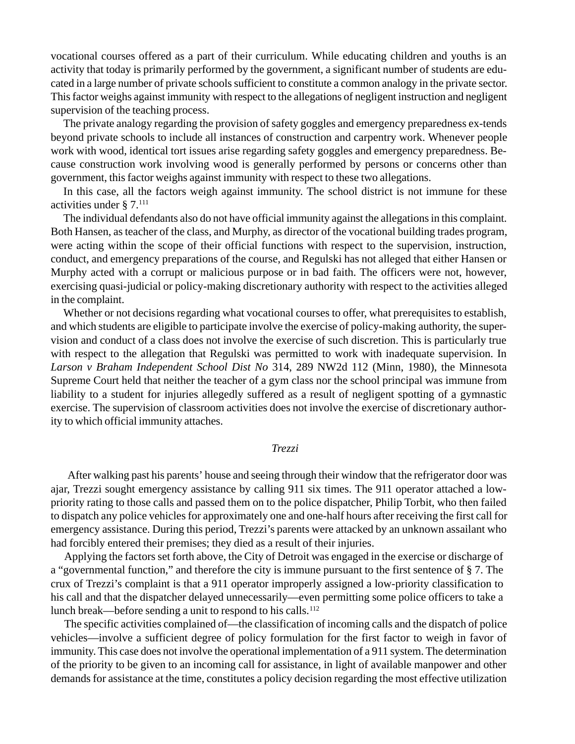vocational courses offered as a part of their curriculum. While educating children and youths is an activity that today is primarily performed by the government, a significant number of students are educated in a large number of private schools sufficient to constitute a common analogy in the private sector. This factor weighs against immunity with respect to the allegations of negligent instruction and negligent supervision of the teaching process.

The private analogy regarding the provision of safety goggles and emergency preparedness ex-tends beyond private schools to include all instances of construction and carpentry work. Whenever people work with wood, identical tort issues arise regarding safety goggles and emergency preparedness. Because construction work involving wood is generally performed by persons or concerns other than government, this factor weighs against immunity with respect to these two allegations.

In this case, all the factors weigh against immunity. The school district is not immune for these activities under § 7.[111]

The individual defendants also do not have official immunity against the allegations in this complaint. Both Hansen, as teacher of the class, and Murphy, as director of the vocational building trades program, were acting within the scope of their official functions with respect to the supervision, instruction, conduct, and emergency preparations of the course, and Regulski has not alleged that either Hansen or Murphy acted with a corrupt or malicious purpose or in bad faith. The officers were not, however, exercising quasi-judicial or policy-making discretionary authority with respect to the activities alleged in the complaint.

Whether or not decisions regarding what vocational courses to offer, what prerequisites to establish, and which students are eligible to participate involve the exercise of policy-making authority, the supervision and conduct of a class does not involve the exercise of such discretion. This is particularly true with respect to the allegation that Regulski was permitted to work with inadequate supervision. In *Larson v Braham Independent School Dist No* 314, 289 NW2d 112 (Minn, 1980), the Minnesota Supreme Court held that neither the teacher of a gym class nor the school principal was immune from liability to a student for injuries allegedly suffered as a result of negligent spotting of a gymnastic exercise. The supervision of classroom activities does not involve the exercise of discretionary authority to which official immunity attaches.

*Trezzi*

After walking past his parents' house and seeing through their window that the refrigerator door was ajar, Trezzi sought emergency assistance by calling 911 six times. The 911 operator attached a low-priority rating to those calls and passed them on to the police dispatcher, Philip Torbit, who then failed to dispatch any police vehicles for approximately one and one-half hours after receiving the first call for emergency assistance. During this period, Trezzi's parents were attacked by an unknown assailant who had forcibly entered their premises; they died as a result of their injuries.

Applying the factors set forth above, the City of Detroit was engaged in the exercise or discharge of a "governmental function," and therefore the city is immune pursuant to the first sentence of § 7. The crux of Trezzi's complaint is that a 911 operator improperly assigned a low-priority classification to his call and that the dispatcher delayed unnecessarily—even permitting some police officers to take a lunch break—before sending a unit to respond to his calls.[112]

The specific activities complained of—the classification of incoming calls and the dispatch of police vehicles—involve a sufficient degree of policy formulation for the first factor to weigh in favor of immunity. This case does not involve the operational implementation of a 911 system. The determination of the priority to be given to an incoming call for assistance, in light of available manpower and other demands for assistance at the time, constitutes a policy decision regarding the most effective utilization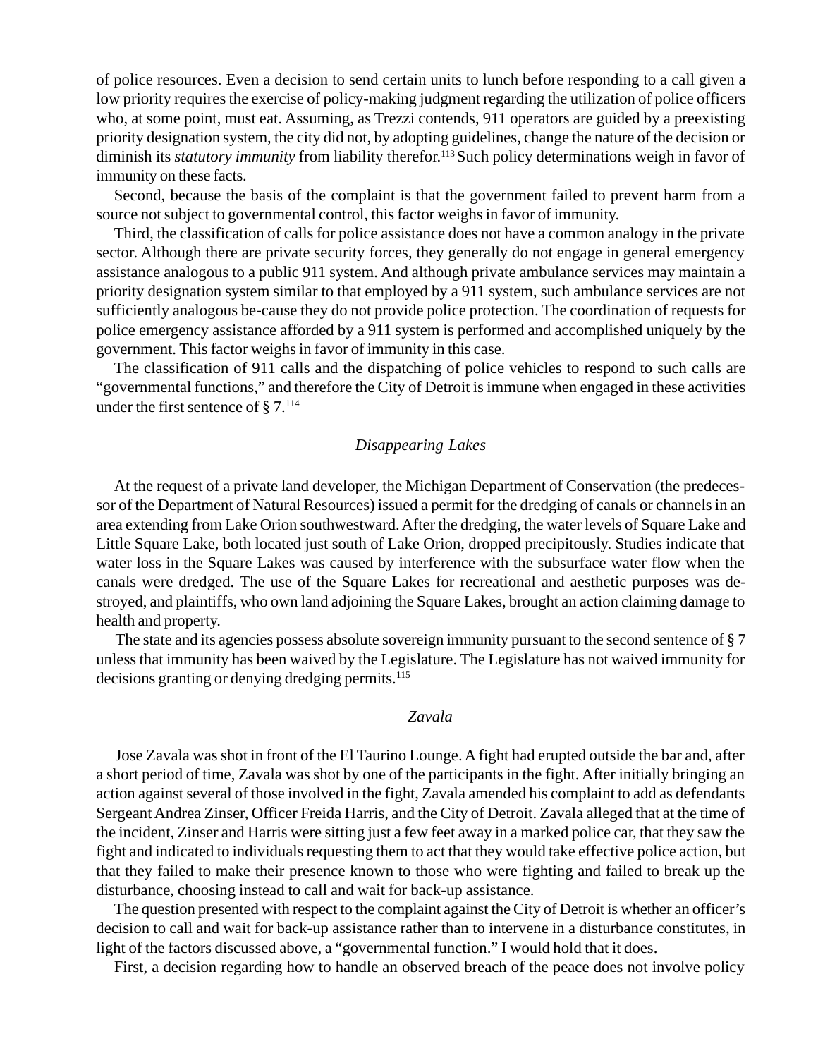of police resources. Even a decision to send certain units to lunch before responding to a call given a low priority requires the exercise of policy-making judgment regarding the utilization of police officers who, at some point, must eat. Assuming, as Trezzi contends, 911 operators are guided by a preexisting priority designation system, the city did not, by adopting guidelines, change the nature of the decision or diminish its *statutory immunity* from liability therefor.[113] Such policy determinations weigh in favor of immunity on these facts.

Second, because the basis of the complaint is that the government failed to prevent harm from a source not subject to governmental control, this factor weighs in favor of immunity.

Third, the classification of calls for police assistance does not have a common analogy in the private sector. Although there are private security forces, they generally do not engage in general emergency assistance analogous to a public 911 system. And although private ambulance services may maintain a priority designation system similar to that employed by a 911 system, such ambulance services are not sufficiently analogous be-cause they do not provide police protection. The coordination of requests for police emergency assistance afforded by a 911 system is performed and accomplished uniquely by the government. This factor weighs in favor of immunity in this case.

The classification of 911 calls and the dispatching of police vehicles to respond to such calls are "governmental functions," and therefore the City of Detroit is immune when engaged in these activities under the first sentence of § 7.[114]

### *Disappearing Lakes*

At the request of a private land developer, the Michigan Department of Conservation (the predecessor of the Department of Natural Resources) issued a permit for the dredging of canals or channels in an area extending from Lake Orion southwestward. After the dredging, the water levels of Square Lake and Little Square Lake, both located just south of Lake Orion, dropped precipitously. Studies indicate that water loss in the Square Lakes was caused by interference with the subsurface water flow when the canals were dredged. The use of the Square Lakes for recreational and aesthetic purposes was destroyed, and plaintiffs, who own land adjoining the Square Lakes, brought an action claiming damage to health and property.

The state and its agencies possess absolute sovereign immunity pursuant to the second sentence of § 7 unless that immunity has been waived by the Legislature. The Legislature has not waived immunity for decisions granting or denying dredging permits.[115]

### *Zavala*

Jose Zavala was shot in front of the El Taurino Lounge. A fight had erupted outside the bar and, after a short period of time, Zavala was shot by one of the participants in the fight. After initially bringing an action against several of those involved in the fight, Zavala amended his complaint to add as defendants Sergeant Andrea Zinser, Officer Freida Harris, and the City of Detroit. Zavala alleged that at the time of the incident, Zinser and Harris were sitting just a few feet away in a marked police car, that they saw the fight and indicated to individuals requesting them to act that they would take effective police action, but that they failed to make their presence known to those who were fighting and failed to break up the disturbance, choosing instead to call and wait for back-up assistance.

The question presented with respect to the complaint against the City of Detroit is whether an officer's decision to call and wait for back-up assistance rather than to intervene in a disturbance constitutes, in light of the factors discussed above, a "governmental function." I would hold that it does.

First, a decision regarding how to handle an observed breach of the peace does not involve policy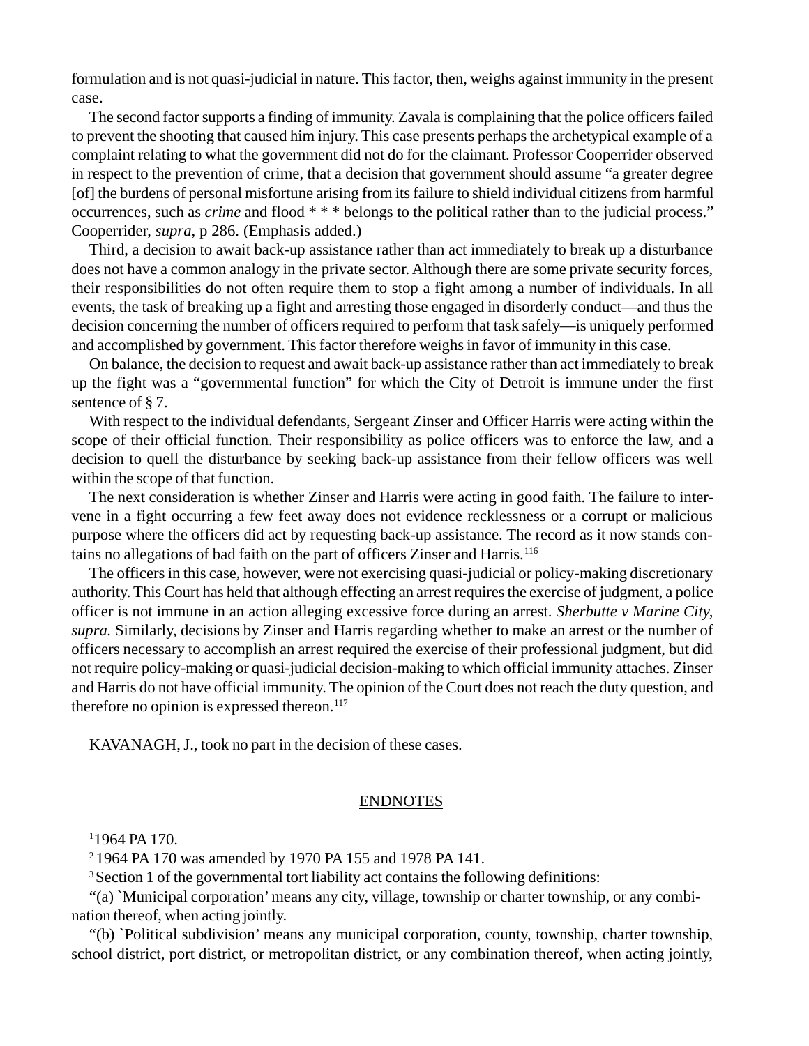formulation and is not quasi-judicial in nature. This factor, then, weighs against immunity in the present case.

The second factor supports a finding of immunity. Zavala is complaining that the police officers failed to prevent the shooting that caused him injury. This case presents perhaps the archetypical example of a complaint relating to what the government did not do for the claimant. Professor Cooperrider observed in respect to the prevention of crime, that a decision that government should assume "a greater degree [of] the burdens of personal misfortune arising from its failure to shield individual citizens from harmful occurrences, such as *crime* and flood * * * belongs to the political rather than to the judicial process." Cooperrider, *supra*, p 286. (Emphasis added.)

Third, a decision to await back-up assistance rather than act immediately to break up a disturbance does not have a common analogy in the private sector. Although there are some private security forces, their responsibilities do not often require them to stop a fight among a number of individuals. In all events, the task of breaking up a fight and arresting those engaged in disorderly conduct—and thus the decision concerning the number of officers required to perform that task safely—is uniquely performed and accomplished by government. This factor therefore weighs in favor of immunity in this case.

On balance, the decision to request and await back-up assistance rather than act immediately to break up the fight was a "governmental function" for which the City of Detroit is immune under the first sentence of § 7.

With respect to the individual defendants, Sergeant Zinser and Officer Harris were acting within the scope of their official function. Their responsibility as police officers was to enforce the law, and a decision to quell the disturbance by seeking back-up assistance from their fellow officers was well within the scope of that function.

The next consideration is whether Zinser and Harris were acting in good faith. The failure to intervene in a fight occurring a few feet away does not evidence recklessness or a corrupt or malicious purpose where the officers did act by requesting back-up assistance. The record as it now stands contains no allegations of bad faith on the part of officers Zinser and Harris.[116]

The officers in this case, however, were not exercising quasi-judicial or policy-making discretionary authority. This Court has held that although effecting an arrest requires the exercise of judgment, a police officer is not immune in an action alleging excessive force during an arrest. *Sherbutte v Marine City, supra.* Similarly, decisions by Zinser and Harris regarding whether to make an arrest or the number of officers necessary to accomplish an arrest required the exercise of their professional judgment, but did not require policy-making or quasi-judicial decision-making to which official immunity attaches. Zinser and Harris do not have official immunity. The opinion of the Court does not reach the duty question, and therefore no opinion is expressed thereon.[117]

KAVANAGH, J., took no part in the decision of these cases.

## ENDNOTES

[1] 1964 PA 170.

[2] 1964 PA 170 was amended by 1970 PA 155 and 1978 PA 141.

[3] Section 1 of the governmental tort liability act contains the following definitions:

"(a) `Municipal corporation' means any city, village, township or charter township, or any combination thereof, when acting jointly.

"(b) `Political subdivision' means any municipal corporation, county, township, charter township, school district, port district, or metropolitan district, or any combination thereof, when acting jointly,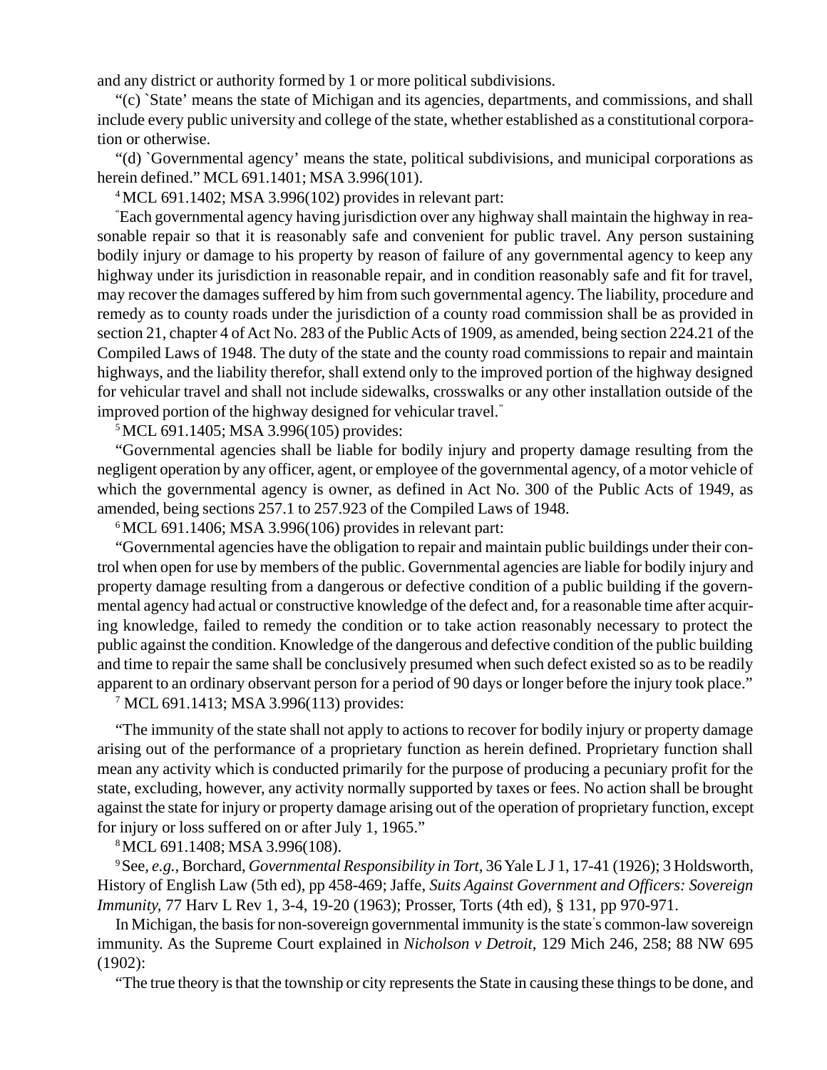and any district or authority formed by 1 or more political subdivisions.

"(c) `State' means the state of Michigan and its agencies, departments, and commissions, and shall include every public university and college of the state, whether established as a constitutional corporation or otherwise.

"(d) `Governmental agency' means the state, political subdivisions, and municipal corporations as herein defined." MCL 691.1401; MSA 3.996(101).

[4] MCL 691.1402; MSA 3.996(102) provides in relevant part:

"Each governmental agency having jurisdiction over any highway shall maintain the highway in reasonable repair so that it is reasonably safe and convenient for public travel. Any person sustaining bodily injury or damage to his property by reason of failure of any governmental agency to keep any highway under its jurisdiction in reasonable repair, and in condition reasonably safe and fit for travel, may recover the damages suffered by him from such governmental agency. The liability, procedure and remedy as to county roads under the jurisdiction of a county road commission shall be as provided in section 21, chapter 4 of Act No. 283 of the Public Acts of 1909, as amended, being section 224.21 of the Compiled Laws of 1948. The duty of the state and the county road commissions to repair and maintain highways, and the liability therefor, shall extend only to the improved portion of the highway designed for vehicular travel and shall not include sidewalks, crosswalks or any other installation outside of the improved portion of the highway designed for vehicular travel."

[5] MCL 691.1405; MSA 3.996(105) provides:

"Governmental agencies shall be liable for bodily injury and property damage resulting from the negligent operation by any officer, agent, or employee of the governmental agency, of a motor vehicle of which the governmental agency is owner, as defined in Act No. 300 of the Public Acts of 1949, as amended, being sections 257.1 to 257.923 of the Compiled Laws of 1948.

[6] MCL 691.1406; MSA 3.996(106) provides in relevant part:

"Governmental agencies have the obligation to repair and maintain public buildings under their control when open for use by members of the public. Governmental agencies are liable for bodily injury and property damage resulting from a dangerous or defective condition of a public building if the governmental agency had actual or constructive knowledge of the defect and, for a reasonable time after acquiring knowledge, failed to remedy the condition or to take action reasonably necessary to protect the public against the condition. Knowledge of the dangerous and defective condition of the public building and time to repair the same shall be conclusively presumed when such defect existed so as to be readily apparent to an ordinary observant person for a period of 90 days or longer before the injury took place."

[7] MCL 691.1413; MSA 3.996(113) provides:

"The immunity of the state shall not apply to actions to recover for bodily injury or property damage arising out of the performance of a proprietary function as herein defined. Proprietary function shall mean any activity which is conducted primarily for the purpose of producing a pecuniary profit for the state, excluding, however, any activity normally supported by taxes or fees. No action shall be brought against the state for injury or property damage arising out of the operation of proprietary function, except for injury or loss suffered on or after July 1, 1965."

[8] MCL 691.1408; MSA 3.996(108).

[9] See, *e.g.*, Borchard, *Governmental Responsibility in Tort*, 36 Yale L J 1, 17-41 (1926); 3 Holdsworth, History of English Law (5th ed), pp 458-469; Jaffe, *Suits Against Government and Officers: Sovereign Immunity*, 77 Harv L Rev 1, 3-4, 19-20 (1963); Prosser, Torts (4th ed), § 131, pp 970-971.

In Michigan, the basis for non-sovereign governmental immunity is the state's common-law sovereign immunity. As the Supreme Court explained in *Nicholson v Detroit*, 129 Mich 246, 258; 88 NW 695 (1902):

"The true theory is that the township or city represents the State in causing these things to be done, and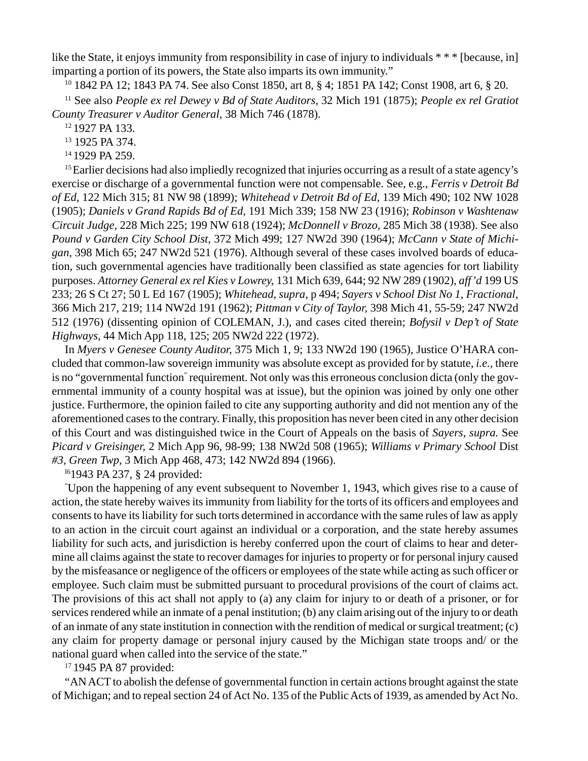like the State, it enjoys immunity from responsibility in case of injury to individuals * * * [because, in] imparting a portion of its powers, the State also imparts its own immunity."

[10] 1842 PA 12; 1843 PA 74. See also Const 1850, art 8, § 4; 1851 PA 142; Const 1908, art 6, § 20.

[11] See also *People ex rel Dewey v Bd of State Auditors,* 32 Mich 191 (1875); *People ex rel Gratiot County Treasurer v Auditor General,* 38 Mich 746 (1878).

[12] 1927 PA 133.

[13] 1925 PA 374.

[14] 1929 PA 259.

[15] Earlier decisions had also impliedly recognized that injuries occurring as a result of a state agency's exercise or discharge of a governmental function were not compensable. See, e.g., *Ferris v Detroit Bd of Ed,* 122 Mich 315; 81 NW 98 (1899); *Whitehead v Detroit Bd of Ed,* 139 Mich 490; 102 NW 1028 (1905); *Daniels v Grand Rapids Bd of Ed,* 191 Mich 339; 158 NW 23 (1916); *Robinson v Washtenaw Circuit Judge,* 228 Mich 225; 199 NW 618 (1924); *McDonnell v Brozo,* 285 Mich 38 (1938). See also *Pound v Garden City School Dist,* 372 Mich 499; 127 NW2d 390 (1964); *McCann v State of Michigan,* 398 Mich 65; 247 NW2d 521 (1976). Although several of these cases involved boards of education, such governmental agencies have traditionally been classified as state agencies for tort liability purposes. *Attorney General ex rel Kies v Lowrey,* 131 Mich 639, 644; 92 NW 289 (1902), *aff'd* 199 US 233; 26 S Ct 27; 50 L Ed 167 (1905); *Whitehead, supra,* p 494; *Sayers v School Dist No 1, Fractional,* 366 Mich 217, 219; 114 NW2d 191 (1962); *Pittman v City of Taylor,* 398 Mich 41, 55-59; 247 NW2d 512 (1976) (dissenting opinion of COLEMAN, J.), and cases cited therein; *Bofysil v Dep't of State Highways,* 44 Mich App 118, 125; 205 NW2d 222 (1972).

In *Myers v Genesee County Auditor,* 375 Mich 1, 9; 133 NW2d 190 (1965), Justice O'HARA concluded that common-law sovereign immunity was absolute except as provided for by statute, *i.e.,* there is no "governmental function" requirement. Not only was this erroneous conclusion dicta (only the governmental immunity of a county hospital was at issue), but the opinion was joined by only one other justice. Furthermore, the opinion failed to cite any supporting authority and did not mention any of the aforementioned cases to the contrary. Finally, this proposition has never been cited in any other decision of this Court and was distinguished twice in the Court of Appeals on the basis of *Sayers, supra.* See *Picard v Greisinger,* 2 Mich App 96, 98-99; 138 NW2d 508 (1965); *Williams v Primary School* Dist *#3, Green Twp,* 3 Mich App 468, 473; 142 NW2d 894 (1966).

[16] 1943 PA 237, § 24 provided:

"Upon the happening of any event subsequent to November 1, 1943, which gives rise to a cause of action, the state hereby waives its immunity from liability for the torts of its officers and employees and consents to have its liability for such torts determined in accordance with the same rules of law as apply to an action in the circuit court against an individual or a corporation, and the state hereby assumes liability for such acts, and jurisdiction is hereby conferred upon the court of claims to hear and determine all claims against the state to recover damages for injuries to property or for personal injury caused by the misfeasance or negligence of the officers or employees of the state while acting as such officer or employee. Such claim must be submitted pursuant to procedural provisions of the court of claims act. The provisions of this act shall not apply to (a) any claim for injury to or death of a prisoner, or for services rendered while an inmate of a penal institution; (b) any claim arising out of the injury to or death of an inmate of any state institution in connection with the rendition of medical or surgical treatment; (c) any claim for property damage or personal injury caused by the Michigan state troops and/ or the national guard when called into the service of the state."

[17] 1945 PA 87 provided:

"AN ACT to abolish the defense of governmental function in certain actions brought against the state of Michigan; and to repeal section 24 of Act No. 135 of the Public Acts of 1939, as amended by Act No.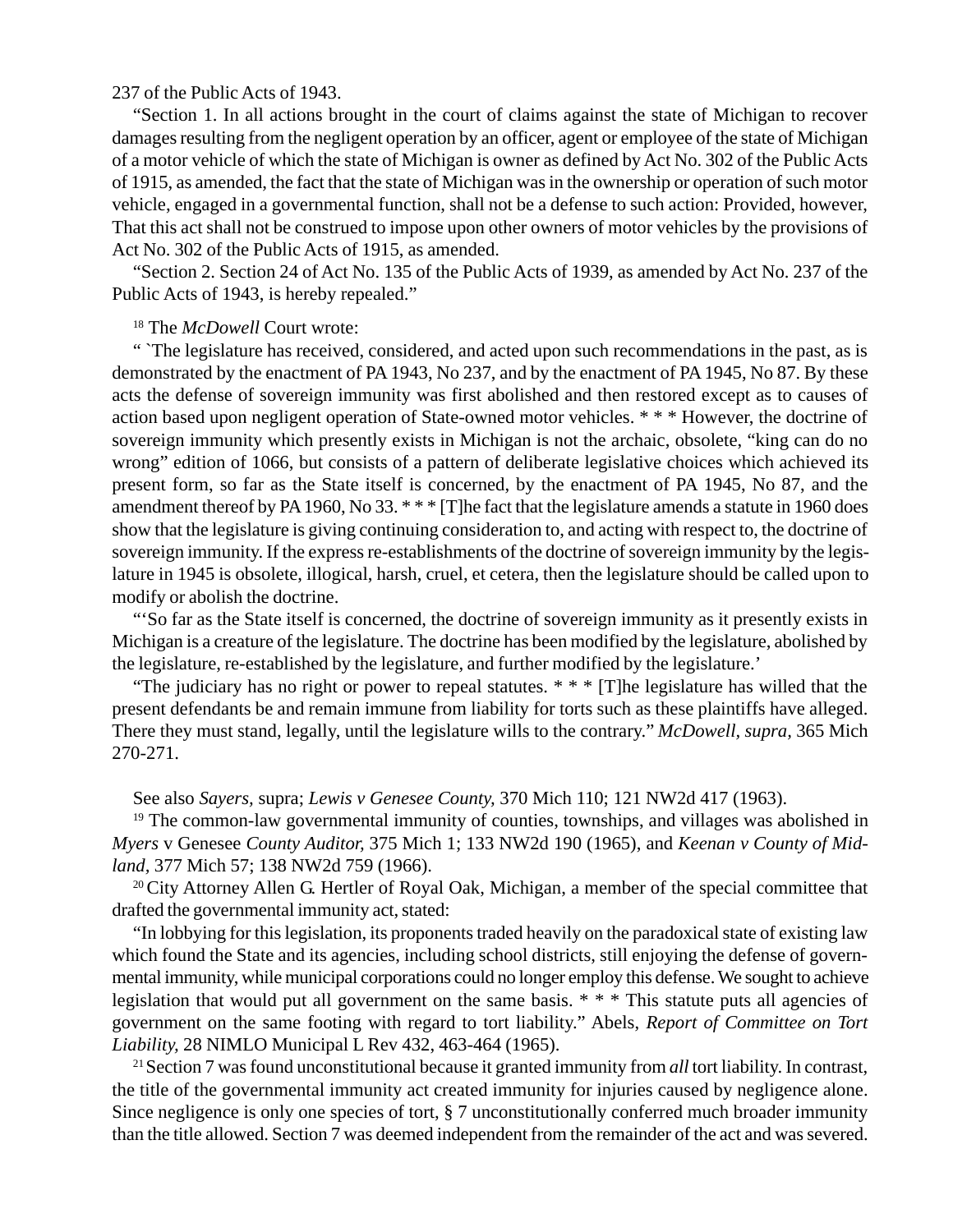237 of the Public Acts of 1943.

"Section 1. In all actions brought in the court of claims against the state of Michigan to recover damages resulting from the negligent operation by an officer, agent or employee of the state of Michigan of a motor vehicle of which the state of Michigan is owner as defined by Act No. 302 of the Public Acts of 1915, as amended, the fact that the state of Michigan was in the ownership or operation of such motor vehicle, engaged in a governmental function, shall not be a defense to such action: Provided, however, That this act shall not be construed to impose upon other owners of motor vehicles by the provisions of Act No. 302 of the Public Acts of 1915, as amended.

"Section 2. Section 24 of Act No. 135 of the Public Acts of 1939, as amended by Act No. 237 of the Public Acts of 1943, is hereby repealed."

[18] The *McDowell* Court wrote:

" `The legislature has received, considered, and acted upon such recommendations in the past, as is demonstrated by the enactment of PA 1943, No 237, and by the enactment of PA 1945, No 87. By these acts the defense of sovereign immunity was first abolished and then restored except as to causes of action based upon negligent operation of State-owned motor vehicles. * * * However, the doctrine of sovereign immunity which presently exists in Michigan is not the archaic, obsolete, "king can do no wrong" edition of 1066, but consists of a pattern of deliberate legislative choices which achieved its present form, so far as the State itself is concerned, by the enactment of PA 1945, No 87, and the amendment thereof by PA 1960, No 33. * * * [T]he fact that the legislature amends a statute in 1960 does show that the legislature is giving continuing consideration to, and acting with respect to, the doctrine of sovereign immunity. If the express re-establishments of the doctrine of sovereign immunity by the legislature in 1945 is obsolete, illogical, harsh, cruel, et cetera, then the legislature should be called upon to modify or abolish the doctrine.

"'So far as the State itself is concerned, the doctrine of sovereign immunity as it presently exists in Michigan is a creature of the legislature. The doctrine has been modified by the legislature, abolished by the legislature, re-established by the legislature, and further modified by the legislature.'

"The judiciary has no right or power to repeal statutes. * * * [T]he legislature has willed that the present defendants be and remain immune from liability for torts such as these plaintiffs have alleged. There they must stand, legally, until the legislature wills to the contrary." *McDowell, supra,* 365 Mich 270-271.

See also *Sayers,* supra; *Lewis v Genesee County,* 370 Mich 110; 121 NW2d 417 (1963).

[19] The common-law governmental immunity of counties, townships, and villages was abolished in *Myers* v Genesee *County Auditor,* 375 Mich 1; 133 NW2d 190 (1965), and *Keenan v County of Midland,* 377 Mich 57; 138 NW2d 759 (1966).

[20] City Attorney Allen G. Hertler of Royal Oak, Michigan, a member of the special committee that drafted the governmental immunity act, stated:

"In lobbying for this legislation, its proponents traded heavily on the paradoxical state of existing law which found the State and its agencies, including school districts, still enjoying the defense of governmental immunity, while municipal corporations could no longer employ this defense. We sought to achieve legislation that would put all government on the same basis. * * * This statute puts all agencies of government on the same footing with regard to tort liability." Abels, *Report of Committee on Tort Liability,* 28 NIMLO Municipal L Rev 432, 463-464 (1965).

[21] Section 7 was found unconstitutional because it granted immunity from *all* tort liability. In contrast, the title of the governmental immunity act created immunity for injuries caused by negligence alone. Since negligence is only one species of tort, § 7 unconstitutionally conferred much broader immunity than the title allowed. Section 7 was deemed independent from the remainder of the act and was severed.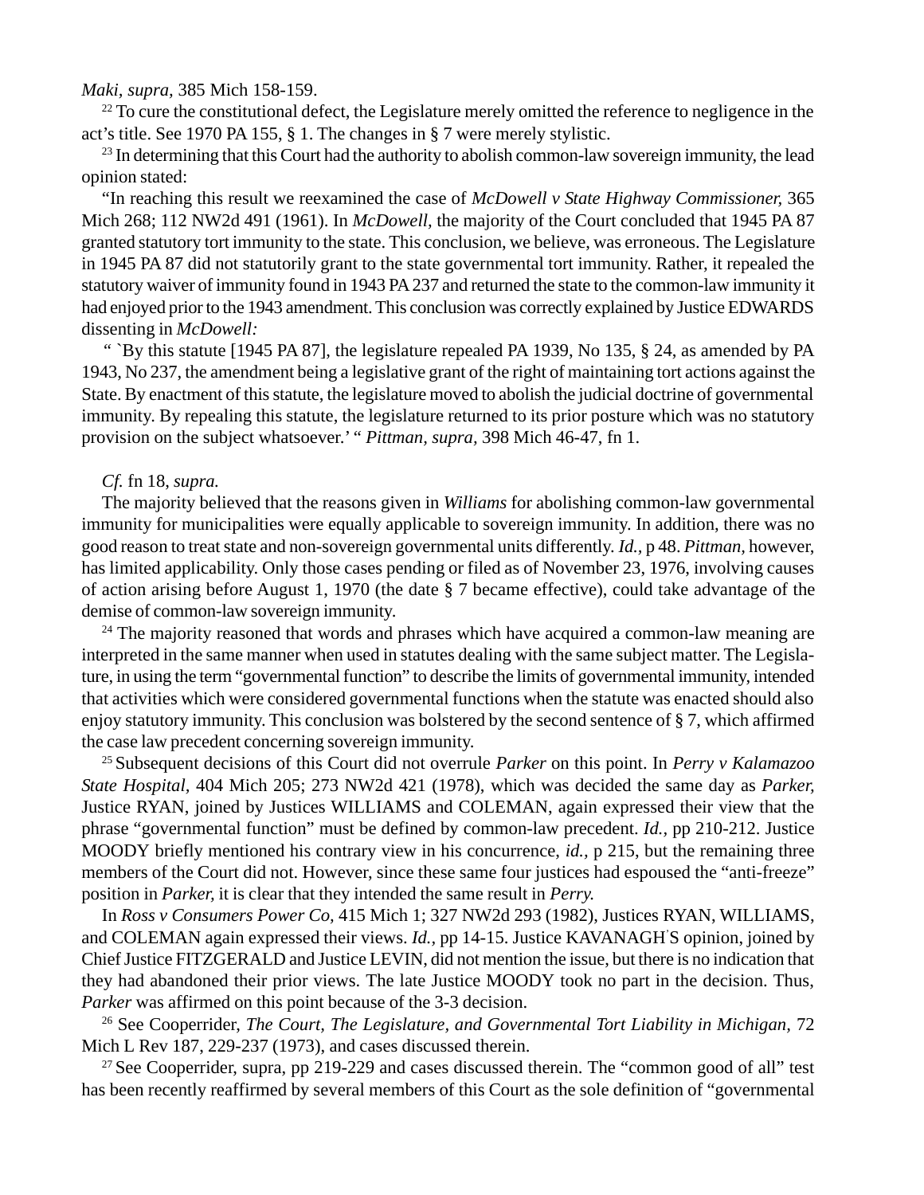*Maki, supra,* 385 Mich 158-159.

[22] To cure the constitutional defect, the Legislature merely omitted the reference to negligence in the act's title. See 1970 PA 155, § 1. The changes in § 7 were merely stylistic.

[23] In determining that this Court had the authority to abolish common-law sovereign immunity, the lead opinion stated:

"In reaching this result we reexamined the case of *McDowell v State Highway Commissioner,* 365 Mich 268; 112 NW2d 491 (1961). In *McDowell,* the majority of the Court concluded that 1945 PA 87 granted statutory tort immunity to the state. This conclusion, we believe, was erroneous. The Legislature in 1945 PA 87 did not statutorily grant to the state governmental tort immunity. Rather, it repealed the statutory waiver of immunity found in 1943 PA 237 and returned the state to the common-law immunity it had enjoyed prior to the 1943 amendment. This conclusion was correctly explained by Justice EDWARDS dissenting in *McDowell:*

" `By this statute [1945 PA 87], the legislature repealed PA 1939, No 135, § 24, as amended by PA 1943, No 237, the amendment being a legislative grant of the right of maintaining tort actions against the State. By enactment of this statute, the legislature moved to abolish the judicial doctrine of governmental immunity. By repealing this statute, the legislature returned to its prior posture which was no statutory provision on the subject whatsoever.' " *Pittman, supra,* 398 Mich 46-47, fn 1.

*Cf.* fn 18, *supra.*

The majority believed that the reasons given in *Williams* for abolishing common-law governmental immunity for municipalities were equally applicable to sovereign immunity. In addition, there was no good reason to treat state and non-sovereign governmental units differently. *Id.,* p 48. *Pittman,* however, has limited applicability. Only those cases pending or filed as of November 23, 1976, involving causes of action arising before August 1, 1970 (the date § 7 became effective), could take advantage of the demise of common-law sovereign immunity.

[24] The majority reasoned that words and phrases which have acquired a common-law meaning are interpreted in the same manner when used in statutes dealing with the same subject matter. The Legislature, in using the term "governmental function" to describe the limits of governmental immunity, intended that activities which were considered governmental functions when the statute was enacted should also enjoy statutory immunity. This conclusion was bolstered by the second sentence of § 7, which affirmed the case law precedent concerning sovereign immunity.

[25] Subsequent decisions of this Court did not overrule *Parker* on this point. In *Perry v Kalamazoo State Hospital,* 404 Mich 205; 273 NW2d 421 (1978), which was decided the same day as *Parker,* Justice RYAN, joined by Justices WILLIAMS and COLEMAN, again expressed their view that the phrase "governmental function" must be defined by common-law precedent. *Id.,* pp 210-212. Justice MOODY briefly mentioned his contrary view in his concurrence, *id.,* p 215, but the remaining three members of the Court did not. However, since these same four justices had espoused the "anti-freeze" position in *Parker,* it is clear that they intended the same result in *Perry.*

In *Ross v Consumers Power Co,* 415 Mich 1; 327 NW2d 293 (1982), Justices RYAN, WILLIAMS, and COLEMAN again expressed their views. *Id.,* pp 14-15. Justice KAVANAGH'S opinion, joined by Chief Justice FITZGERALD and Justice LEVIN, did not mention the issue, but there is no indication that they had abandoned their prior views. The late Justice MOODY took no part in the decision. Thus, *Parker* was affirmed on this point because of the 3-3 decision.

[26] See Cooperrider, *The Court, The Legislature, and Governmental Tort Liability in Michigan,* 72 Mich L Rev 187, 229-237 (1973), and cases discussed therein.

[27] See Cooperrider, supra, pp 219-229 and cases discussed therein. The "common good of all" test has been recently reaffirmed by several members of this Court as the sole definition of "governmental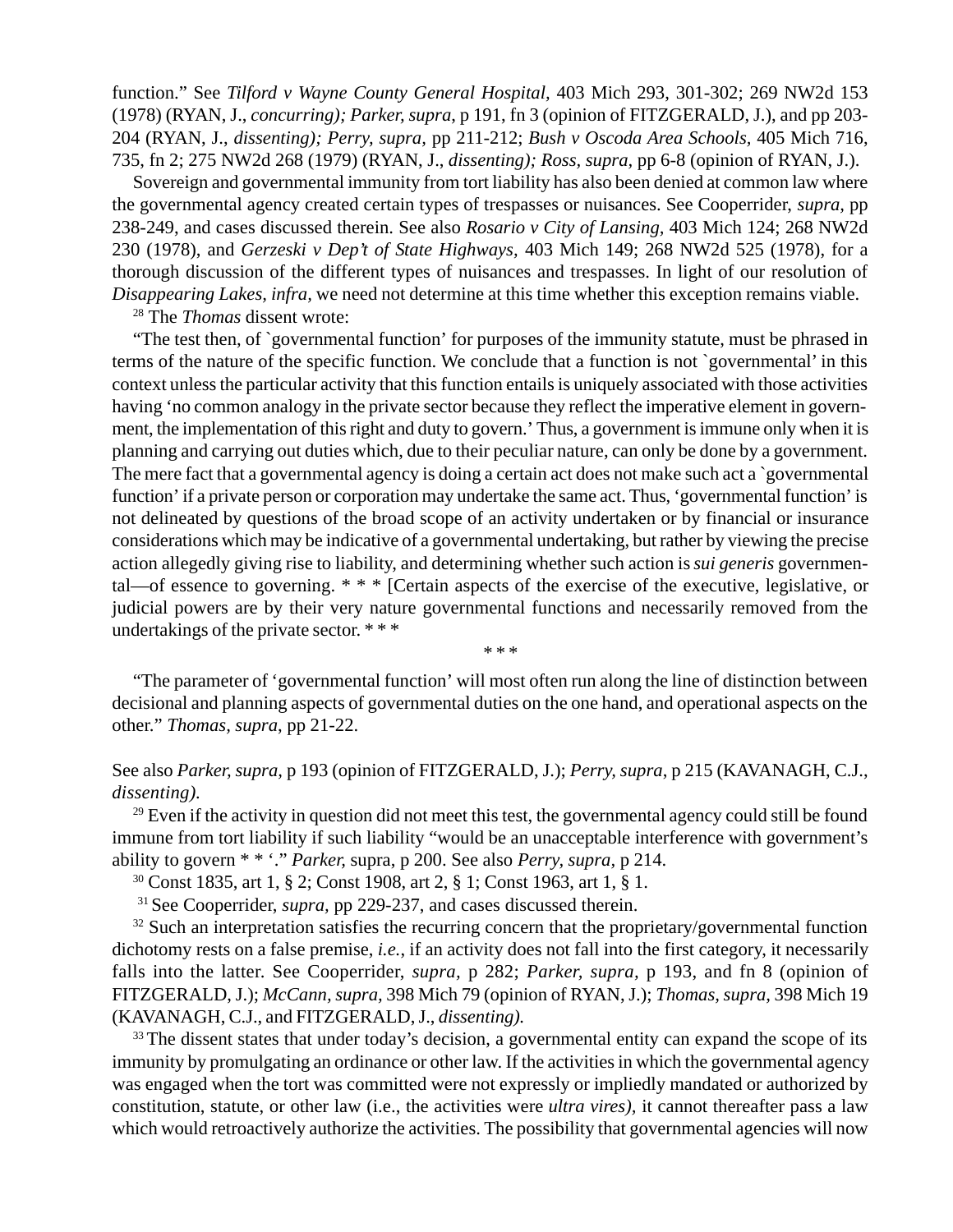function." See *Tilford v Wayne County General Hospital,* 403 Mich 293, 301-302; 269 NW2d 153 (1978) (RYAN, J., *concurring); Parker, supra,* p 191, fn 3 (opinion of FITZGERALD, J.), and pp 203-204 (RYAN, J., *dissenting); Perry, supra,* pp 211-212; *Bush v Oscoda Area Schools,* 405 Mich 716, 735, fn 2; 275 NW2d 268 (1979) (RYAN, J., *dissenting); Ross, supra,* pp 6-8 (opinion of RYAN, J.).

Sovereign and governmental immunity from tort liability has also been denied at common law where the governmental agency created certain types of trespasses or nuisances. See Cooperrider, *supra,* pp 238-249, and cases discussed therein. See also *Rosario v City of Lansing,* 403 Mich 124; 268 NW2d 230 (1978), and *Gerzeski v Dep't of State Highways,* 403 Mich 149; 268 NW2d 525 (1978), for a thorough discussion of the different types of nuisances and trespasses. In light of our resolution of *Disappearing Lakes, infra,* we need not determine at this time whether this exception remains viable.

[28] The *Thomas* dissent wrote:

"The test then, of `governmental function' for purposes of the immunity statute, must be phrased in terms of the nature of the specific function. We conclude that a function is not `governmental' in this context unless the particular activity that this function entails is uniquely associated with those activities having 'no common analogy in the private sector because they reflect the imperative element in government, the implementation of this right and duty to govern.' Thus, a government is immune only when it is planning and carrying out duties which, due to their peculiar nature, can only be done by a government. The mere fact that a governmental agency is doing a certain act does not make such act a `governmental function' if a private person or corporation may undertake the same act. Thus, 'governmental function' is not delineated by questions of the broad scope of an activity undertaken or by financial or insurance considerations which may be indicative of a governmental undertaking, but rather by viewing the precise action allegedly giving rise to liability, and determining whether such action is *sui generis* governmental—of essence to governing. * * * [Certain aspects of the exercise of the executive, legislative, or judicial powers are by their very nature governmental functions and necessarily removed from the undertakings of the private sector. * * *

* * *

"The parameter of 'governmental function' will most often run along the line of distinction between decisional and planning aspects of governmental duties on the one hand, and operational aspects on the other." *Thomas, supra,* pp 21-22.

See also *Parker, supra,* p 193 (opinion of FITZGERALD, J.); *Perry, supra,* p 215 (KAVANAGH, C.J., *dissenting).*

[29] Even if the activity in question did not meet this test, the governmental agency could still be found immune from tort liability if such liability "would be an unacceptable interference with government's ability to govern * * '." *Parker,* supra, p 200. See also *Perry, supra,* p 214.

[30] Const 1835, art 1, § 2; Const 1908, art 2, § 1; Const 1963, art 1, § 1.

[31] See Cooperrider, *supra,* pp 229-237, and cases discussed therein.

[32] Such an interpretation satisfies the recurring concern that the proprietary/governmental function dichotomy rests on a false premise, *i.e.,* if an activity does not fall into the first category, it necessarily falls into the latter. See Cooperrider, *supra,* p 282; *Parker, supra,* p 193, and fn 8 (opinion of FITZGERALD, J.); *McCann, supra,* 398 Mich 79 (opinion of RYAN, J.); *Thomas, supra,* 398 Mich 19 (KAVANAGH, C.J., and FITZGERALD, J., *dissenting).*

[33] The dissent states that under today's decision, a governmental entity can expand the scope of its immunity by promulgating an ordinance or other law. If the activities in which the governmental agency was engaged when the tort was committed were not expressly or impliedly mandated or authorized by constitution, statute, or other law (i.e., the activities were *ultra vires),* it cannot thereafter pass a law which would retroactively authorize the activities. The possibility that governmental agencies will now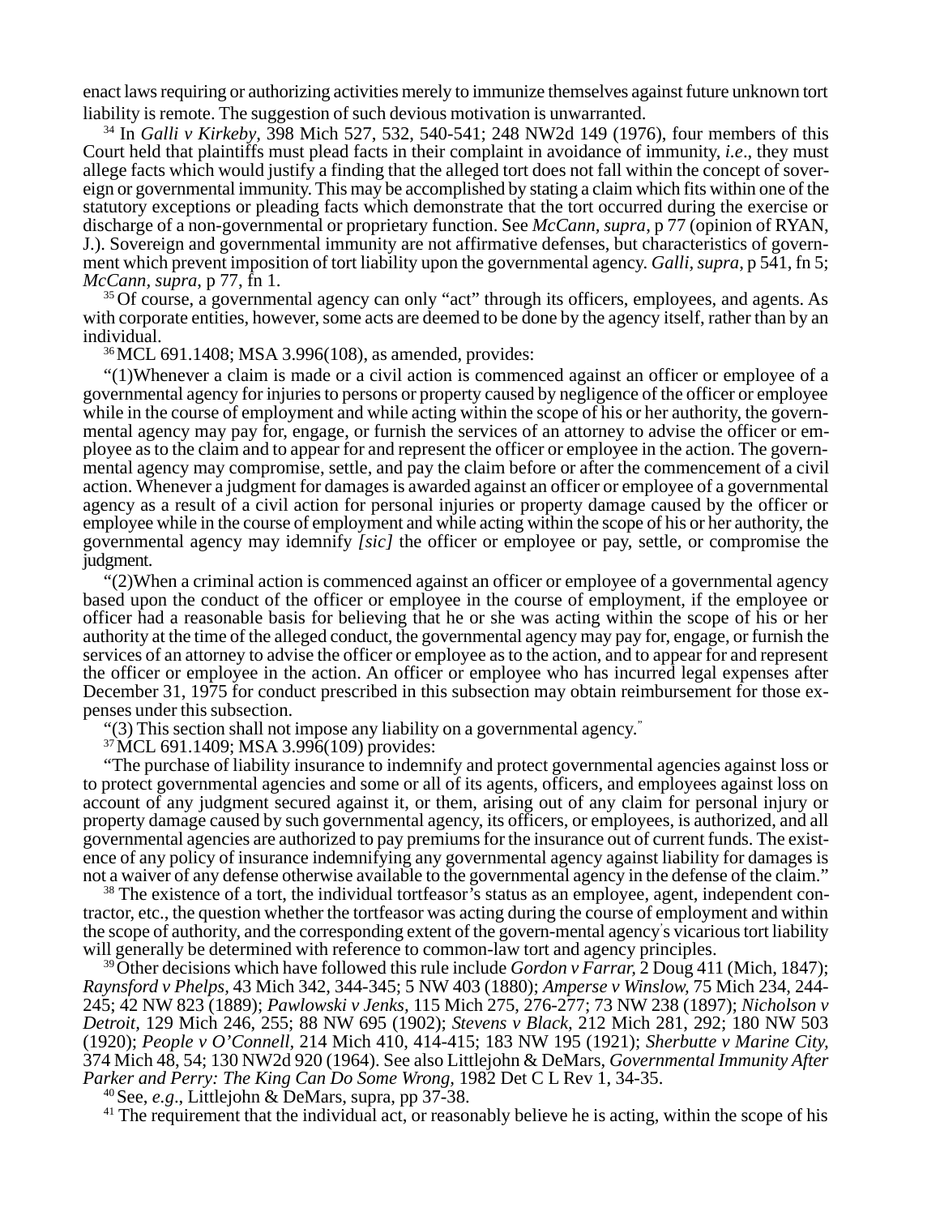enact laws requiring or authorizing activities merely to immunize themselves against future unknown tort liability is remote. The suggestion of such devious motivation is unwarranted.

[34] In *Galli v Kirkeby*, 398 Mich 527, 532, 540-541; 248 NW2d 149 (1976), four members of this Court held that plaintiffs must plead facts in their complaint in avoidance of immunity, *i.e*., they must allege facts which would justify a finding that the alleged tort does not fall within the concept of sovereign or governmental immunity. This may be accomplished by stating a claim which fits within one of the statutory exceptions or pleading facts which demonstrate that the tort occurred during the exercise or discharge of a non-governmental or proprietary function. See *McCann, supra*, p 77 (opinion of RYAN, J.). Sovereign and governmental immunity are not affirmative defenses, but characteristics of government which prevent imposition of tort liability upon the governmental agency. *Galli, supra*, p 541, fn 5; *McCann, supra*, p 77, fn 1.

[35] Of course, a governmental agency can only "act" through its officers, employees, and agents. As with corporate entities, however, some acts are deemed to be done by the agency itself, rather than by an individual.

[36] MCL 691.1408; MSA 3.996(108), as amended, provides:

"(1)Whenever a claim is made or a civil action is commenced against an officer or employee of a governmental agency for injuries to persons or property caused by negligence of the officer or employee while in the course of employment and while acting within the scope of his or her authority, the governmental agency may pay for, engage, or furnish the services of an attorney to advise the officer or employee as to the claim and to appear for and represent the officer or employee in the action. The governmental agency may compromise, settle, and pay the claim before or after the commencement of a civil action. Whenever a judgment for damages is awarded against an officer or employee of a governmental agency as a result of a civil action for personal injuries or property damage caused by the officer or employee while in the course of employment and while acting within the scope of his or her authority, the governmental agency may idemnify *[sic]* the officer or employee or pay, settle, or compromise the judgment.

"(2)When a criminal action is commenced against an officer or employee of a governmental agency based upon the conduct of the officer or employee in the course of employment, if the employee or officer had a reasonable basis for believing that he or she was acting within the scope of his or her authority at the time of the alleged conduct, the governmental agency may pay for, engage, or furnish the services of an attorney to advise the officer or employee as to the action, and to appear for and represent the officer or employee in the action. An officer or employee who has incurred legal expenses after December 31, 1975 for conduct prescribed in this subsection may obtain reimbursement for those expenses under this subsection.

"(3) This section shall not impose any liability on a governmental agency."

[37] MCL 691.1409; MSA 3.996(109) provides:

"The purchase of liability insurance to indemnify and protect governmental agencies against loss or to protect governmental agencies and some or all of its agents, officers, and employees against loss on account of any judgment secured against it, or them, arising out of any claim for personal injury or property damage caused by such governmental agency, its officers, or employees, is authorized, and all governmental agencies are authorized to pay premiums for the insurance out of current funds. The existence of any policy of insurance indemnifying any governmental agency against liability for damages is not a waiver of any defense otherwise available to the governmental agency in the defense of the claim."

[38] The existence of a tort, the individual tortfeasor's status as an employee, agent, independent contractor, etc., the question whether the tortfeasor was acting during the course of employment and within the scope of authority, and the corresponding extent of the govern-mental agency's vicarious tort liability will generally be determined with reference to common-law tort and agency principles.

[39] Other decisions which have followed this rule include *Gordon v Farrar*, 2 Doug 411 (Mich, 1847); *Raynsford v Phelps*, 43 Mich 342, 344-345; 5 NW 403 (1880); *Amperse v Winslow*, 75 Mich 234, 244-245; 42 NW 823 (1889); *Pawlowski v Jenks*, 115 Mich 275, 276-277; 73 NW 238 (1897); *Nicholson v Detroit*, 129 Mich 246, 255; 88 NW 695 (1902); *Stevens v Black*, 212 Mich 281, 292; 180 NW 503 (1920); *People v O'Connell*, 214 Mich 410, 414-415; 183 NW 195 (1921); *Sherbutte v Marine City*, 374 Mich 48, 54; 130 NW2d 920 (1964). See also Littlejohn & DeMars, *Governmental Immunity After Parker and Perry: The King Can Do Some Wrong*, 1982 Det C L Rev 1, 34-35.

[40] See, *e.g*., Littlejohn & DeMars, supra, pp 37-38.

[41] The requirement that the individual act, or reasonably believe he is acting, within the scope of his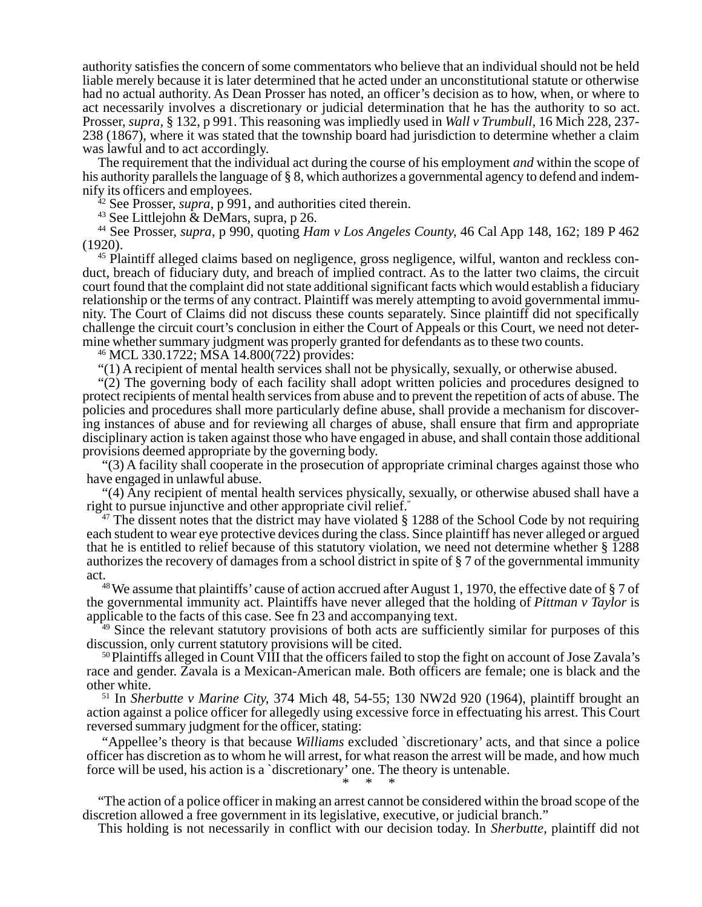authority satisfies the concern of some commentators who believe that an individual should not be held liable merely because it is later determined that he acted under an unconstitutional statute or otherwise had no actual authority. As Dean Prosser has noted, an officer's decision as to how, when, or where to act necessarily involves a discretionary or judicial determination that he has the authority to so act. Prosser, *supra*, § 132, p 991. This reasoning was impliedly used in *Wall v Trumbull*, 16 Mich 228, 237-238 (1867), where it was stated that the township board had jurisdiction to determine whether a claim was lawful and to act accordingly.

The requirement that the individual act during the course of his employment *and* within the scope of his authority parallels the language of § 8, which authorizes a governmental agency to defend and indemnify its officers and employees.

[42] See Prosser, *supra*, p 991, and authorities cited therein.

[43] See Littlejohn & DeMars, supra, p 26.

[44] See Prosser, *supra*, p 990, quoting *Ham v Los Angeles County*, 46 Cal App 148, 162; 189 P 462 (1920).

[45] Plaintiff alleged claims based on negligence, gross negligence, wilful, wanton and reckless conduct, breach of fiduciary duty, and breach of implied contract. As to the latter two claims, the circuit court found that the complaint did not state additional significant facts which would establish a fiduciary relationship or the terms of any contract. Plaintiff was merely attempting to avoid governmental immunity. The Court of Claims did not discuss these counts separately. Since plaintiff did not specifically challenge the circuit court's conclusion in either the Court of Appeals or this Court, we need not determine whether summary judgment was properly granted for defendants as to these two counts.

[46] MCL 330.1722; MSA 14.800(722) provides:

"(1) A recipient of mental health services shall not be physically, sexually, or otherwise abused.

"(2) The governing body of each facility shall adopt written policies and procedures designed to protect recipients of mental health services from abuse and to prevent the repetition of acts of abuse. The policies and procedures shall more particularly define abuse, shall provide a mechanism for discovering instances of abuse and for reviewing all charges of abuse, shall ensure that firm and appropriate disciplinary action is taken against those who have engaged in abuse, and shall contain those additional provisions deemed appropriate by the governing body.

"(3) A facility shall cooperate in the prosecution of appropriate criminal charges against those who have engaged in unlawful abuse.

"(4) Any recipient of mental health services physically, sexually, or otherwise abused shall have a right to pursue injunctive and other appropriate civil relief."

[47] The dissent notes that the district may have violated § 1288 of the School Code by not requiring each student to wear eye protective devices during the class. Since plaintiff has never alleged or argued that he is entitled to relief because of this statutory violation, we need not determine whether § 1288 authorizes the recovery of damages from a school district in spite of § 7 of the governmental immunity act.

[48] We assume that plaintiffs' cause of action accrued after August 1, 1970, the effective date of § 7 of the governmental immunity act. Plaintiffs have never alleged that the holding of *Pittman v Taylor* is applicable to the facts of this case. See fn 23 and accompanying text.

[49] Since the relevant statutory provisions of both acts are sufficiently similar for purposes of this discussion, only current statutory provisions will be cited.

[50] Plaintiffs alleged in Count VIII that the officers failed to stop the fight on account of Jose Zavala's race and gender. Zavala is a Mexican-American male. Both officers are female; one is black and the other white.

[51] In *Sherbutte v Marine City*, 374 Mich 48, 54-55; 130 NW2d 920 (1964), plaintiff brought an action against a police officer for allegedly using excessive force in effectuating his arrest. This Court reversed summary judgment for the officer, stating:

"Appellee's theory is that because *Williams* excluded `discretionary' acts, and that since a police officer has discretion as to whom he will arrest, for what reason the arrest will be made, and how much force will be used, his action is a `discretionary' one. The theory is untenable.

\* \* \*

"The action of a police officer in making an arrest cannot be considered within the broad scope of the discretion allowed a free government in its legislative, executive, or judicial branch."

This holding is not necessarily in conflict with our decision today. In *Sherbutte,* plaintiff did not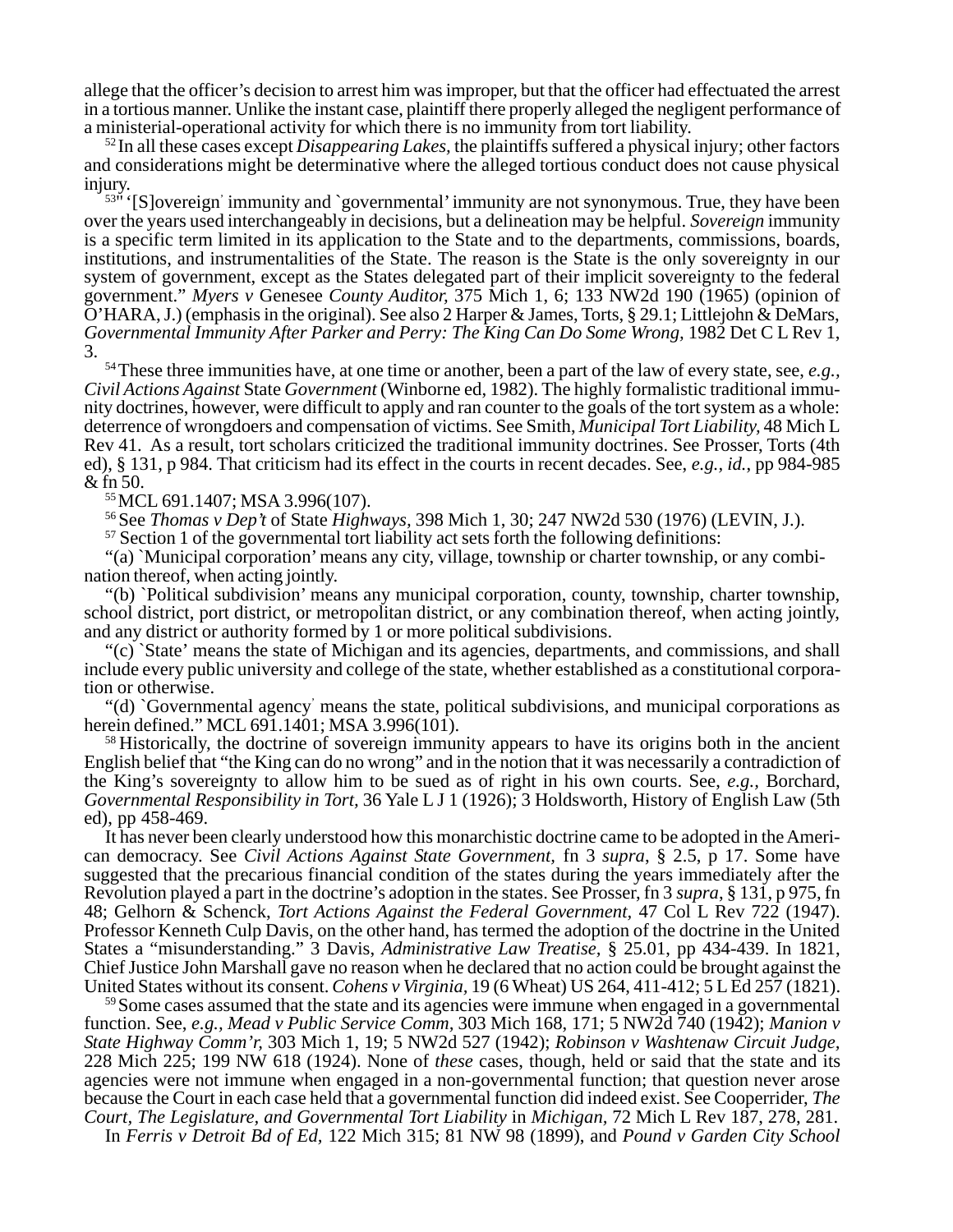allege that the officer's decision to arrest him was improper, but that the officer had effectuated the arrest in a tortious manner. Unlike the instant case, plaintiff there properly alleged the negligent performance of a ministerial-operational activity for which there is no immunity from tort liability.

[52] In all these cases except *Disappearing Lakes,* the plaintiffs suffered a physical injury; other factors and considerations might be determinative where the alleged tortious conduct does not cause physical injury.

[53] "'[S]overeign' immunity and `governmental' immunity are not synonymous. True, they have been over the years used interchangeably in decisions, but a delineation may be helpful. *Sovereign* immunity is a specific term limited in its application to the State and to the departments, commissions, boards, institutions, and instrumentalities of the State. The reason is the State is the only sovereignty in our system of government, except as the States delegated part of their implicit sovereignty to the federal government." *Myers v* Genesee *County Auditor,* 375 Mich 1, 6; 133 NW2d 190 (1965) (opinion of O'HARA, J.) (emphasis in the original). See also 2 Harper & James, Torts, § 29.1; Littlejohn & DeMars, *Governmental Immunity After Parker and Perry: The King Can Do Some Wrong,* 1982 Det C L Rev 1, 3.

[54] These three immunities have, at one time or another, been a part of the law of every state, see, *e.g., Civil Actions Against* State *Government* (Winborne ed, 1982). The highly formalistic traditional immunity doctrines, however, were difficult to apply and ran counter to the goals of the tort system as a whole: deterrence of wrongdoers and compensation of victims. See Smith, *Municipal Tort Liability,* 48 Mich L Rev 41. As a result, tort scholars criticized the traditional immunity doctrines. See Prosser, Torts (4th ed), § 131, p 984. That criticism had its effect in the courts in recent decades. See, *e.g., id.,* pp 984-985 & fn 50.

[55] MCL 691.1407; MSA 3.996(107).

[56] See *Thomas v Dep't* of State *Highways,* 398 Mich 1, 30; 247 NW2d 530 (1976) (LEVIN, J.).

[57] Section 1 of the governmental tort liability act sets forth the following definitions:

"(a) `Municipal corporation' means any city, village, township or charter township, or any combination thereof, when acting jointly.

"(b) `Political subdivision' means any municipal corporation, county, township, charter township, school district, port district, or metropolitan district, or any combination thereof, when acting jointly, and any district or authority formed by 1 or more political subdivisions.

"(c) `State' means the state of Michigan and its agencies, departments, and commissions, and shall include every public university and college of the state, whether established as a constitutional corporation or otherwise.

"(d) `Governmental agency' means the state, political subdivisions, and municipal corporations as herein defined." MCL 691.1401; MSA 3.996(101).

[58] Historically, the doctrine of sovereign immunity appears to have its origins both in the ancient English belief that "the King can do no wrong" and in the notion that it was necessarily a contradiction of the King's sovereignty to allow him to be sued as of right in his own courts. See, *e.g.,* Borchard, *Governmental Responsibility in Tort,* 36 Yale L J 1 (1926); 3 Holdsworth, History of English Law (5th ed), pp 458-469.

It has never been clearly understood how this monarchistic doctrine came to be adopted in the American democracy. See *Civil Actions Against State Government,* fn 3 *supra*, § 2.5, p 17. Some have suggested that the precarious financial condition of the states during the years immediately after the Revolution played a part in the doctrine's adoption in the states. See Prosser, fn 3 *supra*, § 131, p 975, fn 48; Gelhorn & Schenck, *Tort Actions Against the Federal Government,* 47 Col L Rev 722 (1947). Professor Kenneth Culp Davis, on the other hand, has termed the adoption of the doctrine in the United States a "misunderstanding." 3 Davis, *Administrative Law Treatise,* § 25.01, pp 434-439. In 1821, Chief Justice John Marshall gave no reason when he declared that no action could be brought against the United States without its consent. *Cohens v Virginia,* 19 (6 Wheat) US 264, 411-412; 5 L Ed 257 (1821).

[59] Some cases assumed that the state and its agencies were immune when engaged in a governmental function. See, *e.g., Mead v Public Service Comm,* 303 Mich 168, 171; 5 NW2d 740 (1942); *Manion v State Highway Comm'r,* 303 Mich 1, 19; 5 NW2d 527 (1942); *Robinson v Washtenaw Circuit Judge,* 228 Mich 225; 199 NW 618 (1924). None of *these* cases, though, held or said that the state and its agencies were not immune when engaged in a non-governmental function; that question never arose because the Court in each case held that a governmental function did indeed exist. See Cooperrider, *The Court, The Legislature, and Governmental Tort Liability* in *Michigan,* 72 Mich L Rev 187, 278, 281.

In *Ferris v Detroit Bd of Ed,* 122 Mich 315; 81 NW 98 (1899), and *Pound v Garden City School*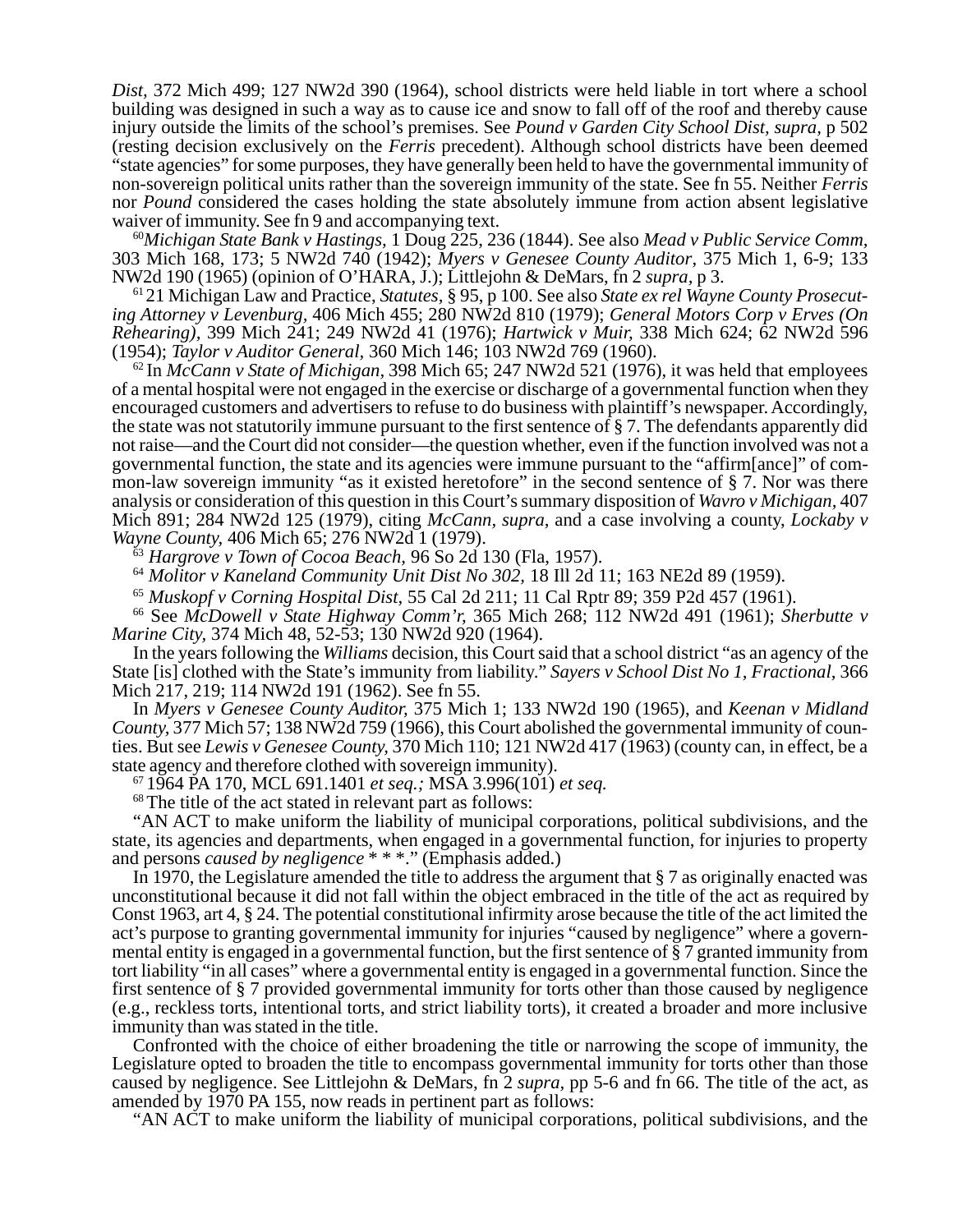*Dist*, 372 Mich 499; 127 NW2d 390 (1964), school districts were held liable in tort where a school building was designed in such a way as to cause ice and snow to fall off of the roof and thereby cause injury outside the limits of the school's premises. See *Pound v Garden City School Dist, supra*, p 502 (resting decision exclusively on the *Ferris* precedent). Although school districts have been deemed "state agencies" for some purposes, they have generally been held to have the governmental immunity of non-sovereign political units rather than the sovereign immunity of the state. See fn 55. Neither *Ferris* nor *Pound* considered the cases holding the state absolutely immune from action absent legislative waiver of immunity. See fn 9 and accompanying text.

[60]*Michigan State Bank v Hastings*, 1 Doug 225, 236 (1844). See also *Mead v Public Service Comm*, 303 Mich 168, 173; 5 NW2d 740 (1942); *Myers v Genesee County Auditor*, 375 Mich 1, 6-9; 133 NW2d 190 (1965) (opinion of O'HARA, J.); Littlejohn & DeMars, fn 2 *supra*, p 3.

[61] 21 Michigan Law and Practice, *Statutes*, § 95, p 100. See also *State ex rel Wayne County Prosecuting Attorney v Levenburg*, 406 Mich 455; 280 NW2d 810 (1979); *General Motors Corp v Erves (On Rehearing)*, 399 Mich 241; 249 NW2d 41 (1976); *Hartwick v Muir*, 338 Mich 624; 62 NW2d 596 (1954); *Taylor v Auditor General*, 360 Mich 146; 103 NW2d 769 (1960).

[62] In *McCann v State of Michigan*, 398 Mich 65; 247 NW2d 521 (1976), it was held that employees of a mental hospital were not engaged in the exercise or discharge of a governmental function when they encouraged customers and advertisers to refuse to do business with plaintiff's newspaper. Accordingly, the state was not statutorily immune pursuant to the first sentence of § 7. The defendants apparently did not raise—and the Court did not consider—the question whether, even if the function involved was not a governmental function, the state and its agencies were immune pursuant to the "affirm[ance]" of common-law sovereign immunity "as it existed heretofore" in the second sentence of § 7. Nor was there analysis or consideration of this question in this Court's summary disposition of *Wavro v Michigan*, 407 Mich 891; 284 NW2d 125 (1979), citing *McCann, supra*, and a case involving a county, *Lockaby v Wayne County*, 406 Mich 65; 276 NW2d 1 (1979).

[63] *Hargrove v Town of Cocoa Beach*, 96 So 2d 130 (Fla, 1957).

[64] *Molitor v Kaneland Community Unit Dist No 302*, 18 Ill 2d 11; 163 NE2d 89 (1959).

[65] *Muskopf v Corning Hospital Dist*, 55 Cal 2d 211; 11 Cal Rptr 89; 359 P2d 457 (1961).

[66] See *McDowell v State Highway Comm'r*, 365 Mich 268; 112 NW2d 491 (1961); *Sherbutte v Marine City*, 374 Mich 48, 52-53; 130 NW2d 920 (1964).

In the years following the *Williams* decision, this Court said that a school district "as an agency of the State [is] clothed with the State's immunity from liability." *Sayers v School Dist No 1, Fractional*, 366 Mich 217, 219; 114 NW2d 191 (1962). See fn 55.

In *Myers v Genesee County Auditor*, 375 Mich 1; 133 NW2d 190 (1965), and *Keenan v Midland County*, 377 Mich 57; 138 NW2d 759 (1966), this Court abolished the governmental immunity of counties. But see *Lewis v Genesee County*, 370 Mich 110; 121 NW2d 417 (1963) (county can, in effect, be a state agency and therefore clothed with sovereign immunity).

[67] 1964 PA 170, MCL 691.1401 *et seq.;* MSA 3.996(101) *et seq.*

[68] The title of the act stated in relevant part as follows:

"AN ACT to make uniform the liability of municipal corporations, political subdivisions, and the state, its agencies and departments, when engaged in a governmental function, for injuries to property and persons *caused by negligence* * * *." (Emphasis added.)

In 1970, the Legislature amended the title to address the argument that § 7 as originally enacted was unconstitutional because it did not fall within the object embraced in the title of the act as required by Const 1963, art 4, § 24. The potential constitutional infirmity arose because the title of the act limited the act's purpose to granting governmental immunity for injuries "caused by negligence" where a governmental entity is engaged in a governmental function, but the first sentence of § 7 granted immunity from tort liability "in all cases" where a governmental entity is engaged in a governmental function. Since the first sentence of § 7 provided governmental immunity for torts other than those caused by negligence (e.g., reckless torts, intentional torts, and strict liability torts), it created a broader and more inclusive immunity than was stated in the title.

Confronted with the choice of either broadening the title or narrowing the scope of immunity, the Legislature opted to broaden the title to encompass governmental immunity for torts other than those caused by negligence. See Littlejohn & DeMars, fn 2 *supra*, pp 5-6 and fn 66. The title of the act, as amended by 1970 PA 155, now reads in pertinent part as follows:

"AN ACT to make uniform the liability of municipal corporations, political subdivisions, and the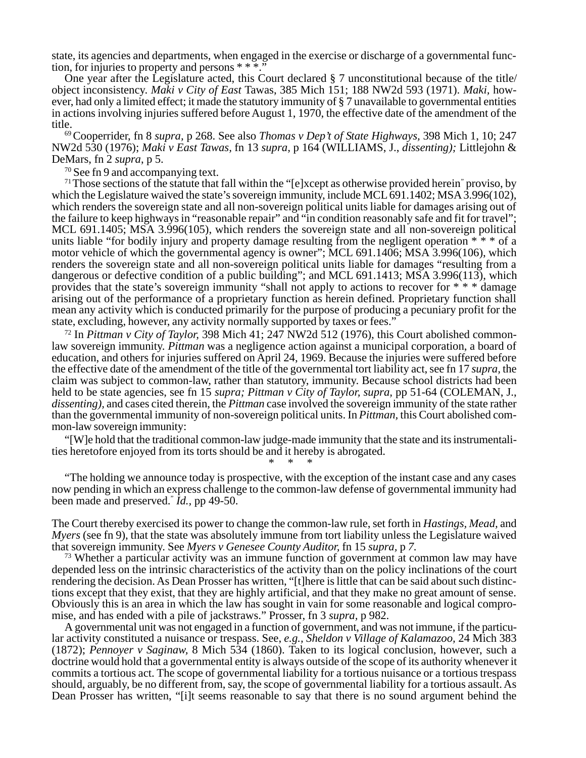state, its agencies and departments, when engaged in the exercise or discharge of a governmental function, for injuries to property and persons * * *."

One year after the Legislature acted, this Court declared § 7 unconstitutional because of the title/object inconsistency. *Maki v City of East* Tawas, 385 Mich 151; 188 NW2d 593 (1971). *Maki,* however, had only a limited effect; it made the statutory immunity of § 7 unavailable to governmental entities in actions involving injuries suffered before August 1, 1970, the effective date of the amendment of the title.

[69] Cooperrider, fn 8 *supra,* p 268. See also *Thomas v Dep't of State Highways,* 398 Mich 1, 10; 247 NW2d 530 (1976); *Maki v East Tawas,* fn 13 *supra,* p 164 (WILLIAMS, J., *dissenting);* Littlejohn & DeMars, fn 2 *supra,* p 5.

[70] See fn 9 and accompanying text.

[71] Those sections of the statute that fall within the "[e]xcept as otherwise provided herein" proviso, by which the Legislature waived the state's sovereign immunity, include MCL 691.1402; MSA 3.996(102), which renders the sovereign state and all non-sovereign political units liable for damages arising out of the failure to keep highways in "reasonable repair" and "in condition reasonably safe and fit for travel"; MCL 691.1405; MSA 3.996(105), which renders the sovereign state and all non-sovereign political units liable "for bodily injury and property damage resulting from the negligent operation * * * of a motor vehicle of which the governmental agency is owner"; MCL 691.1406; MSA 3.996(106), which renders the sovereign state and all non-sovereign political units liable for damages "resulting from a dangerous or defective condition of a public building"; and MCL 691.1413; MSA 3.996(113), which provides that the state's sovereign immunity "shall not apply to actions to recover for * * * damage arising out of the performance of a proprietary function as herein defined. Proprietary function shall mean any activity which is conducted primarily for the purpose of producing a pecuniary profit for the state, excluding, however, any activity normally supported by taxes or fees."

[72] In *Pittman v City of Taylor,* 398 Mich 41; 247 NW2d 512 (1976), this Court abolished common-law sovereign immunity. *Pittman* was a negligence action against a municipal corporation, a board of education, and others for injuries suffered on April 24, 1969. Because the injuries were suffered before the effective date of the amendment of the title of the governmental tort liability act, see fn 17 *supra,* the claim was subject to common-law, rather than statutory, immunity. Because school districts had been held to be state agencies, see fn 15 *supra; Pittman v City of Taylor, supra,* pp 51-64 (COLEMAN, J., *dissenting),* and cases cited therein, the *Pittman* case involved the sovereign immunity of the state rather than the governmental immunity of non-sovereign political units. In *Pittman,* this Court abolished common-law sovereign immunity:

"[W]e hold that the traditional common-law judge-made immunity that the state and its instrumentalities heretofore enjoyed from its torts should be and it hereby is abrogated.

\* \* \*

"The holding we announce today is prospective, with the exception of the instant case and any cases now pending in which an express challenge to the common-law defense of governmental immunity had been made and preserved." *Id.,* pp 49-50.

The Court thereby exercised its power to change the common-law rule, set forth in *Hastings, Mead,* and *Myers* (see fn 9), that the state was absolutely immune from tort liability unless the Legislature waived that sovereign immunity. See *Myers v Genesee County Auditor,* fn 15 *supra,* p *7.*

[73] Whether a particular activity was an immune function of government at common law may have depended less on the intrinsic characteristics of the activity than on the policy inclinations of the court rendering the decision. As Dean Prosser has written, "[t]here is little that can be said about such distinctions except that they exist, that they are highly artificial, and that they make no great amount of sense. Obviously this is an area in which the law has sought in vain for some reasonable and logical compromise, and has ended with a pile of jackstraws." Prosser, fn 3 *supra,* p 982.

A governmental unit was not engaged in a function of government, and was not immune, if the particular activity constituted a nuisance or trespass. See, *e.g., Sheldon v Village of Kalamazoo,* 24 Mich 383 (1872); *Pennoyer v Saginaw,* 8 Mich 534 (1860). Taken to its logical conclusion, however, such a doctrine would hold that a governmental entity is always outside of the scope of its authority whenever it commits a tortious act. The scope of governmental liability for a tortious nuisance or a tortious trespass should, arguably, be no different from, say, the scope of governmental liability for a tortious assault. As Dean Prosser has written, "[i]t seems reasonable to say that there is no sound argument behind the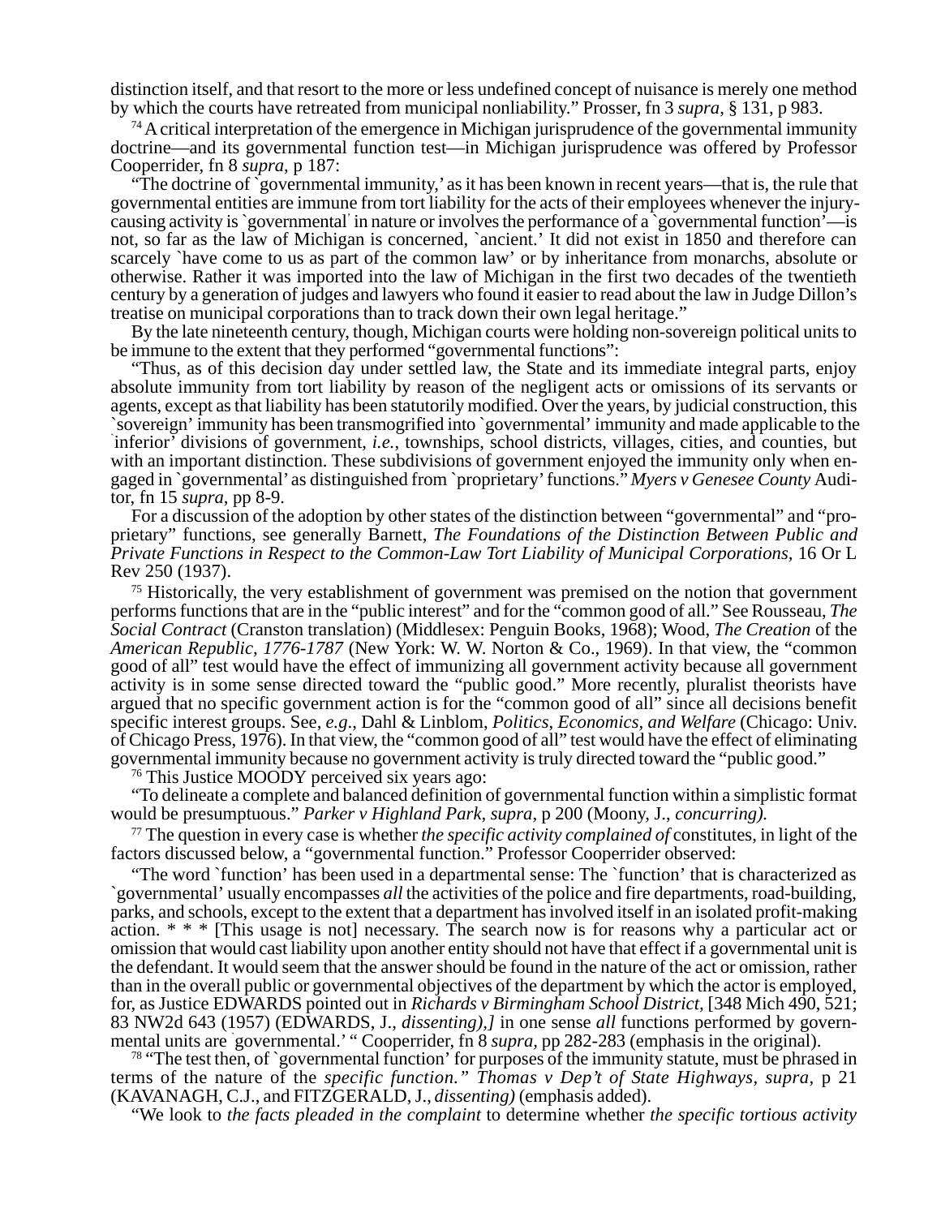distinction itself, and that resort to the more or less undefined concept of nuisance is merely one method by which the courts have retreated from municipal nonliability." Prosser, fn 3 *supra*, § 131, p 983.

[74] A critical interpretation of the emergence in Michigan jurisprudence of the governmental immunity doctrine—and its governmental function test—in Michigan jurisprudence was offered by Professor Cooperrider, fn 8 *supra*, p 187:

"The doctrine of `governmental immunity,' as it has been known in recent years—that is, the rule that governmental entities are immune from tort liability for the acts of their employees whenever the injury-causing activity is `governmental' in nature or involves the performance of a `governmental function'—is not, so far as the law of Michigan is concerned, `ancient.' It did not exist in 1850 and therefore can scarcely `have come to us as part of the common law' or by inheritance from monarchs, absolute or otherwise. Rather it was imported into the law of Michigan in the first two decades of the twentieth century by a generation of judges and lawyers who found it easier to read about the law in Judge Dillon's treatise on municipal corporations than to track down their own legal heritage."

By the late nineteenth century, though, Michigan courts were holding non-sovereign political units to be immune to the extent that they performed "governmental functions":

"Thus, as of this decision day under settled law, the State and its immediate integral parts, enjoy absolute immunity from tort liability by reason of the negligent acts or omissions of its servants or agents, except as that liability has been statutorily modified. Over the years, by judicial construction, this `sovereign' immunity has been transmogrified into `governmental' immunity and made applicable to the `inferior' divisions of government, *i.e.*, townships, school districts, villages, cities, and counties, but with an important distinction. These subdivisions of government enjoyed the immunity only when engaged in `governmental' as distinguished from `proprietary' functions." *Myers v Genesee County* Auditor, fn 15 *supra*, pp 8-9.

For a discussion of the adoption by other states of the distinction between "governmental" and "proprietary" functions, see generally Barnett, *The Foundations of the Distinction Between Public and Private Functions in Respect to the Common-Law Tort Liability of Municipal Corporations*, 16 Or L Rev 250 (1937).

[75] Historically, the very establishment of government was premised on the notion that government performs functions that are in the "public interest" and for the "common good of all." See Rousseau, *The Social Contract* (Cranston translation) (Middlesex: Penguin Books, 1968); Wood, *The Creation* of the *American Republic, 1776-1787* (New York: W. W. Norton & Co., 1969). In that view, the "common good of all" test would have the effect of immunizing all government activity because all government activity is in some sense directed toward the "public good." More recently, pluralist theorists have argued that no specific government action is for the "common good of all" since all decisions benefit specific interest groups. See, *e.g*., Dahl & Linblom, *Politics, Economics, and Welfare* (Chicago: Univ. of Chicago Press, 1976). In that view, the "common good of all" test would have the effect of eliminating governmental immunity because no government activity is truly directed toward the "public good."

[76] This Justice MOODY perceived six years ago:

"To delineate a complete and balanced definition of governmental function within a simplistic format would be presumptuous." *Parker v Highland Park*, *supra*, p 200 (Moony, J., *concurring).*

[77] The question in every case is whether *the specific activity complained of* constitutes, in light of the factors discussed below, a "governmental function." Professor Cooperrider observed:

"The word `function' has been used in a departmental sense: The `function' that is characterized as `governmental' usually encompasses *all* the activities of the police and fire departments, road-building, parks, and schools, except to the extent that a department has involved itself in an isolated profit-making action. * * * [This usage is not] necessary. The search now is for reasons why a particular act or omission that would cast liability upon another entity should not have that effect if a governmental unit is the defendant. It would seem that the answer should be found in the nature of the act or omission, rather than in the overall public or governmental objectives of the department by which the actor is employed, for, as Justice EDWARDS pointed out in *Richards v Birmingham School District*, [348 Mich 490, 521; 83 NW2d 643 (1957) (EDWARDS, J., *dissenting),]* in one sense *all* functions performed by governmental units are `governmental.' " Cooperrider, fn 8 *supra*, pp 282-283 (emphasis in the original).

[78] "The test then, of `governmental function' for purposes of the immunity statute, must be phrased in terms of the nature of the *specific function." Thomas v Dep't of State Highways, supra*, p 21 (KAVANAGH, C.J., and FITZGERALD, J., *dissenting)* (emphasis added).

"We look to *the facts pleaded in the complaint* to determine whether *the specific tortious activity*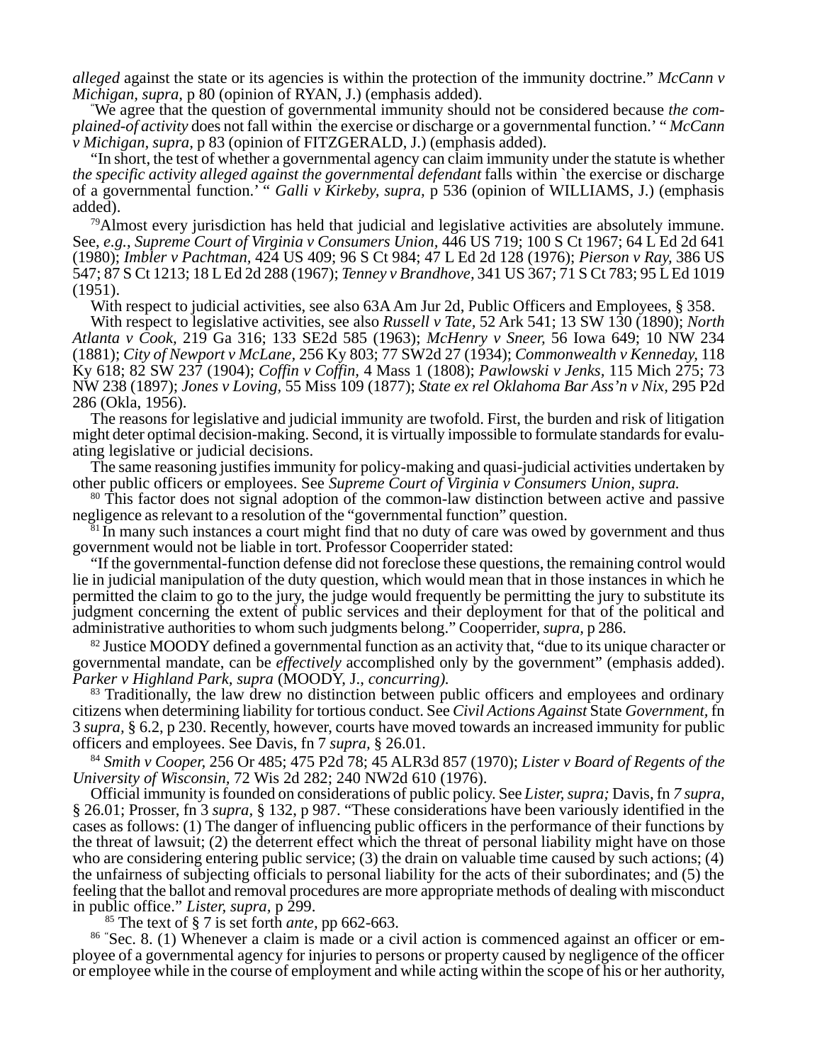*alleged* against the state or its agencies is within the protection of the immunity doctrine." *McCann v Michigan, supra,* p 80 (opinion of RYAN, J.) (emphasis added).

"We agree that the question of governmental immunity should not be considered because *the complained-of activity* does not fall within 'the exercise or discharge or a governmental function.' " *McCann v Michigan, supra,* p 83 (opinion of FITZGERALD, J.) (emphasis added).

"In short, the test of whether a governmental agency can claim immunity under the statute is whether *the specific activity alleged against the governmental defendant* falls within 'the exercise or discharge of a governmental function.' " *Galli v Kirkeby, supra,* p 536 (opinion of WILLIAMS, J.) (emphasis added).

[79] Almost every jurisdiction has held that judicial and legislative activities are absolutely immune. See, *e.g., Supreme Court of Virginia v Consumers Union,* 446 US 719; 100 S Ct 1967; 64 L Ed 2d 641 (1980); *Imbler v Pachtman,* 424 US 409; 96 S Ct 984; 47 L Ed 2d 128 (1976); *Pierson v Ray,* 386 US 547; 87 S Ct 1213; 18 L Ed 2d 288 (1967); *Tenney v Brandhove,* 341 US 367; 71 S Ct 783; 95 L Ed 1019 (1951).

With respect to judicial activities, see also 63A Am Jur 2d, Public Officers and Employees, § 358.

With respect to legislative activities, see also *Russell v Tate,* 52 Ark 541; 13 SW 130 (1890); *North Atlanta v Cook,* 219 Ga 316; 133 SE2d 585 (1963); *McHenry v Sneer,* 56 Iowa 649; 10 NW 234 (1881); *City of Newport v McLane,* 256 Ky 803; 77 SW2d 27 (1934); *Commonwealth v Kenneday,* 118 Ky 618; 82 SW 237 (1904); *Coffin v Coffin,* 4 Mass 1 (1808); *Pawlowski v Jenks,* 115 Mich 275; 73 NW 238 (1897); *Jones v Loving,* 55 Miss 109 (1877); *State ex rel Oklahoma Bar Ass'n v Nix,* 295 P2d 286 (Okla, 1956).

The reasons for legislative and judicial immunity are twofold. First, the burden and risk of litigation might deter optimal decision-making. Second, it is virtually impossible to formulate standards for evaluating legislative or judicial decisions.

The same reasoning justifies immunity for policy-making and quasi-judicial activities undertaken by other public officers or employees. See *Supreme Court of Virginia v Consumers Union, supra.*

[80] This factor does not signal adoption of the common-law distinction between active and passive negligence as relevant to a resolution of the "governmental function" question.

[81] In many such instances a court might find that no duty of care was owed by government and thus government would not be liable in tort. Professor Cooperrider stated:

"If the governmental-function defense did not foreclose these questions, the remaining control would lie in judicial manipulation of the duty question, which would mean that in those instances in which he permitted the claim to go to the jury, the judge would frequently be permitting the jury to substitute its judgment concerning the extent of public services and their deployment for that of the political and administrative authorities to whom such judgments belong." Cooperrider, *supra,* p 286.

[82] Justice MOODY defined a governmental function as an activity that, "due to its unique character or governmental mandate, can be *effectively* accomplished only by the government" (emphasis added). *Parker v Highland Park, supra* (MOODY, J., *concurring).*

[83] Traditionally, the law drew no distinction between public officers and employees and ordinary citizens when determining liability for tortious conduct. See *Civil Actions Against* State *Government,* fn 3 *supra,* § 6.2, p 230. Recently, however, courts have moved towards an increased immunity for public officers and employees. See Davis, fn 7 *supra,* § 26.01.

[84] *Smith v Cooper,* 256 Or 485; 475 P2d 78; 45 ALR3d 857 (1970); *Lister v Board of Regents of the University of Wisconsin,* 72 Wis 2d 282; 240 NW2d 610 (1976).

Official immunity is founded on considerations of public policy. See *Lister, supra;* Davis, fn *7 supra,* § 26.01; Prosser, fn 3 *supra,* § 132, p 987. "These considerations have been variously identified in the cases as follows: (1) The danger of influencing public officers in the performance of their functions by the threat of lawsuit; (2) the deterrent effect which the threat of personal liability might have on those who are considering entering public service; (3) the drain on valuable time caused by such actions; (4) the unfairness of subjecting officials to personal liability for the acts of their subordinates; and (5) the feeling that the ballot and removal procedures are more appropriate methods of dealing with misconduct in public office." *Lister, supra,* p 299.

[85] The text of § 7 is set forth *ante,* pp 662-663.

[86] "Sec. 8. (1) Whenever a claim is made or a civil action is commenced against an officer or employee of a governmental agency for injuries to persons or property caused by negligence of the officer or employee while in the course of employment and while acting within the scope of his or her authority,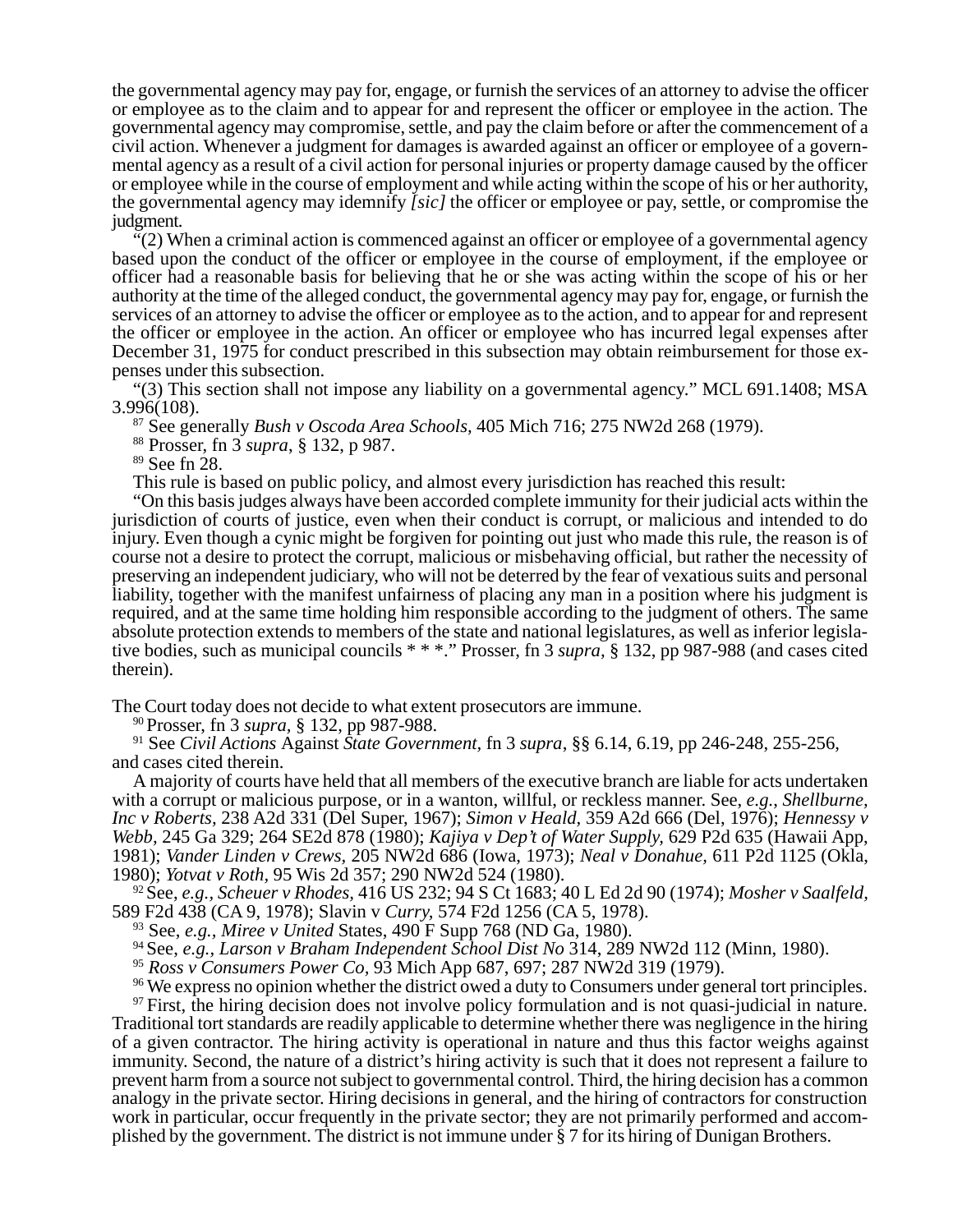the governmental agency may pay for, engage, or furnish the services of an attorney to advise the officer or employee as to the claim and to appear for and represent the officer or employee in the action. The governmental agency may compromise, settle, and pay the claim before or after the commencement of a civil action. Whenever a judgment for damages is awarded against an officer or employee of a governmental agency as a result of a civil action for personal injuries or property damage caused by the officer or employee while in the course of employment and while acting within the scope of his or her authority, the governmental agency may idemnify *[sic]* the officer or employee or pay, settle, or compromise the judgment.

"(2) When a criminal action is commenced against an officer or employee of a governmental agency based upon the conduct of the officer or employee in the course of employment, if the employee or officer had a reasonable basis for believing that he or she was acting within the scope of his or her authority at the time of the alleged conduct, the governmental agency may pay for, engage, or furnish the services of an attorney to advise the officer or employee as to the action, and to appear for and represent the officer or employee in the action. An officer or employee who has incurred legal expenses after December 31, 1975 for conduct prescribed in this subsection may obtain reimbursement for those expenses under this subsection.

"(3) This section shall not impose any liability on a governmental agency." MCL 691.1408; MSA 3.996(108).

[87] See generally *Bush v Oscoda Area Schools*, 405 Mich 716; 275 NW2d 268 (1979).

[88] Prosser, fn 3 *supra*, § 132, p 987.

[89] See fn 28.

This rule is based on public policy, and almost every jurisdiction has reached this result:

"On this basis judges always have been accorded complete immunity for their judicial acts within the jurisdiction of courts of justice, even when their conduct is corrupt, or malicious and intended to do injury. Even though a cynic might be forgiven for pointing out just who made this rule, the reason is of course not a desire to protect the corrupt, malicious or misbehaving official, but rather the necessity of preserving an independent judiciary, who will not be deterred by the fear of vexatious suits and personal liability, together with the manifest unfairness of placing any man in a position where his judgment is required, and at the same time holding him responsible according to the judgment of others. The same absolute protection extends to members of the state and national legislatures, as well as inferior legislative bodies, such as municipal councils * * *." Prosser, fn 3 *supra*, § 132, pp 987-988 (and cases cited therein).

The Court today does not decide to what extent prosecutors are immune.

[90] Prosser, fn 3 *supra*, § 132, pp 987-988.

[91] See *Civil Actions* Against *State Government*, fn 3 *supra*, §§ 6.14, 6.19, pp 246-248, 255-256, and cases cited therein.

A majority of courts have held that all members of the executive branch are liable for acts undertaken with a corrupt or malicious purpose, or in a wanton, willful, or reckless manner. See, *e.g.*, *Shellburne, Inc v Roberts*, 238 A2d 331 (Del Super, 1967); *Simon v Heald*, 359 A2d 666 (Del, 1976); *Hennessy v Webb*, 245 Ga 329; 264 SE2d 878 (1980); *Kajiya v Dep't of Water Supply*, 629 P2d 635 (Hawaii App, 1981); *Vander Linden v Crews*, 205 NW2d 686 (Iowa, 1973); *Neal v Donahue*, 611 P2d 1125 (Okla, 1980); *Yotvat v Roth*, 95 Wis 2d 357; 290 NW2d 524 (1980).

[92] See, *e.g.*, *Scheuer v Rhodes*, 416 US 232; 94 S Ct 1683; 40 L Ed 2d 90 (1974); *Mosher v Saalfeld*, 589 F2d 438 (CA 9, 1978); Slavin v *Curry*, 574 F2d 1256 (CA 5, 1978).

[93] See, *e.g.*, *Miree v United* States, 490 F Supp 768 (ND Ga, 1980).

[94] See, *e.g.*, *Larson v Braham Independent School Dist No* 314, 289 NW2d 112 (Minn, 1980).

[95] *Ross v Consumers Power Co*, 93 Mich App 687, 697; 287 NW2d 319 (1979).

[96] We express no opinion whether the district owed a duty to Consumers under general tort principles.

[97] First, the hiring decision does not involve policy formulation and is not quasi-judicial in nature. Traditional tort standards are readily applicable to determine whether there was negligence in the hiring of a given contractor. The hiring activity is operational in nature and thus this factor weighs against immunity. Second, the nature of a district's hiring activity is such that it does not represent a failure to prevent harm from a source not subject to governmental control. Third, the hiring decision has a common analogy in the private sector. Hiring decisions in general, and the hiring of contractors for construction work in particular, occur frequently in the private sector; they are not primarily performed and accomplished by the government. The district is not immune under § 7 for its hiring of Dunigan Brothers.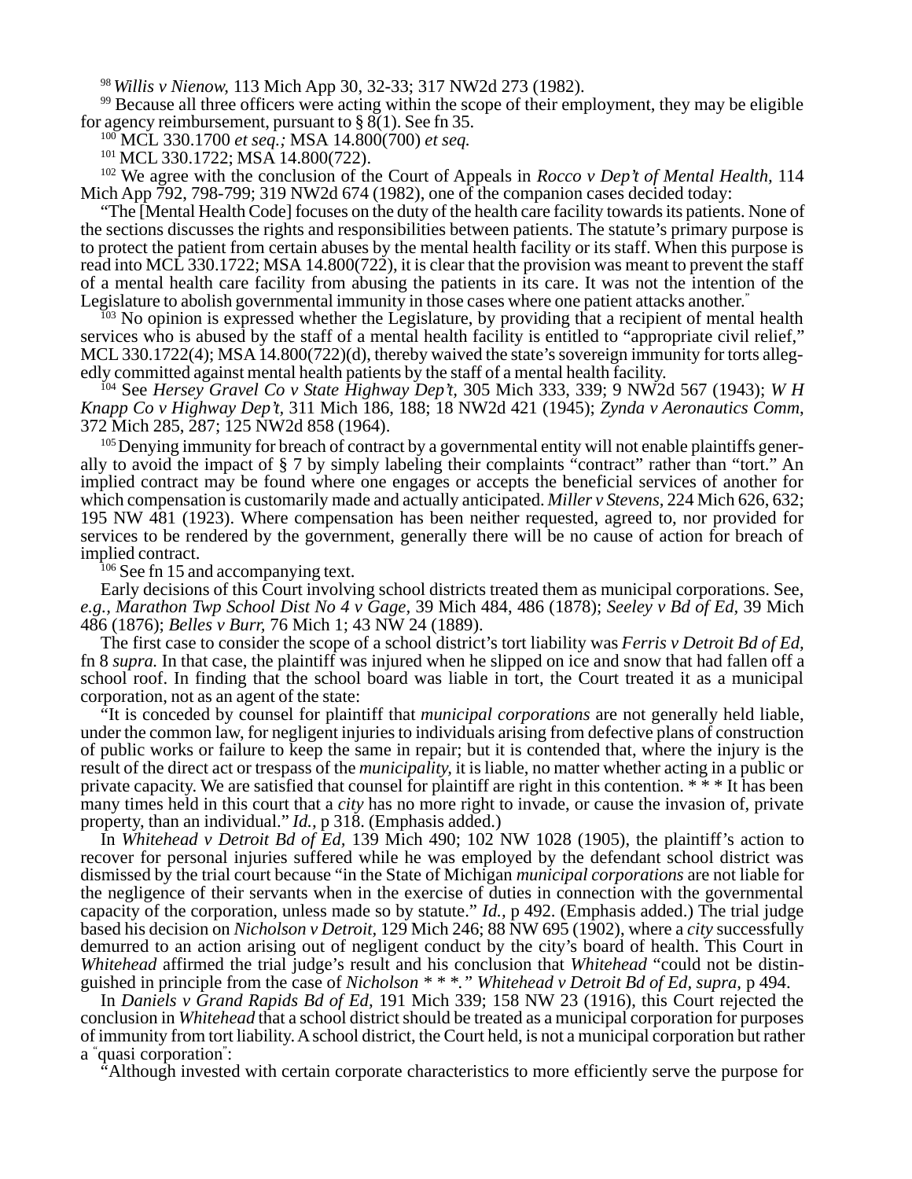[98] *Willis v Nienow*, 113 Mich App 30, 32-33; 317 NW2d 273 (1982).

[99] Because all three officers were acting within the scope of their employment, they may be eligible for agency reimbursement, pursuant to § 8(1). See fn 35.

[100] MCL 330.1700 *et seq.;* MSA 14.800(700) *et seq.*

[101] MCL 330.1722; MSA 14.800(722).

[102] We agree with the conclusion of the Court of Appeals in *Rocco v Dep't of Mental Health*, 114 Mich App 792, 798-799; 319 NW2d 674 (1982), one of the companion cases decided today:

"The [Mental Health Code] focuses on the duty of the health care facility towards its patients. None of the sections discusses the rights and responsibilities between patients. The statute's primary purpose is to protect the patient from certain abuses by the mental health facility or its staff. When this purpose is read into MCL 330.1722; MSA 14.800(722), it is clear that the provision was meant to prevent the staff of a mental health care facility from abusing the patients in its care. It was not the intention of the Legislature to abolish governmental immunity in those cases where one patient attacks another."

[103] No opinion is expressed whether the Legislature, by providing that a recipient of mental health services who is abused by the staff of a mental health facility is entitled to "appropriate civil relief," MCL 330.1722(4); MSA 14.800(722)(d), thereby waived the state's sovereign immunity for torts allegedly committed against mental health patients by the staff of a mental health facility.

[104] See *Hersey Gravel Co v State Highway Dep't*, 305 Mich 333, 339; 9 NW2d 567 (1943); *W H Knapp Co v Highway Dep't*, 311 Mich 186, 188; 18 NW2d 421 (1945); *Zynda v Aeronautics Comm*, 372 Mich 285, 287; 125 NW2d 858 (1964).

[105] Denying immunity for breach of contract by a governmental entity will not enable plaintiffs generally to avoid the impact of § 7 by simply labeling their complaints "contract" rather than "tort." An implied contract may be found where one engages or accepts the beneficial services of another for which compensation is customarily made and actually anticipated. *Miller v Stevens*, 224 Mich 626, 632; 195 NW 481 (1923). Where compensation has been neither requested, agreed to, nor provided for services to be rendered by the government, generally there will be no cause of action for breach of implied contract.

[106] See fn 15 and accompanying text.

Early decisions of this Court involving school districts treated them as municipal corporations. See, *e.g., Marathon Twp School Dist No 4 v Gage*, 39 Mich 484, 486 (1878); *Seeley v Bd of Ed*, 39 Mich 486 (1876); *Belles v Burr*, 76 Mich 1; 43 NW 24 (1889).

The first case to consider the scope of a school district's tort liability was *Ferris v Detroit Bd of Ed*, fn 8 *supra.* In that case, the plaintiff was injured when he slipped on ice and snow that had fallen off a school roof. In finding that the school board was liable in tort, the Court treated it as a municipal corporation, not as an agent of the state:

"It is conceded by counsel for plaintiff that *municipal corporations* are not generally held liable, under the common law, for negligent injuries to individuals arising from defective plans of construction of public works or failure to keep the same in repair; but it is contended that, where the injury is the result of the direct act or trespass of the *municipality*, it is liable, no matter whether acting in a public or private capacity. We are satisfied that counsel for plaintiff are right in this contention. * * * It has been many times held in this court that a *city* has no more right to invade, or cause the invasion of, private property, than an individual." *Id.,* p 318. (Emphasis added.)

In *Whitehead v Detroit Bd of Ed*, 139 Mich 490; 102 NW 1028 (1905), the plaintiff's action to recover for personal injuries suffered while he was employed by the defendant school district was dismissed by the trial court because "in the State of Michigan *municipal corporations* are not liable for the negligence of their servants when in the exercise of duties in connection with the governmental capacity of the corporation, unless made so by statute." *Id.,* p 492. (Emphasis added.) The trial judge based his decision on *Nicholson v Detroit*, 129 Mich 246; 88 NW 695 (1902), where a *city* successfully demurred to an action arising out of negligent conduct by the city's board of health. This Court in *Whitehead* affirmed the trial judge's result and his conclusion that *Whitehead* "could not be distinguished in principle from the case of *Nicholson * * *." Whitehead v Detroit Bd of Ed, supra*, p 494.

In *Daniels v Grand Rapids Bd of Ed*, 191 Mich 339; 158 NW 23 (1916), this Court rejected the conclusion in *Whitehead* that a school district should be treated as a municipal corporation for purposes of immunity from tort liability. A school district, the Court held, is not a municipal corporation but rather a "quasi corporation":

"Although invested with certain corporate characteristics to more efficiently serve the purpose for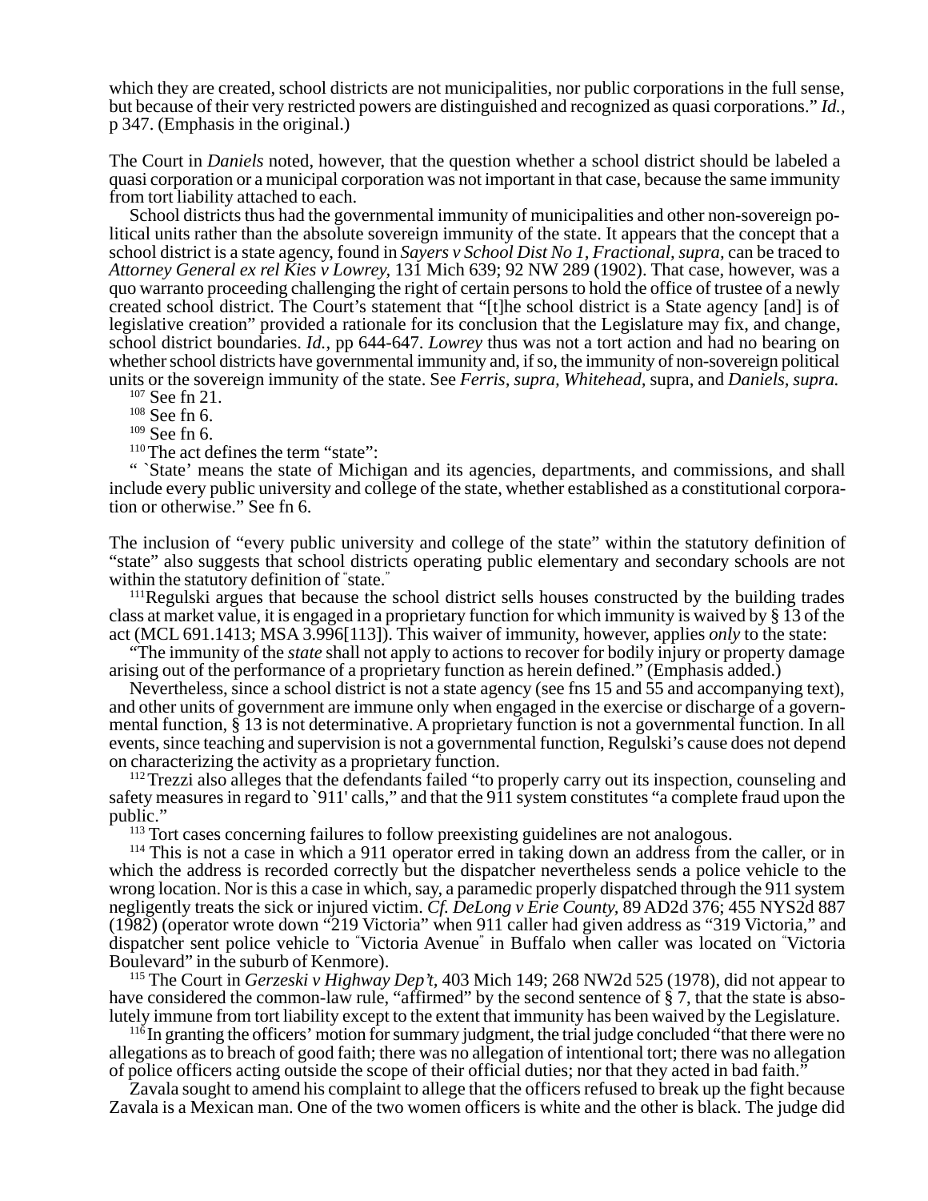which they are created, school districts are not municipalities, nor public corporations in the full sense, but because of their very restricted powers are distinguished and recognized as quasi corporations." *Id.*, p 347. (Emphasis in the original.)

The Court in *Daniels* noted, however, that the question whether a school district should be labeled a quasi corporation or a municipal corporation was not important in that case, because the same immunity from tort liability attached to each.

School districts thus had the governmental immunity of municipalities and other non-sovereign political units rather than the absolute sovereign immunity of the state. It appears that the concept that a school district is a state agency, found in *Sayers v School Dist No 1, Fractional, supra,* can be traced to *Attorney General ex rel Kies v Lowrey*, 131 Mich 639; 92 NW 289 (1902). That case, however, was a quo warranto proceeding challenging the right of certain persons to hold the office of trustee of a newly created school district. The Court's statement that "[t]he school district is a State agency [and] is of legislative creation" provided a rationale for its conclusion that the Legislature may fix, and change, school district boundaries. *Id.*, pp 644-647. *Lowrey* thus was not a tort action and had no bearing on whether school districts have governmental immunity and, if so, the immunity of non-sovereign political units or the sovereign immunity of the state. See *Ferris, supra, Whitehead,* supra, and *Daniels, supra.*

[107] See fn 21.

[108] See fn 6.

[109] See fn 6.

[110] The act defines the term "state":

" `State' means the state of Michigan and its agencies, departments, and commissions, and shall include every public university and college of the state, whether established as a constitutional corporation or otherwise." See fn 6.

The inclusion of "every public university and college of the state" within the statutory definition of "state" also suggests that school districts operating public elementary and secondary schools are not within the statutory definition of "state."

[111] Regulski argues that because the school district sells houses constructed by the building trades class at market value, it is engaged in a proprietary function for which immunity is waived by § 13 of the act (MCL 691.1413; MSA 3.996[113]). This waiver of immunity, however, applies *only* to the state:

"The immunity of the *state* shall not apply to actions to recover for bodily injury or property damage arising out of the performance of a proprietary function as herein defined." (Emphasis added.)

Nevertheless, since a school district is not a state agency (see fns 15 and 55 and accompanying text), and other units of government are immune only when engaged in the exercise or discharge of a governmental function, § 13 is not determinative. A proprietary function is not a governmental function. In all events, since teaching and supervision is not a governmental function, Regulski's cause does not depend on characterizing the activity as a proprietary function.

[112] Trezzi also alleges that the defendants failed "to properly carry out its inspection, counseling and safety measures in regard to `911' calls," and that the 911 system constitutes "a complete fraud upon the public."

[113] Tort cases concerning failures to follow preexisting guidelines are not analogous.

[114] This is not a case in which a 911 operator erred in taking down an address from the caller, or in which the address is recorded correctly but the dispatcher nevertheless sends a police vehicle to the wrong location. Nor is this a case in which, say, a paramedic properly dispatched through the 911 system negligently treats the sick or injured victim. *Cf. DeLong v Erie County,* 89 AD2d 376; 455 NYS2d 887 (1982) (operator wrote down "219 Victoria" when 911 caller had given address as "319 Victoria," and dispatcher sent police vehicle to "Victoria Avenue" in Buffalo when caller was located on "Victoria Boulevard" in the suburb of Kenmore).

[115] The Court in *Gerzeski v Highway Dep't,* 403 Mich 149; 268 NW2d 525 (1978), did not appear to have considered the common-law rule, "affirmed" by the second sentence of § 7, that the state is absolutely immune from tort liability except to the extent that immunity has been waived by the Legislature.

[116] In granting the officers' motion for summary judgment, the trial judge concluded "that there were no allegations as to breach of good faith; there was no allegation of intentional tort; there was no allegation of police officers acting outside the scope of their official duties; nor that they acted in bad faith."

Zavala sought to amend his complaint to allege that the officers refused to break up the fight because Zavala is a Mexican man. One of the two women officers is white and the other is black. The judge did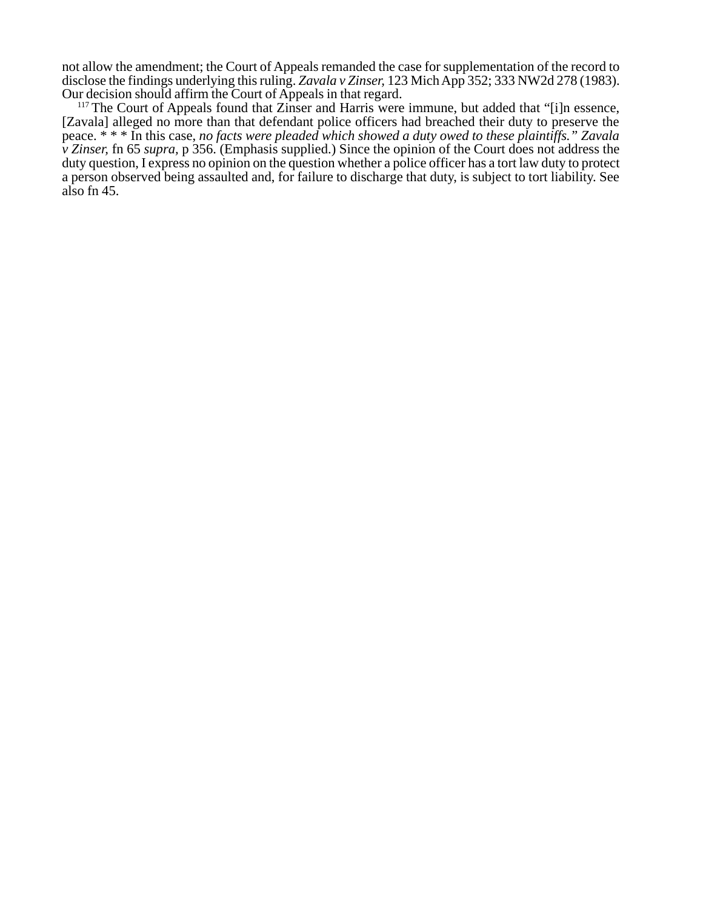not allow the amendment; the Court of Appeals remanded the case for supplementation of the record to disclose the findings underlying this ruling. *Zavala v Zinser,* 123 Mich App 352; 333 NW2d 278 (1983). Our decision should affirm the Court of Appeals in that regard.

[117] The Court of Appeals found that Zinser and Harris were immune, but added that "[i]n essence, [Zavala] alleged no more than that defendant police officers had breached their duty to preserve the peace. * * * In this case, *no facts were pleaded which showed a duty owed to these plaintiffs." Zavala v Zinser,* fn 65 *supra,* p 356. (Emphasis supplied.) Since the opinion of the Court does not address the duty question, I express no opinion on the question whether a police officer has a tort law duty to protect a person observed being assaulted and, for failure to discharge that duty, is subject to tort liability. See also fn 45.